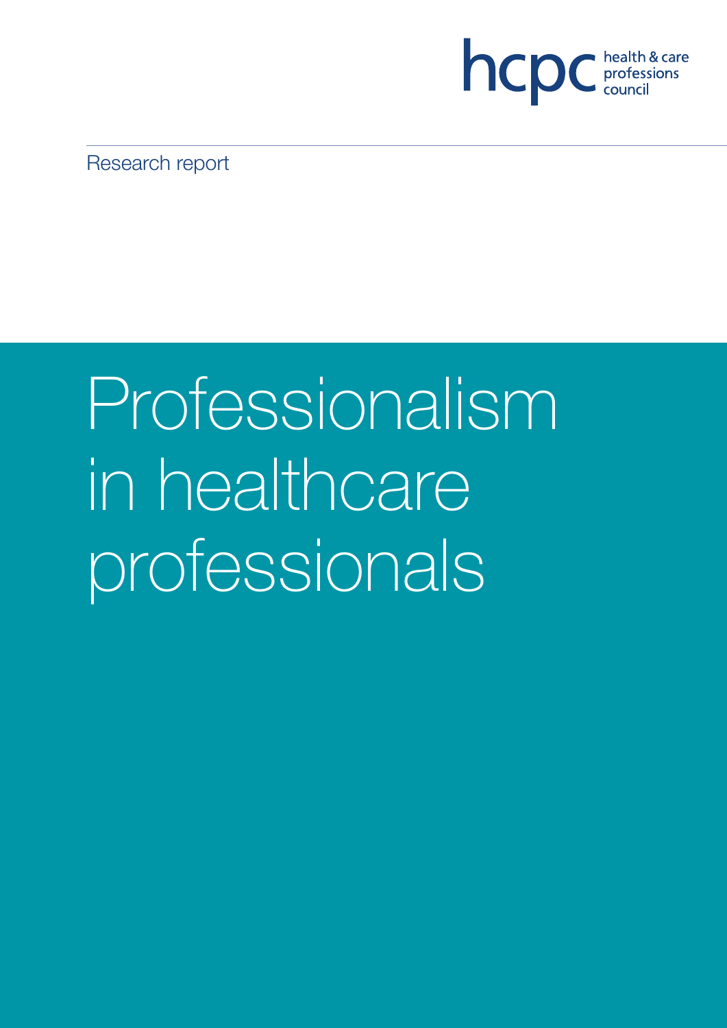hcpc health & care professions council

Research report

# Professionalism in healthcare professionals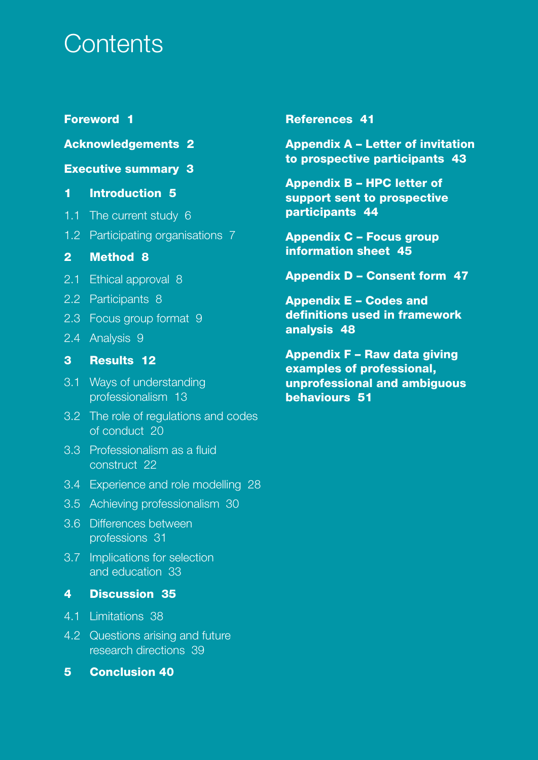# Contents

**Foreword 1**

**Acknowledgements 2**

**Executive summary 3**

**1 Introduction 5**

1.1 The current study 6

1.2 Participating organisations 7

**2 Method 8**

2.1 Ethical approval 8

2.2 Participants 8

2.3 Focus group format 9

2.4 Analysis 9

**3 Results 12**

3.1 Ways of understanding professionalism 13

3.2 The role of regulations and codes of conduct 20

3.3 Professionalism as a fluid construct 22

3.4 Experience and role modelling 28

3.5 Achieving professionalism 30

3.6 Differences between professions 31

3.7 Implications for selection and education 33

**4 Discussion 35**

4.1 Limitations 38

4.2 Questions arising and future research directions 39

**5 Conclusion 40**

**References 41**

**Appendix A – Letter of invitation to prospective participants 43**

**Appendix B – HPC letter of support sent to prospective participants 44**

**Appendix C – Focus group information sheet 45**

**Appendix D – Consent form 47**

**Appendix E – Codes and definitions used in framework analysis 48**

**Appendix F – Raw data giving examples of professional, unprofessional and ambiguous behaviours 51**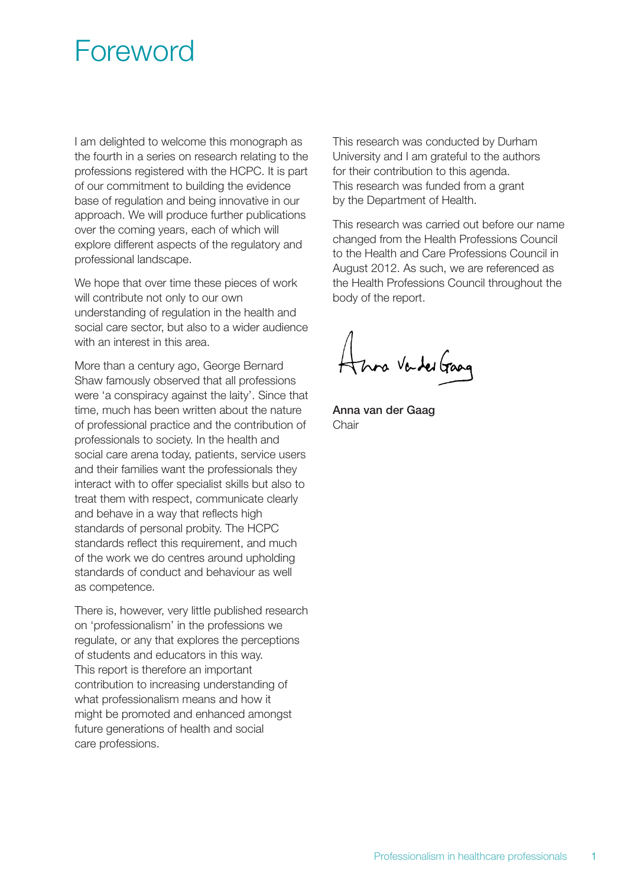# Foreword

I am delighted to welcome this monograph as the fourth in a series on research relating to the professions registered with the HCPC. It is part of our commitment to building the evidence base of regulation and being innovative in our approach. We will produce further publications over the coming years, each of which will explore different aspects of the regulatory and professional landscape.

We hope that over time these pieces of work will contribute not only to our own understanding of regulation in the health and social care sector, but also to a wider audience with an interest in this area.

More than a century ago, George Bernard Shaw famously observed that all professions were 'a conspiracy against the laity'. Since that time, much has been written about the nature of professional practice and the contribution of professionals to society. In the health and social care arena today, patients, service users and their families want the professionals they interact with to offer specialist skills but also to treat them with respect, communicate clearly and behave in a way that reflects high standards of personal probity. The HCPC standards reflect this requirement, and much of the work we do centres around upholding standards of conduct and behaviour as well as competence.

There is, however, very little published research on 'professionalism' in the professions we regulate, or any that explores the perceptions of students and educators in this way. This report is therefore an important contribution to increasing understanding of what professionalism means and how it might be promoted and enhanced amongst future generations of health and social care professions.

This research was conducted by Durham University and I am grateful to the authors for their contribution to this agenda. This research was funded from a grant by the Department of Health.

This research was carried out before our name changed from the Health Professions Council to the Health and Care Professions Council in August 2012. As such, we are referenced as the Health Professions Council throughout the body of the report.

**Anna van der Gaag**
Chair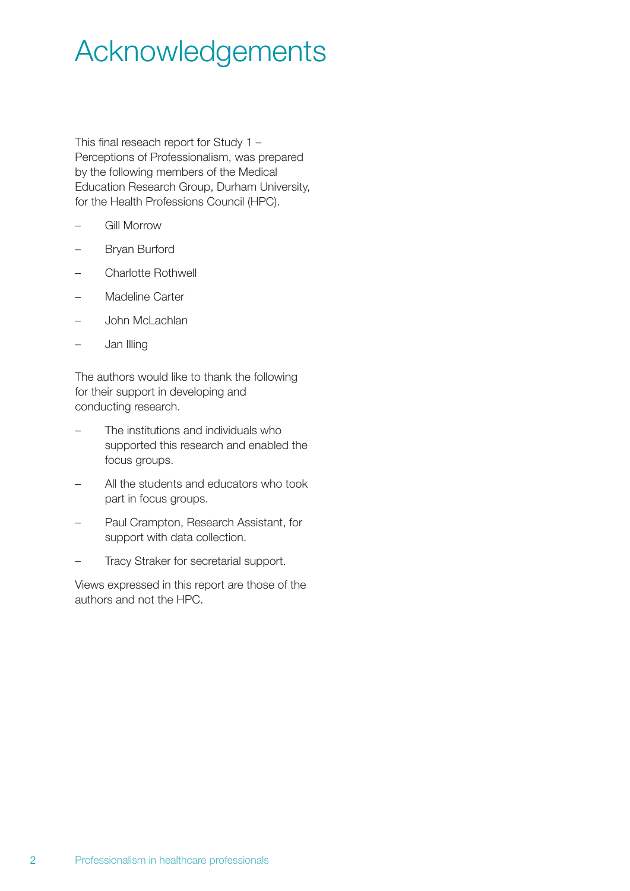# Acknowledgements

This final reseach report for Study 1 – Perceptions of Professionalism, was prepared by the following members of the Medical Education Research Group, Durham University, for the Health Professions Council (HPC).

– Gill Morrow
– Bryan Burford
– Charlotte Rothwell
– Madeline Carter
– John McLachlan
– Jan Illing

The authors would like to thank the following for their support in developing and conducting research.

– The institutions and individuals who supported this research and enabled the focus groups.
– All the students and educators who took part in focus groups.
– Paul Crampton, Research Assistant, for support with data collection.
– Tracy Straker for secretarial support.

Views expressed in this report are those of the authors and not the HPC.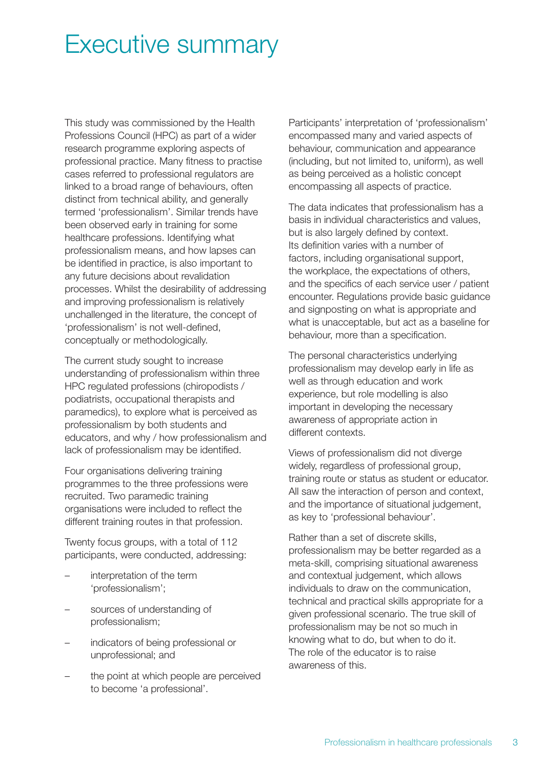# Executive summary

This study was commissioned by the Health Professions Council (HPC) as part of a wider research programme exploring aspects of professional practice. Many fitness to practise cases referred to professional regulators are linked to a broad range of behaviours, often distinct from technical ability, and generally termed 'professionalism'. Similar trends have been observed early in training for some healthcare professions. Identifying what professionalism means, and how lapses can be identified in practice, is also important to any future decisions about revalidation processes. Whilst the desirability of addressing and improving professionalism is relatively unchallenged in the literature, the concept of 'professionalism' is not well-defined, conceptually or methodologically.

The current study sought to increase understanding of professionalism within three HPC regulated professions (chiropodists / podiatrists, occupational therapists and paramedics), to explore what is perceived as professionalism by both students and educators, and why / how professionalism and lack of professionalism may be identified.

Four organisations delivering training programmes to the three professions were recruited. Two paramedic training organisations were included to reflect the different training routes in that profession.

Twenty focus groups, with a total of 112 participants, were conducted, addressing:

- interpretation of the term 'professionalism';
- sources of understanding of professionalism;
- indicators of being professional or unprofessional; and
- the point at which people are perceived to become 'a professional'.

Participants' interpretation of 'professionalism' encompassed many and varied aspects of behaviour, communication and appearance (including, but not limited to, uniform), as well as being perceived as a holistic concept encompassing all aspects of practice.

The data indicates that professionalism has a basis in individual characteristics and values, but is also largely defined by context. Its definition varies with a number of factors, including organisational support, the workplace, the expectations of others, and the specifics of each service user / patient encounter. Regulations provide basic guidance and signposting on what is appropriate and what is unacceptable, but act as a baseline for behaviour, more than a specification.

The personal characteristics underlying professionalism may develop early in life as well as through education and work experience, but role modelling is also important in developing the necessary awareness of appropriate action in different contexts.

Views of professionalism did not diverge widely, regardless of professional group, training route or status as student or educator. All saw the interaction of person and context, and the importance of situational judgement, as key to 'professional behaviour'.

Rather than a set of discrete skills, professionalism may be better regarded as a meta-skill, comprising situational awareness and contextual judgement, which allows individuals to draw on the communication, technical and practical skills appropriate for a given professional scenario. The true skill of professionalism may be not so much in knowing what to do, but when to do it. The role of the educator is to raise awareness of this.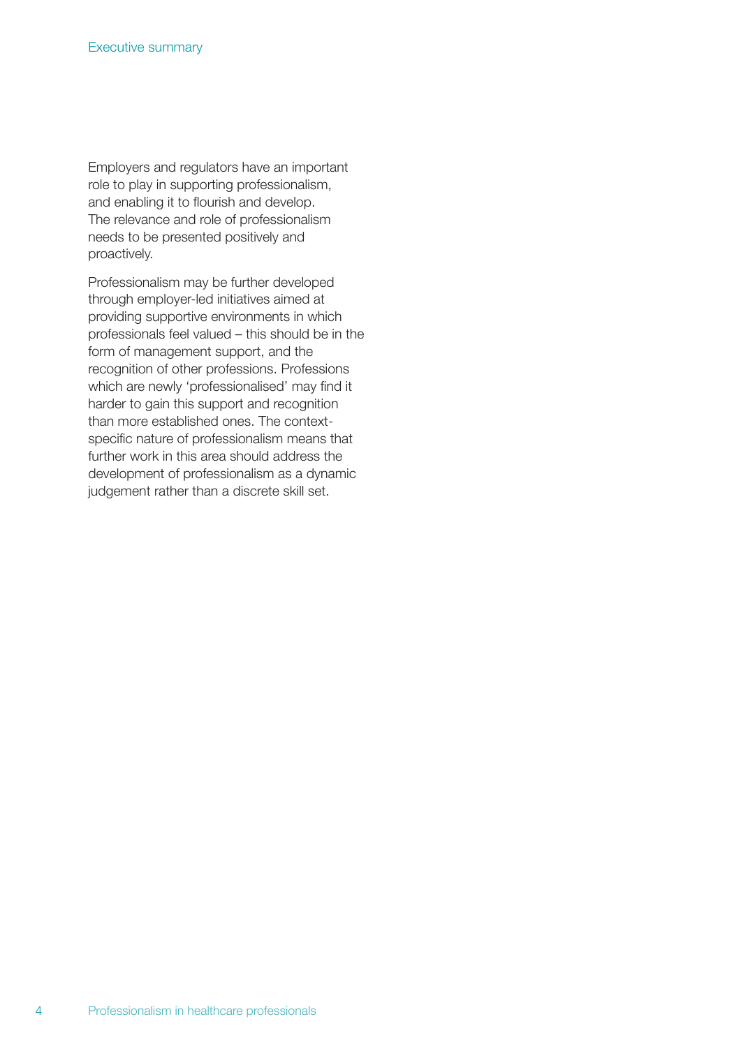Employers and regulators have an important role to play in supporting professionalism, and enabling it to flourish and develop. The relevance and role of professionalism needs to be presented positively and proactively.

Professionalism may be further developed through employer-led initiatives aimed at providing supportive environments in which professionals feel valued – this should be in the form of management support, and the recognition of other professions. Professions which are newly 'professionalised' may find it harder to gain this support and recognition than more established ones. The context-specific nature of professionalism means that further work in this area should address the development of professionalism as a dynamic judgement rather than a discrete skill set.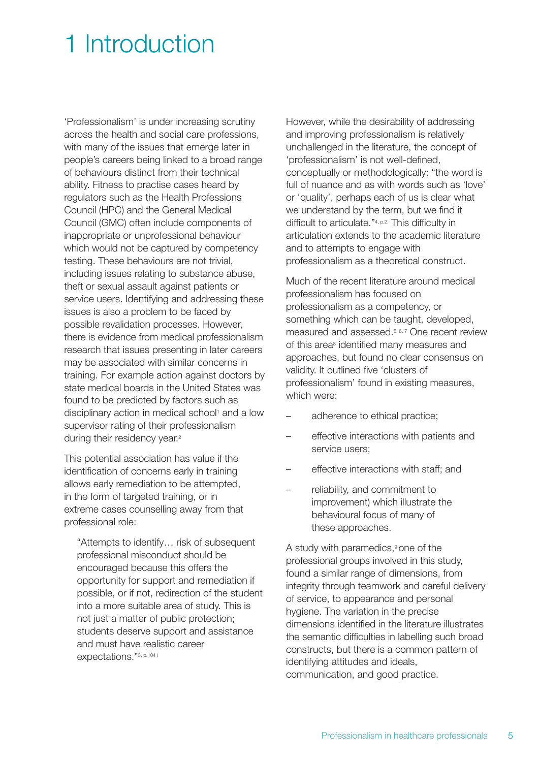# 1 Introduction

'Professionalism' is under increasing scrutiny across the health and social care professions, with many of the issues that emerge later in people's careers being linked to a broad range of behaviours distinct from their technical ability. Fitness to practise cases heard by regulators such as the Health Professions Council (HPC) and the General Medical Council (GMC) often include components of inappropriate or unprofessional behaviour which would not be captured by competency testing. These behaviours are not trivial, including issues relating to substance abuse, theft or sexual assault against patients or service users. Identifying and addressing these issues is also a problem to be faced by possible revalidation processes. However, there is evidence from medical professionalism research that issues presenting in later careers may be associated with similar concerns in training. For example action against doctors by state medical boards in the United States was found to be predicted by factors such as disciplinary action in medical school[1] and a low supervisor rating of their professionalism during their residency year.[2]

This potential association has value if the identification of concerns early in training allows early remediation to be attempted, in the form of targeted training, or in extreme cases counselling away from that professional role:

> "Attempts to identify… risk of subsequent professional misconduct should be encouraged because this offers the opportunity for support and remediation if possible, or if not, redirection of the student into a more suitable area of study. This is not just a matter of public protection; students deserve support and assistance and must have realistic career expectations."[3, p.1041]

However, while the desirability of addressing and improving professionalism is relatively unchallenged in the literature, the concept of 'professionalism' is not well-defined, conceptually or methodologically: "the word is full of nuance and as with words such as 'love' or 'quality', perhaps each of us is clear what we understand by the term, but we find it difficult to articulate."[4, p.2.] This difficulty in articulation extends to the academic literature and to attempts to engage with professionalism as a theoretical construct.

Much of the recent literature around medical professionalism has focused on professionalism as a competency, or something which can be taught, developed, measured and assessed.[5, 6, 7] One recent review of this area[8] identified many measures and approaches, but found no clear consensus on validity. It outlined five 'clusters of professionalism' found in existing measures, which were:

- adherence to ethical practice;
- effective interactions with patients and service users;
- effective interactions with staff; and
- reliability, and commitment to improvement) which illustrate the behavioural focus of many of these approaches.

A study with paramedics,[9] one of the professional groups involved in this study, found a similar range of dimensions, from integrity through teamwork and careful delivery of service, to appearance and personal hygiene. The variation in the precise dimensions identified in the literature illustrates the semantic difficulties in labelling such broad constructs, but there is a common pattern of identifying attitudes and ideals, communication, and good practice.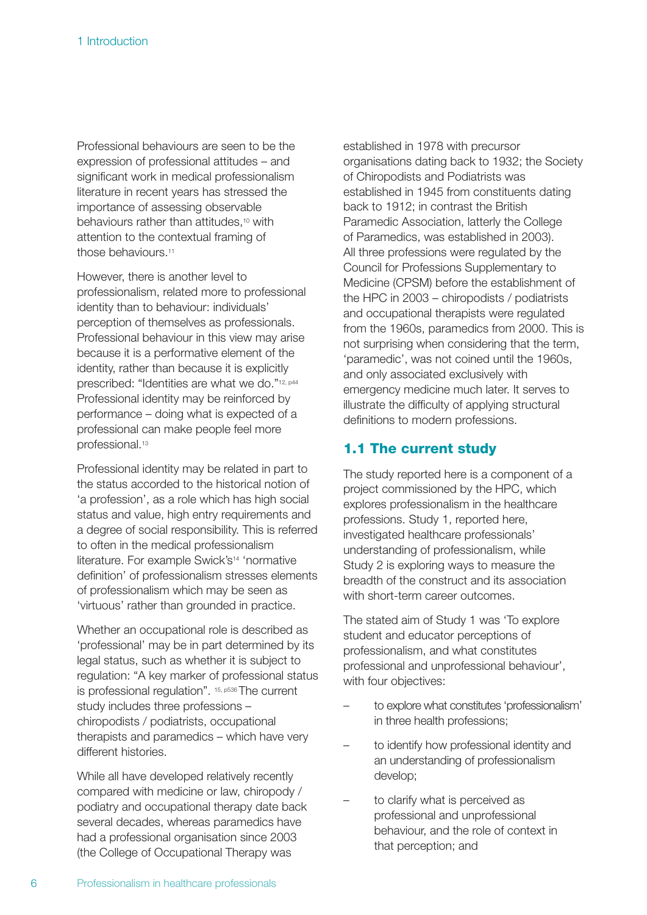Professional behaviours are seen to be the expression of professional attitudes – and significant work in medical professionalism literature in recent years has stressed the importance of assessing observable behaviours rather than attitudes,[10] with attention to the contextual framing of those behaviours.[11]

However, there is another level to professionalism, related more to professional identity than to behaviour: individuals' perception of themselves as professionals. Professional behaviour in this view may arise because it is a performative element of the identity, rather than because it is explicitly prescribed: "Identities are what we do."[12, p44] Professional identity may be reinforced by performance – doing what is expected of a professional can make people feel more professional.[13]

Professional identity may be related in part to the status accorded to the historical notion of 'a profession', as a role which has high social status and value, high entry requirements and a degree of social responsibility. This is referred to often in the medical professionalism literature. For example Swick's[14] 'normative definition' of professionalism stresses elements of professionalism which may be seen as 'virtuous' rather than grounded in practice.

Whether an occupational role is described as 'professional' may be in part determined by its legal status, such as whether it is subject to regulation: "A key marker of professional status is professional regulation".[15, p536] The current study includes three professions – chiropodists / podiatrists, occupational therapists and paramedics – which have very different histories.

While all have developed relatively recently compared with medicine or law, chiropody / podiatry and occupational therapy date back several decades, whereas paramedics have had a professional organisation since 2003 (the College of Occupational Therapy was established in 1978 with precursor organisations dating back to 1932; the Society of Chiropodists and Podiatrists was established in 1945 from constituents dating back to 1912; in contrast the British Paramedic Association, latterly the College of Paramedics, was established in 2003). All three professions were regulated by the Council for Professions Supplementary to Medicine (CPSM) before the establishment of the HPC in 2003 – chiropodists / podiatrists and occupational therapists were regulated from the 1960s, paramedics from 2000. This is not surprising when considering that the term, 'paramedic', was not coined until the 1960s, and only associated exclusively with emergency medicine much later. It serves to illustrate the difficulty of applying structural definitions to modern professions.

## 1.1 The current study

The study reported here is a component of a project commissioned by the HPC, which explores professionalism in the healthcare professions. Study 1, reported here, investigated healthcare professionals' understanding of professionalism, while Study 2 is exploring ways to measure the breadth of the construct and its association with short-term career outcomes.

The stated aim of Study 1 was 'To explore student and educator perceptions of professionalism, and what constitutes professional and unprofessional behaviour', with four objectives:

- to explore what constitutes 'professionalism' in three health professions;
- to identify how professional identity and an understanding of professionalism develop;
- to clarify what is perceived as professional and unprofessional behaviour, and the role of context in that perception; and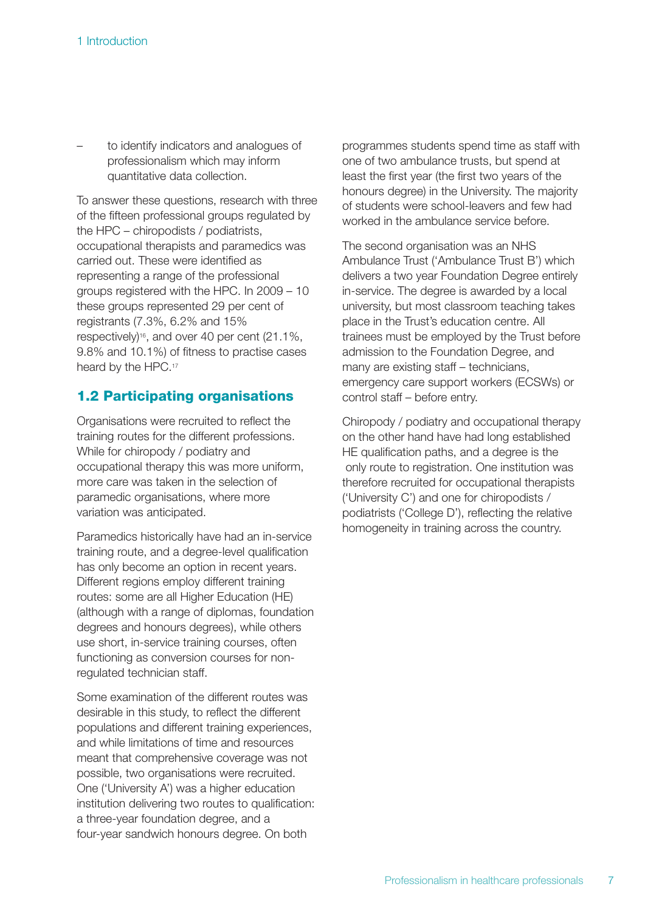– to identify indicators and analogues of professionalism which may inform quantitative data collection.

To answer these questions, research with three of the fifteen professional groups regulated by the HPC – chiropodists / podiatrists, occupational therapists and paramedics was carried out. These were identified as representing a range of the professional groups registered with the HPC. In 2009 – 10 these groups represented 29 per cent of registrants (7.3%, 6.2% and 15% respectively)[16], and over 40 per cent (21.1%, 9.8% and 10.1%) of fitness to practise cases heard by the HPC.[17]

## 1.2 Participating organisations

Organisations were recruited to reflect the training routes for the different professions. While for chiropody / podiatry and occupational therapy this was more uniform, more care was taken in the selection of paramedic organisations, where more variation was anticipated.

Paramedics historically have had an in-service training route, and a degree-level qualification has only become an option in recent years. Different regions employ different training routes: some are all Higher Education (HE) (although with a range of diplomas, foundation degrees and honours degrees), while others use short, in-service training courses, often functioning as conversion courses for non-regulated technician staff.

Some examination of the different routes was desirable in this study, to reflect the different populations and different training experiences, and while limitations of time and resources meant that comprehensive coverage was not possible, two organisations were recruited. One ('University A') was a higher education institution delivering two routes to qualification: a three-year foundation degree, and a four-year sandwich honours degree. On both programmes students spend time as staff with one of two ambulance trusts, but spend at least the first year (the first two years of the honours degree) in the University. The majority of students were school-leavers and few had worked in the ambulance service before.

The second organisation was an NHS Ambulance Trust ('Ambulance Trust B') which delivers a two year Foundation Degree entirely in-service. The degree is awarded by a local university, but most classroom teaching takes place in the Trust's education centre. All trainees must be employed by the Trust before admission to the Foundation Degree, and many are existing staff – technicians, emergency care support workers (ECSWs) or control staff – before entry.

Chiropody / podiatry and occupational therapy on the other hand have had long established HE qualification paths, and a degree is the only route to registration. One institution was therefore recruited for occupational therapists ('University C') and one for chiropodists / podiatrists ('College D'), reflecting the relative homogeneity in training across the country.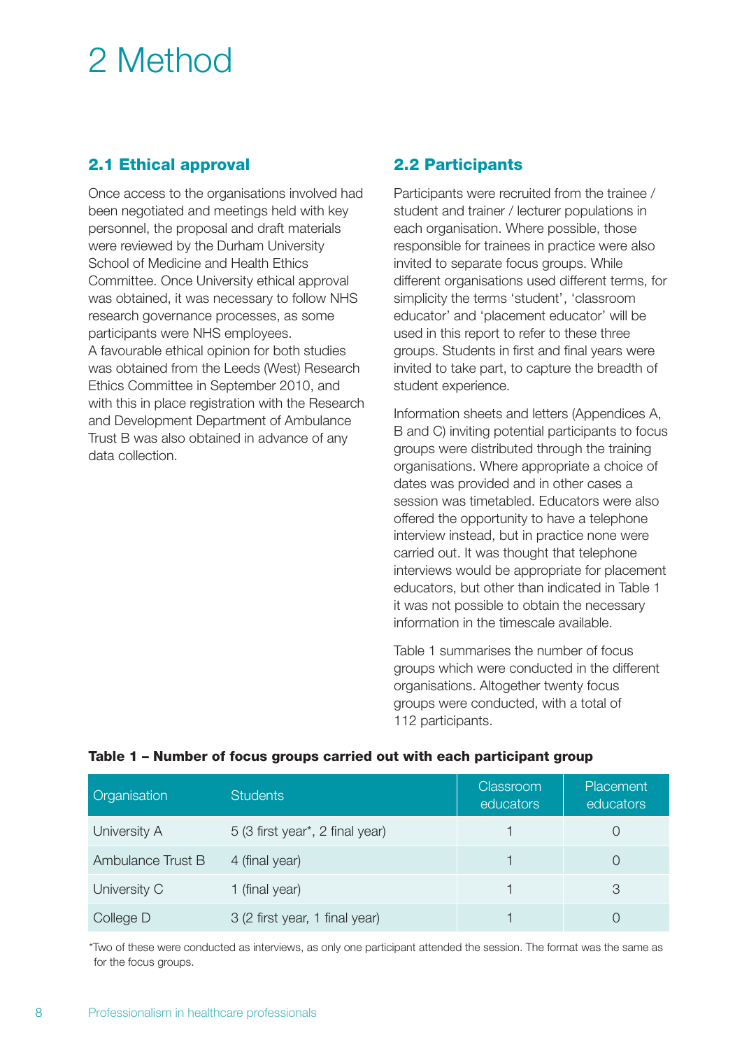# 2 Method

## 2.1 Ethical approval

Once access to the organisations involved had been negotiated and meetings held with key personnel, the proposal and draft materials were reviewed by the Durham University School of Medicine and Health Ethics Committee. Once University ethical approval was obtained, it was necessary to follow NHS research governance processes, as some participants were NHS employees. A favourable ethical opinion for both studies was obtained from the Leeds (West) Research Ethics Committee in September 2010, and with this in place registration with the Research and Development Department of Ambulance Trust B was also obtained in advance of any data collection.

## 2.2 Participants

Participants were recruited from the trainee / student and trainer / lecturer populations in each organisation. Where possible, those responsible for trainees in practice were also invited to separate focus groups. While different organisations used different terms, for simplicity the terms 'student', 'classroom educator' and 'placement educator' will be used in this report to refer to these three groups. Students in first and final years were invited to take part, to capture the breadth of student experience.

Information sheets and letters (Appendices A, B and C) inviting potential participants to focus groups were distributed through the training organisations. Where appropriate a choice of dates was provided and in other cases a session was timetabled. Educators were also offered the opportunity to have a telephone interview instead, but in practice none were carried out. It was thought that telephone interviews would be appropriate for placement educators, but other than indicated in Table 1 it was not possible to obtain the necessary information in the timescale available.

Table 1 summarises the number of focus groups which were conducted in the different organisations. Altogether twenty focus groups were conducted, with a total of 112 participants.

**Table 1 – Number of focus groups carried out with each participant group**

| Organisation | Students | Classroom educators | Placement educators |
|---|---|---|---|
| University A | 5 (3 first year*, 2 final year) | 1 | 0 |
| Ambulance Trust B | 4 (final year) | 1 | 0 |
| University C | 1 (final year) | 1 | 3 |
| College D | 3 (2 first year, 1 final year) | 1 | 0 |

*Two of these were conducted as interviews, as only one participant attended the session. The format was the same as for the focus groups.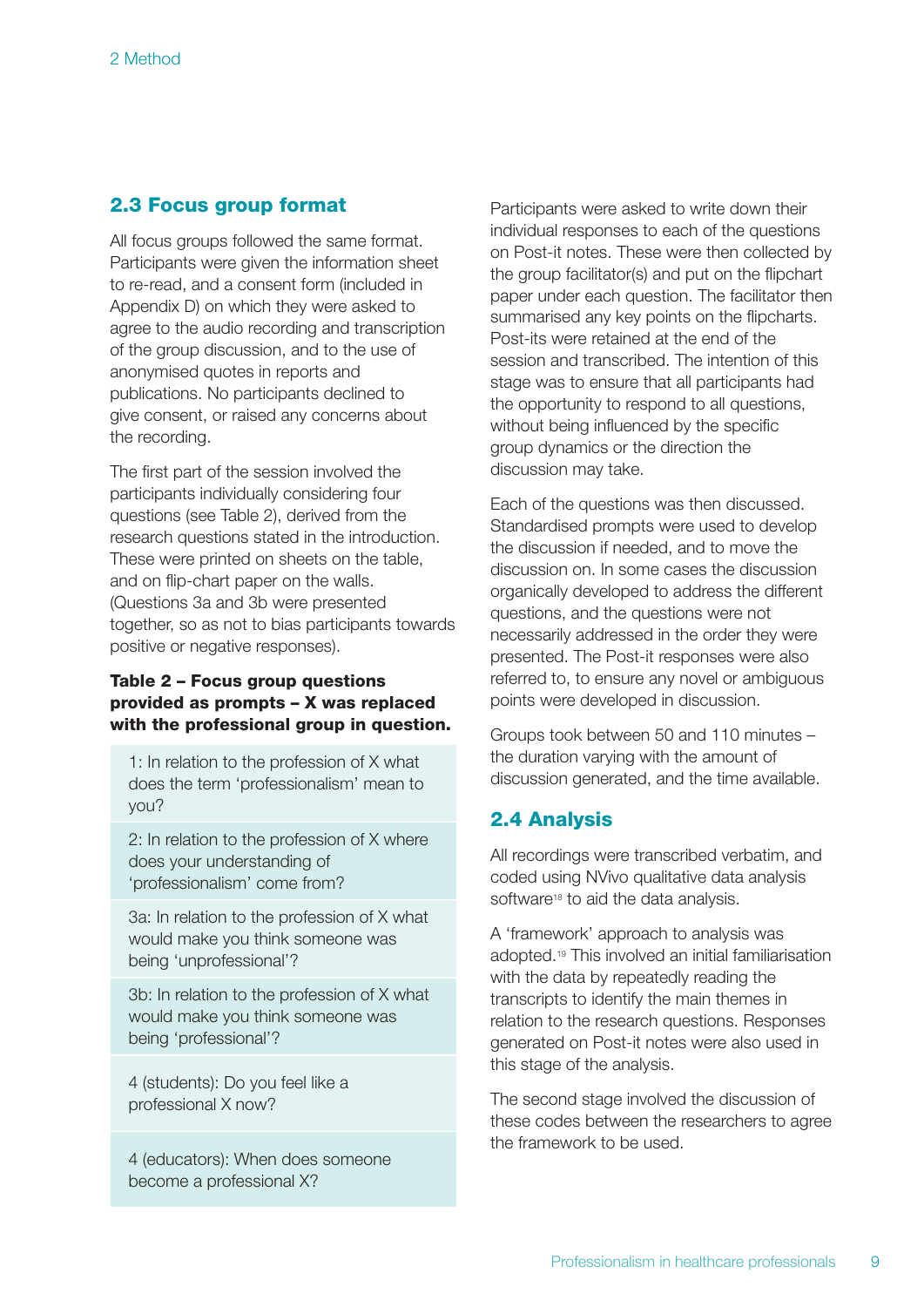## 2.3 Focus group format

All focus groups followed the same format. Participants were given the information sheet to re-read, and a consent form (included in Appendix D) on which they were asked to agree to the audio recording and transcription of the group discussion, and to the use of anonymised quotes in reports and publications. No participants declined to give consent, or raised any concerns about the recording.

The first part of the session involved the participants individually considering four questions (see Table 2), derived from the research questions stated in the introduction. These were printed on sheets on the table, and on flip-chart paper on the walls. (Questions 3a and 3b were presented together, so as not to bias participants towards positive or negative responses).

**Table 2 – Focus group questions provided as prompts – X was replaced with the professional group in question.**

| |
|---|
| 1: In relation to the profession of X what does the term 'professionalism' mean to you? |
| 2: In relation to the profession of X where does your understanding of 'professionalism' come from? |
| 3a: In relation to the profession of X what would make you think someone was being 'unprofessional'? |
| 3b: In relation to the profession of X what would make you think someone was being 'professional'? |
| 4 (students): Do you feel like a professional X now? |
| 4 (educators): When does someone become a professional X? |

Participants were asked to write down their individual responses to each of the questions on Post-it notes. These were then collected by the group facilitator(s) and put on the flipchart paper under each question. The facilitator then summarised any key points on the flipcharts. Post-its were retained at the end of the session and transcribed. The intention of this stage was to ensure that all participants had the opportunity to respond to all questions, without being influenced by the specific group dynamics or the direction the discussion may take.

Each of the questions was then discussed. Standardised prompts were used to develop the discussion if needed, and to move the discussion on. In some cases the discussion organically developed to address the different questions, and the questions were not necessarily addressed in the order they were presented. The Post-it responses were also referred to, to ensure any novel or ambiguous points were developed in discussion.

Groups took between 50 and 110 minutes – the duration varying with the amount of discussion generated, and the time available.

## 2.4 Analysis

All recordings were transcribed verbatim, and coded using NVivo qualitative data analysis software[18] to aid the data analysis.

A 'framework' approach to analysis was adopted.[19] This involved an initial familiarisation with the data by repeatedly reading the transcripts to identify the main themes in relation to the research questions. Responses generated on Post-it notes were also used in this stage of the analysis.

The second stage involved the discussion of these codes between the researchers to agree the framework to be used.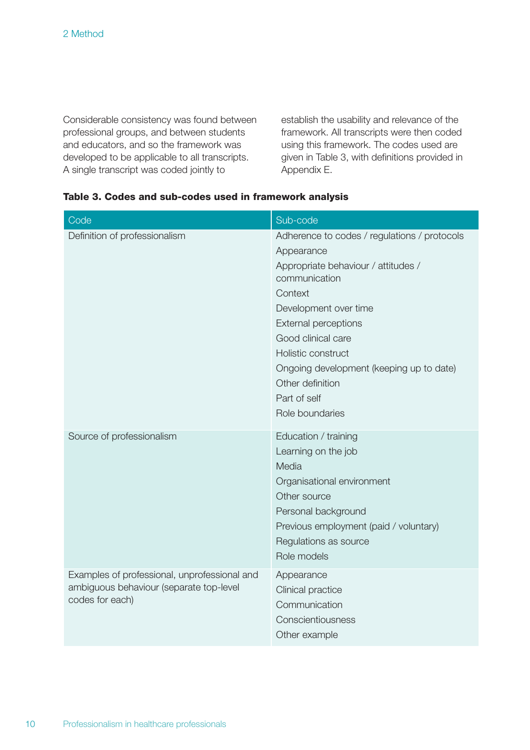Considerable consistency was found between professional groups, and between students and educators, and so the framework was developed to be applicable to all transcripts. A single transcript was coded jointly to establish the usability and relevance of the framework. All transcripts were then coded using this framework. The codes used are given in Table 3, with definitions provided in Appendix E.

**Table 3. Codes and sub-codes used in framework analysis**

| Code | Sub-code |
|---|---|
| Definition of professionalism | Adherence to codes / regulations / protocols |
| | Appearance |
| | Appropriate behaviour / attitudes / communication |
| | Context |
| | Development over time |
| | External perceptions |
| | Good clinical care |
| | Holistic construct |
| | Ongoing development (keeping up to date) |
| | Other definition |
| | Part of self |
| | Role boundaries |
| Source of professionalism | Education / training |
| | Learning on the job |
| | Media |
| | Organisational environment |
| | Other source |
| | Personal background |
| | Previous employment (paid / voluntary) |
| | Regulations as source |
| | Role models |
| Examples of professional, unprofessional and ambiguous behaviour (separate top-level codes for each) | Appearance |
| | Clinical practice |
| | Communication |
| | Conscientiousness |
| | Other example |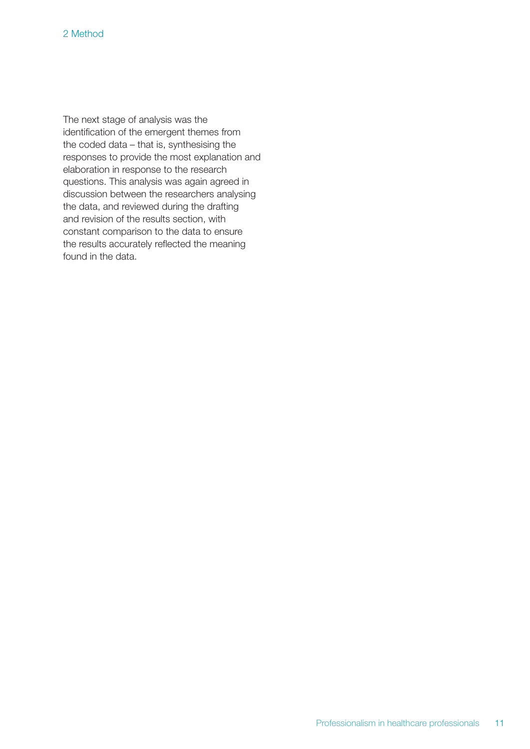The next stage of analysis was the identification of the emergent themes from the coded data – that is, synthesising the responses to provide the most explanation and elaboration in response to the research questions. This analysis was again agreed in discussion between the researchers analysing the data, and reviewed during the drafting and revision of the results section, with constant comparison to the data to ensure the results accurately reflected the meaning found in the data.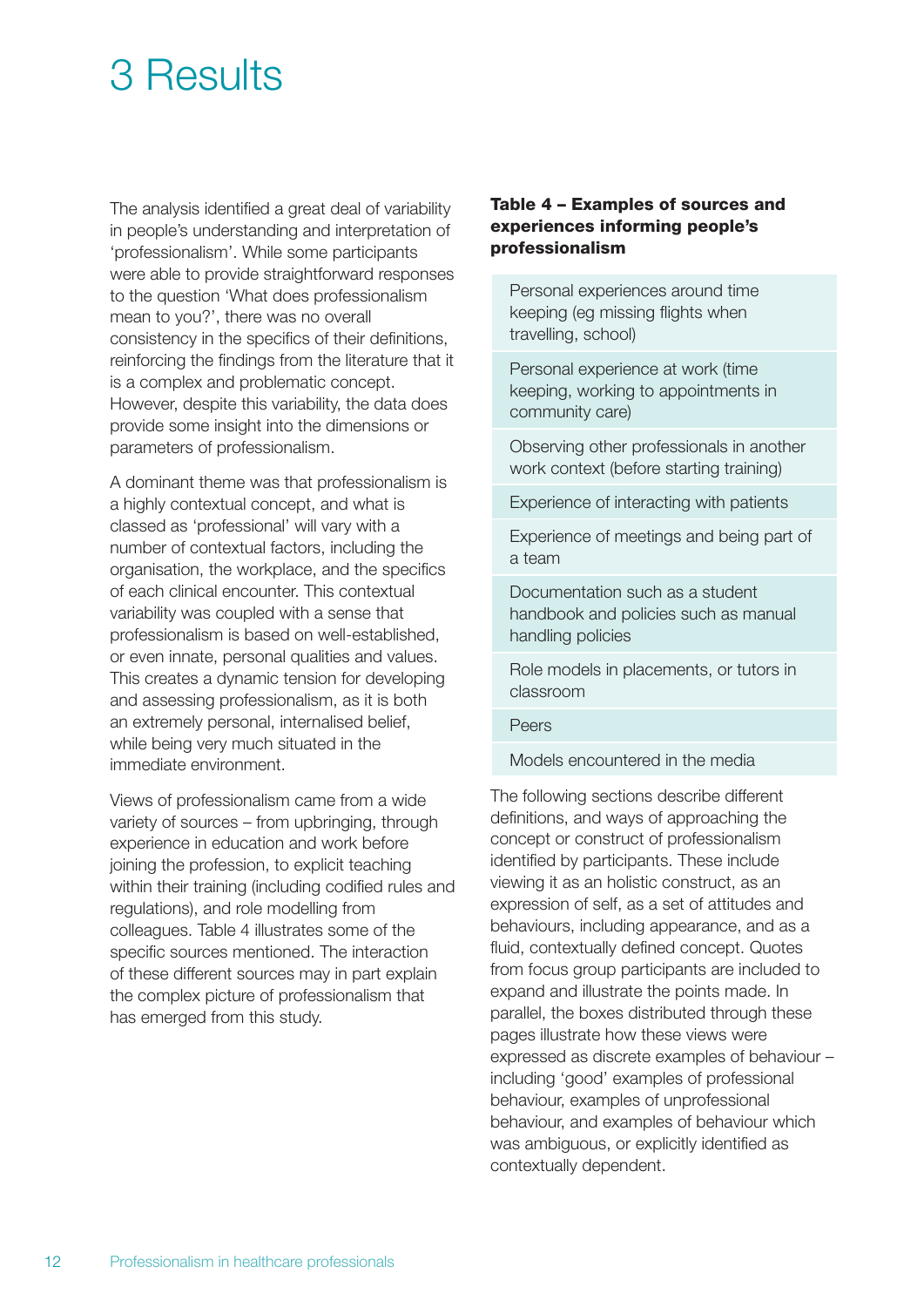# 3 Results

The analysis identified a great deal of variability in people's understanding and interpretation of 'professionalism'. While some participants were able to provide straightforward responses to the question 'What does professionalism mean to you?', there was no overall consistency in the specifics of their definitions, reinforcing the findings from the literature that it is a complex and problematic concept. However, despite this variability, the data does provide some insight into the dimensions or parameters of professionalism.

A dominant theme was that professionalism is a highly contextual concept, and what is classed as 'professional' will vary with a number of contextual factors, including the organisation, the workplace, and the specifics of each clinical encounter. This contextual variability was coupled with a sense that professionalism is based on well-established, or even innate, personal qualities and values. This creates a dynamic tension for developing and assessing professionalism, as it is both an extremely personal, internalised belief, while being very much situated in the immediate environment.

Views of professionalism came from a wide variety of sources – from upbringing, through experience in education and work before joining the profession, to explicit teaching within their training (including codified rules and regulations), and role modelling from colleagues. Table 4 illustrates some of the specific sources mentioned. The interaction of these different sources may in part explain the complex picture of professionalism that has emerged from this study.

**Table 4 – Examples of sources and experiences informing people's professionalism**

| |
|---|
| Personal experiences around time keeping (eg missing flights when travelling, school) |
| Personal experience at work (time keeping, working to appointments in community care) |
| Observing other professionals in another work context (before starting training) |
| Experience of interacting with patients |
| Experience of meetings and being part of a team |
| Documentation such as a student handbook and policies such as manual handling policies |
| Role models in placements, or tutors in classroom |
| Peers |
| Models encountered in the media |

The following sections describe different definitions, and ways of approaching the concept or construct of professionalism identified by participants. These include viewing it as an holistic construct, as an expression of self, as a set of attitudes and behaviours, including appearance, and as a fluid, contextually defined concept. Quotes from focus group participants are included to expand and illustrate the points made. In parallel, the boxes distributed through these pages illustrate how these views were expressed as discrete examples of behaviour – including 'good' examples of professional behaviour, examples of unprofessional behaviour, and examples of behaviour which was ambiguous, or explicitly identified as contextually dependent.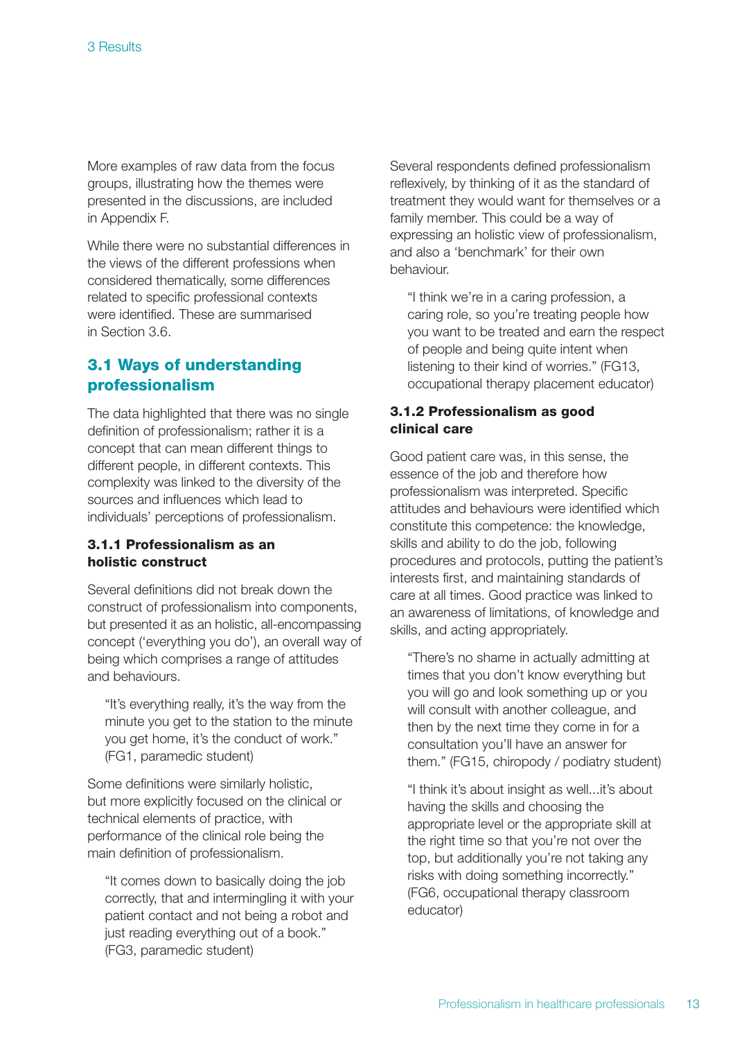More examples of raw data from the focus groups, illustrating how the themes were presented in the discussions, are included in Appendix F.

While there were no substantial differences in the views of the different professions when considered thematically, some differences related to specific professional contexts were identified. These are summarised in Section 3.6.

## 3.1 Ways of understanding professionalism

The data highlighted that there was no single definition of professionalism; rather it is a concept that can mean different things to different people, in different contexts. This complexity was linked to the diversity of the sources and influences which lead to individuals' perceptions of professionalism.

### 3.1.1 Professionalism as an holistic construct

Several definitions did not break down the construct of professionalism into components, but presented it as an holistic, all-encompassing concept ('everything you do'), an overall way of being which comprises a range of attitudes and behaviours.

> "It's everything really, it's the way from the minute you get to the station to the minute you get home, it's the conduct of work." (FG1, paramedic student)

Some definitions were similarly holistic, but more explicitly focused on the clinical or technical elements of practice, with performance of the clinical role being the main definition of professionalism.

> "It comes down to basically doing the job correctly, that and intermingling it with your patient contact and not being a robot and just reading everything out of a book." (FG3, paramedic student)

Several respondents defined professionalism reflexively, by thinking of it as the standard of treatment they would want for themselves or a family member. This could be a way of expressing an holistic view of professionalism, and also a 'benchmark' for their own behaviour.

> "I think we're in a caring profession, a caring role, so you're treating people how you want to be treated and earn the respect of people and being quite intent when listening to their kind of worries." (FG13, occupational therapy placement educator)

### 3.1.2 Professionalism as good clinical care

Good patient care was, in this sense, the essence of the job and therefore how professionalism was interpreted. Specific attitudes and behaviours were identified which constitute this competence: the knowledge, skills and ability to do the job, following procedures and protocols, putting the patient's interests first, and maintaining standards of care at all times. Good practice was linked to an awareness of limitations, of knowledge and skills, and acting appropriately.

> "There's no shame in actually admitting at times that you don't know everything but you will go and look something up or you will consult with another colleague, and then by the next time they come in for a consultation you'll have an answer for them." (FG15, chiropody / podiatry student)

> "I think it's about insight as well...it's about having the skills and choosing the appropriate level or the appropriate skill at the right time so that you're not over the top, but additionally you're not taking any risks with doing something incorrectly." (FG6, occupational therapy classroom educator)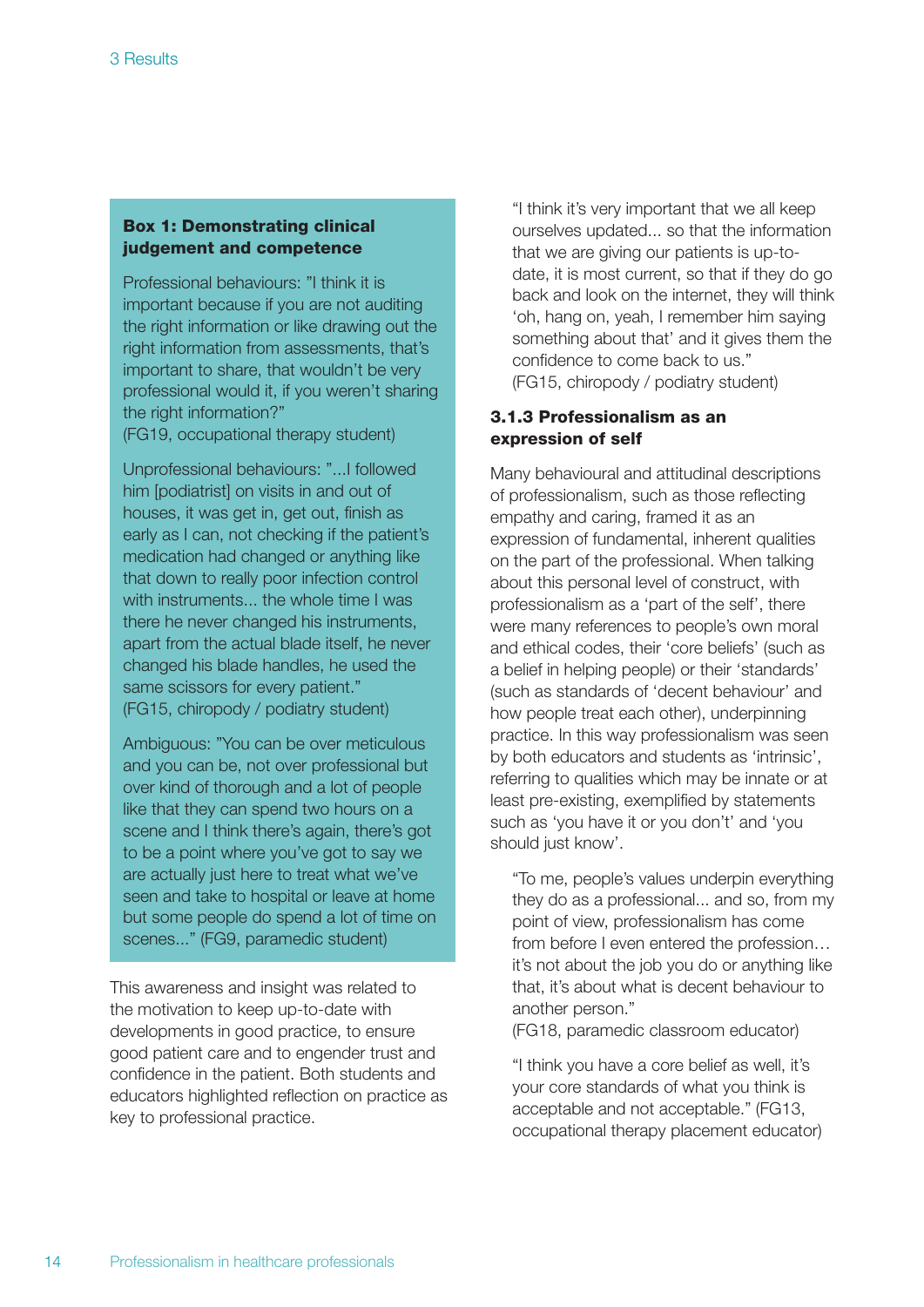**Box 1: Demonstrating clinical judgement and competence**

Professional behaviours: "I think it is important because if you are not auditing the right information or like drawing out the right information from assessments, that's important to share, that wouldn't be very professional would it, if you weren't sharing the right information?"
(FG19, occupational therapy student)

Unprofessional behaviours: "...I followed him [podiatrist] on visits in and out of houses, it was get in, get out, finish as early as I can, not checking if the patient's medication had changed or anything like that down to really poor infection control with instruments... the whole time I was there he never changed his instruments, apart from the actual blade itself, he never changed his blade handles, he used the same scissors for every patient."
(FG15, chiropody / podiatry student)

Ambiguous: "You can be over meticulous and you can be, not over professional but over kind of thorough and a lot of people like that they can spend two hours on a scene and I think there's again, there's got to be a point where you've got to say we are actually just here to treat what we've seen and take to hospital or leave at home but some people do spend a lot of time on scenes..." (FG9, paramedic student)

This awareness and insight was related to the motivation to keep up-to-date with developments in good practice, to ensure good patient care and to engender trust and confidence in the patient. Both students and educators highlighted reflection on practice as key to professional practice.

> "I think it's very important that we all keep ourselves updated... so that the information that we are giving our patients is up-to-date, it is most current, so that if they do go back and look on the internet, they will think 'oh, hang on, yeah, I remember him saying something about that' and it gives them the confidence to come back to us."
> (FG15, chiropody / podiatry student)

### 3.1.3 Professionalism as an expression of self

Many behavioural and attitudinal descriptions of professionalism, such as those reflecting empathy and caring, framed it as an expression of fundamental, inherent qualities on the part of the professional. When talking about this personal level of construct, with professionalism as a 'part of the self', there were many references to people's own moral and ethical codes, their 'core beliefs' (such as a belief in helping people) or their 'standards' (such as standards of 'decent behaviour' and how people treat each other), underpinning practice. In this way professionalism was seen by both educators and students as 'intrinsic', referring to qualities which may be innate or at least pre-existing, exemplified by statements such as 'you have it or you don't' and 'you should just know'.

> "To me, people's values underpin everything they do as a professional... and so, from my point of view, professionalism has come from before I even entered the profession… it's not about the job you do or anything like that, it's about what is decent behaviour to another person."
> (FG18, paramedic classroom educator)

> "I think you have a core belief as well, it's your core standards of what you think is acceptable and not acceptable." (FG13, occupational therapy placement educator)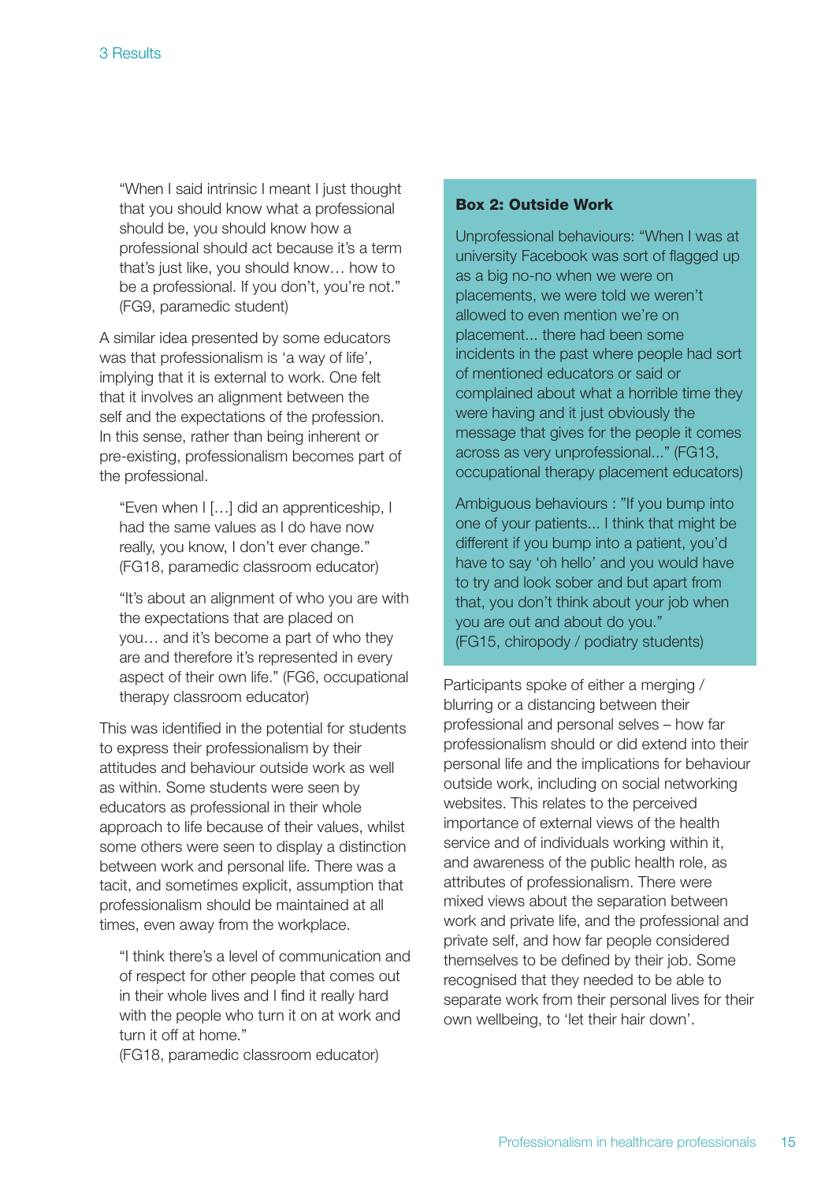> "When I said intrinsic I meant I just thought that you should know what a professional should be, you should know how a professional should act because it's a term that's just like, you should know… how to be a professional. If you don't, you're not." (FG9, paramedic student)

A similar idea presented by some educators was that professionalism is 'a way of life', implying that it is external to work. One felt that it involves an alignment between the self and the expectations of the profession. In this sense, rather than being inherent or pre-existing, professionalism becomes part of the professional.

> "Even when I […] did an apprenticeship, I had the same values as I do have now really, you know, I don't ever change." (FG18, paramedic classroom educator)

> "It's about an alignment of who you are with the expectations that are placed on you… and it's become a part of who they are and therefore it's represented in every aspect of their own life." (FG6, occupational therapy classroom educator)

This was identified in the potential for students to express their professionalism by their attitudes and behaviour outside work as well as within. Some students were seen by educators as professional in their whole approach to life because of their values, whilst some others were seen to display a distinction between work and personal life. There was a tacit, and sometimes explicit, assumption that professionalism should be maintained at all times, even away from the workplace.

> "I think there's a level of communication and of respect for other people that comes out in their whole lives and I find it really hard with the people who turn it on at work and turn it off at home."
> (FG18, paramedic classroom educator)

**Box 2: Outside Work**

Unprofessional behaviours: "When I was at university Facebook was sort of flagged up as a big no-no when we were on placements, we were told we weren't allowed to even mention we're on placement... there had been some incidents in the past where people had sort of mentioned educators or said or complained about what a horrible time they were having and it just obviously the message that gives for the people it comes across as very unprofessional..." (FG13, occupational therapy placement educators)

Ambiguous behaviours : "If you bump into one of your patients... I think that might be different if you bump into a patient, you'd have to say 'oh hello' and you would have to try and look sober and but apart from that, you don't think about your job when you are out and about do you."
(FG15, chiropody / podiatry students)

Participants spoke of either a merging / blurring or a distancing between their professional and personal selves – how far professionalism should or did extend into their personal life and the implications for behaviour outside work, including on social networking websites. This relates to the perceived importance of external views of the health service and of individuals working within it, and awareness of the public health role, as attributes of professionalism. There were mixed views about the separation between work and private life, and the professional and private self, and how far people considered themselves to be defined by their job. Some recognised that they needed to be able to separate work from their personal lives for their own wellbeing, to 'let their hair down'.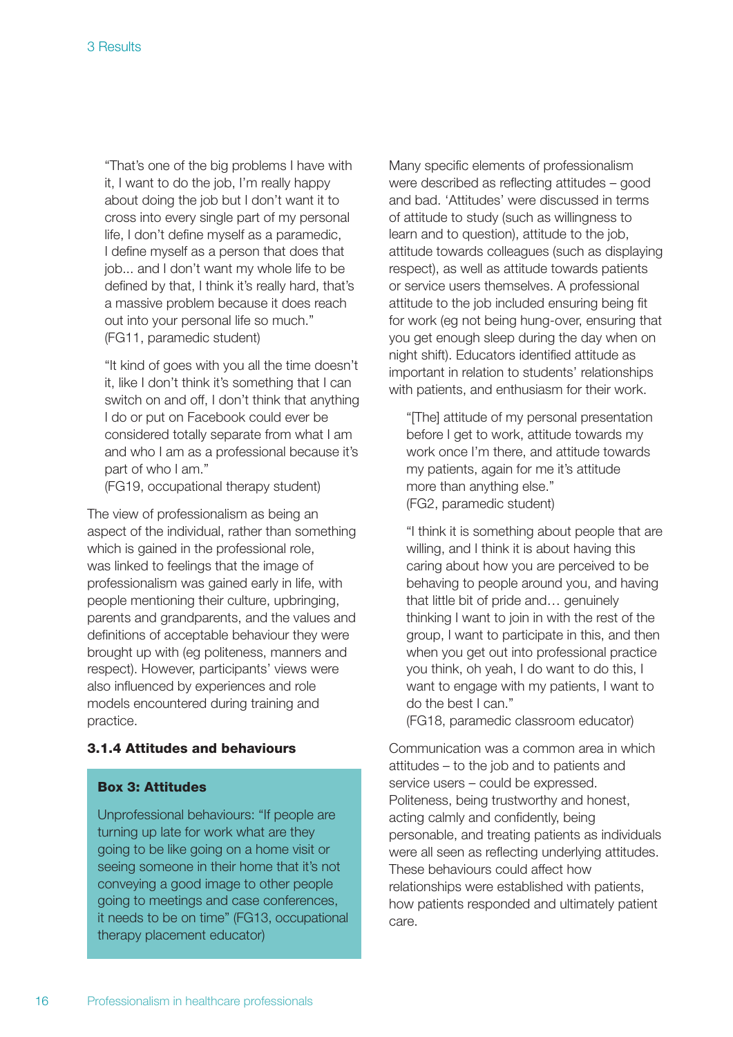> "That's one of the big problems I have with it, I want to do the job, I'm really happy about doing the job but I don't want it to cross into every single part of my personal life, I don't define myself as a paramedic, I define myself as a person that does that job... and I don't want my whole life to be defined by that, I think it's really hard, that's a massive problem because it does reach out into your personal life so much."
> (FG11, paramedic student)

> "It kind of goes with you all the time doesn't it, like I don't think it's something that I can switch on and off, I don't think that anything I do or put on Facebook could ever be considered totally separate from what I am and who I am as a professional because it's part of who I am."
> (FG19, occupational therapy student)

The view of professionalism as being an aspect of the individual, rather than something which is gained in the professional role, was linked to feelings that the image of professionalism was gained early in life, with people mentioning their culture, upbringing, parents and grandparents, and the values and definitions of acceptable behaviour they were brought up with (eg politeness, manners and respect). However, participants' views were also influenced by experiences and role models encountered during training and practice.

#### 3.1.4 Attitudes and behaviours

> **Box 3: Attitudes**
>
> Unprofessional behaviours: "If people are turning up late for work what are they going to be like going on a home visit or seeing someone in their home that it's not conveying a good image to other people going to meetings and case conferences, it needs to be on time" (FG13, occupational therapy placement educator)

Many specific elements of professionalism were described as reflecting attitudes – good and bad. 'Attitudes' were discussed in terms of attitude to study (such as willingness to learn and to question), attitude to the job, attitude towards colleagues (such as displaying respect), as well as attitude towards patients or service users themselves. A professional attitude to the job included ensuring being fit for work (eg not being hung-over, ensuring that you get enough sleep during the day when on night shift). Educators identified attitude as important in relation to students' relationships with patients, and enthusiasm for their work.

> "[The] attitude of my personal presentation before I get to work, attitude towards my work once I'm there, and attitude towards my patients, again for me it's attitude more than anything else."
> (FG2, paramedic student)

> "I think it is something about people that are willing, and I think it is about having this caring about how you are perceived to be behaving to people around you, and having that little bit of pride and… genuinely thinking I want to join in with the rest of the group, I want to participate in this, and then when you get out into professional practice you think, oh yeah, I do want to do this, I want to engage with my patients, I want to do the best I can."
> (FG18, paramedic classroom educator)

Communication was a common area in which attitudes – to the job and to patients and service users – could be expressed. Politeness, being trustworthy and honest, acting calmly and confidently, being personable, and treating patients as individuals were all seen as reflecting underlying attitudes. These behaviours could affect how relationships were established with patients, how patients responded and ultimately patient care.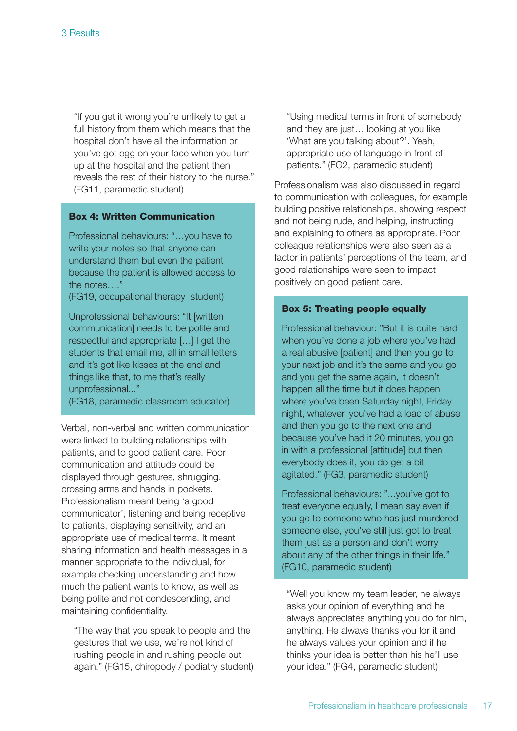"If you get it wrong you're unlikely to get a full history from them which means that the hospital don't have all the information or you've got egg on your face when you turn up at the hospital and the patient then reveals the rest of their history to the nurse." (FG11, paramedic student)

**Box 4: Written Communication**

Professional behaviours: "…you have to write your notes so that anyone can understand them but even the patient because the patient is allowed access to the notes…."
(FG19, occupational therapy student)

Unprofessional behaviours: "It [written communication] needs to be polite and respectful and appropriate […] I get the students that email me, all in small letters and it's got like kisses at the end and things like that, to me that's really unprofessional..."
(FG18, paramedic classroom educator)

Verbal, non-verbal and written communication were linked to building relationships with patients, and to good patient care. Poor communication and attitude could be displayed through gestures, shrugging, crossing arms and hands in pockets. Professionalism meant being 'a good communicator', listening and being receptive to patients, displaying sensitivity, and an appropriate use of medical terms. It meant sharing information and health messages in a manner appropriate to the individual, for example checking understanding and how much the patient wants to know, as well as being polite and not condescending, and maintaining confidentiality.

"The way that you speak to people and the gestures that we use, we're not kind of rushing people in and rushing people out again." (FG15, chiropody / podiatry student)

"Using medical terms in front of somebody and they are just… looking at you like 'What are you talking about?'. Yeah, appropriate use of language in front of patients." (FG2, paramedic student)

Professionalism was also discussed in regard to communication with colleagues, for example building positive relationships, showing respect and not being rude, and helping, instructing and explaining to others as appropriate. Poor colleague relationships were also seen as a factor in patients' perceptions of the team, and good relationships were seen to impact positively on good patient care.

**Box 5: Treating people equally**

Professional behaviour: "But it is quite hard when you've done a job where you've had a real abusive [patient] and then you go to your next job and it's the same and you go and you get the same again, it doesn't happen all the time but it does happen where you've been Saturday night, Friday night, whatever, you've had a load of abuse and then you go to the next one and because you've had it 20 minutes, you go in with a professional [attitude] but then everybody does it, you do get a bit agitated." (FG3, paramedic student)

Professional behaviours: "...you've got to treat everyone equally, I mean say even if you go to someone who has just murdered someone else, you've still just got to treat them just as a person and don't worry about any of the other things in their life." (FG10, paramedic student)

"Well you know my team leader, he always asks your opinion of everything and he always appreciates anything you do for him, anything. He always thanks you for it and he always values your opinion and if he thinks your idea is better than his he'll use your idea." (FG4, paramedic student)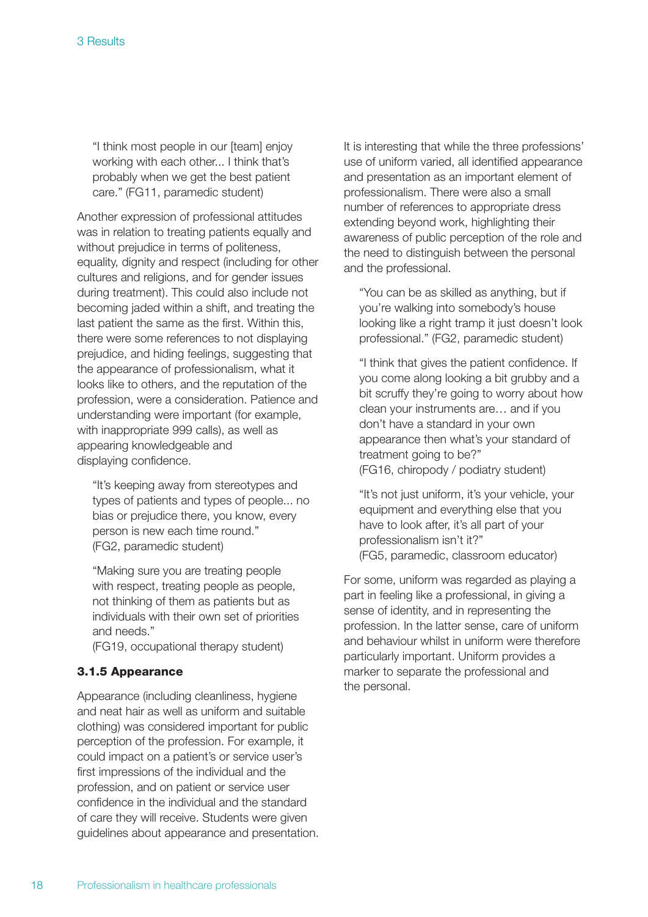> "I think most people in our [team] enjoy working with each other... I think that's probably when we get the best patient care." (FG11, paramedic student)

Another expression of professional attitudes was in relation to treating patients equally and without prejudice in terms of politeness, equality, dignity and respect (including for other cultures and religions, and for gender issues during treatment). This could also include not becoming jaded within a shift, and treating the last patient the same as the first. Within this, there were some references to not displaying prejudice, and hiding feelings, suggesting that the appearance of professionalism, what it looks like to others, and the reputation of the profession, were a consideration. Patience and understanding were important (for example, with inappropriate 999 calls), as well as appearing knowledgeable and displaying confidence.

> "It's keeping away from stereotypes and types of patients and types of people... no bias or prejudice there, you know, every person is new each time round." (FG2, paramedic student)

> "Making sure you are treating people with respect, treating people as people, not thinking of them as patients but as individuals with their own set of priorities and needs." (FG19, occupational therapy student)

### 3.1.5 Appearance

Appearance (including cleanliness, hygiene and neat hair as well as uniform and suitable clothing) was considered important for public perception of the profession. For example, it could impact on a patient's or service user's first impressions of the individual and the profession, and on patient or service user confidence in the individual and the standard of care they will receive. Students were given guidelines about appearance and presentation.

It is interesting that while the three professions' use of uniform varied, all identified appearance and presentation as an important element of professionalism. There were also a small number of references to appropriate dress extending beyond work, highlighting their awareness of public perception of the role and the need to distinguish between the personal and the professional.

> "You can be as skilled as anything, but if you're walking into somebody's house looking like a right tramp it just doesn't look professional." (FG2, paramedic student)

> "I think that gives the patient confidence. If you come along looking a bit grubby and a bit scruffy they're going to worry about how clean your instruments are… and if you don't have a standard in your own appearance then what's your standard of treatment going to be?" (FG16, chiropody / podiatry student)

> "It's not just uniform, it's your vehicle, your equipment and everything else that you have to look after, it's all part of your professionalism isn't it?" (FG5, paramedic, classroom educator)

For some, uniform was regarded as playing a part in feeling like a professional, in giving a sense of identity, and in representing the profession. In the latter sense, care of uniform and behaviour whilst in uniform were therefore particularly important. Uniform provides a marker to separate the professional and the personal.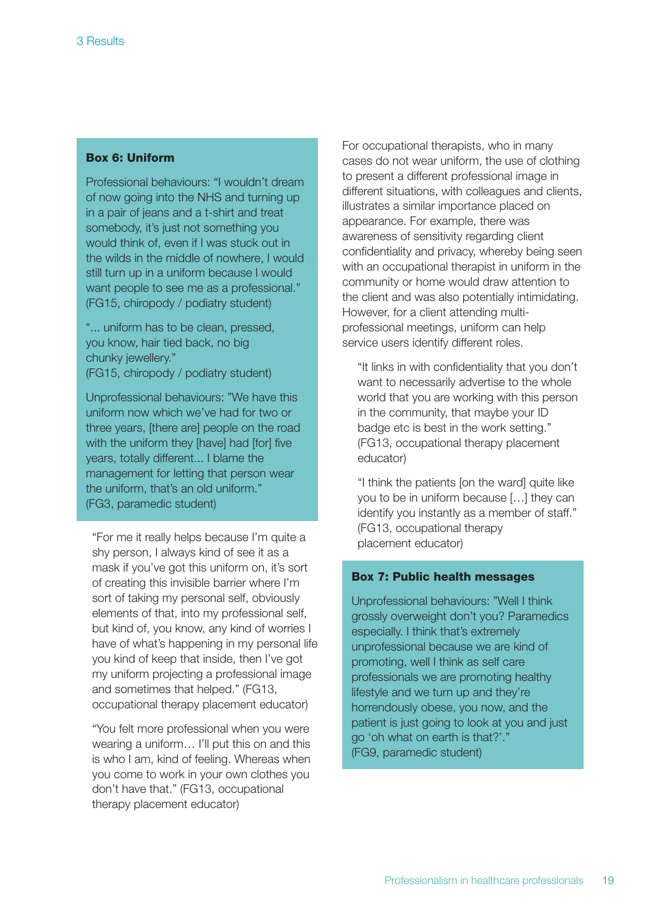**Box 6: Uniform**

Professional behaviours: "I wouldn't dream of now going into the NHS and turning up in a pair of jeans and a t-shirt and treat somebody, it's just not something you would think of, even if I was stuck out in the wilds in the middle of nowhere, I would still turn up in a uniform because I would want people to see me as a professional." (FG15, chiropody / podiatry student)

"... uniform has to be clean, pressed, you know, hair tied back, no big chunky jewellery." (FG15, chiropody / podiatry student)

Unprofessional behaviours: "We have this uniform now which we've had for two or three years, [there are] people on the road with the uniform they [have] had [for] five years, totally different... I blame the management for letting that person wear the uniform, that's an old uniform." (FG3, paramedic student)

> "For me it really helps because I'm quite a shy person, I always kind of see it as a mask if you've got this uniform on, it's sort of creating this invisible barrier where I'm sort of taking my personal self, obviously elements of that, into my professional self, but kind of, you know, any kind of worries I have of what's happening in my personal life you kind of keep that inside, then I've got my uniform projecting a professional image and sometimes that helped." (FG13, occupational therapy placement educator)

> "You felt more professional when you were wearing a uniform… I'll put this on and this is who I am, kind of feeling. Whereas when you come to work in your own clothes you don't have that." (FG13, occupational therapy placement educator)

For occupational therapists, who in many cases do not wear uniform, the use of clothing to present a different professional image in different situations, with colleagues and clients, illustrates a similar importance placed on appearance. For example, there was awareness of sensitivity regarding client confidentiality and privacy, whereby being seen with an occupational therapist in uniform in the community or home would draw attention to the client and was also potentially intimidating. However, for a client attending multi-professional meetings, uniform can help service users identify different roles.

> "It links in with confidentiality that you don't want to necessarily advertise to the whole world that you are working with this person in the community, that maybe your ID badge etc is best in the work setting." (FG13, occupational therapy placement educator)

> "I think the patients [on the ward] quite like you to be in uniform because […] they can identify you instantly as a member of staff." (FG13, occupational therapy placement educator)

**Box 7: Public health messages**

Unprofessional behaviours: "Well I think grossly overweight don't you? Paramedics especially. I think that's extremely unprofessional because we are kind of promoting, well I think as self care professionals we are promoting healthy lifestyle and we turn up and they're horrendously obese, you now, and the patient is just going to look at you and just go 'oh what on earth is that?'." (FG9, paramedic student)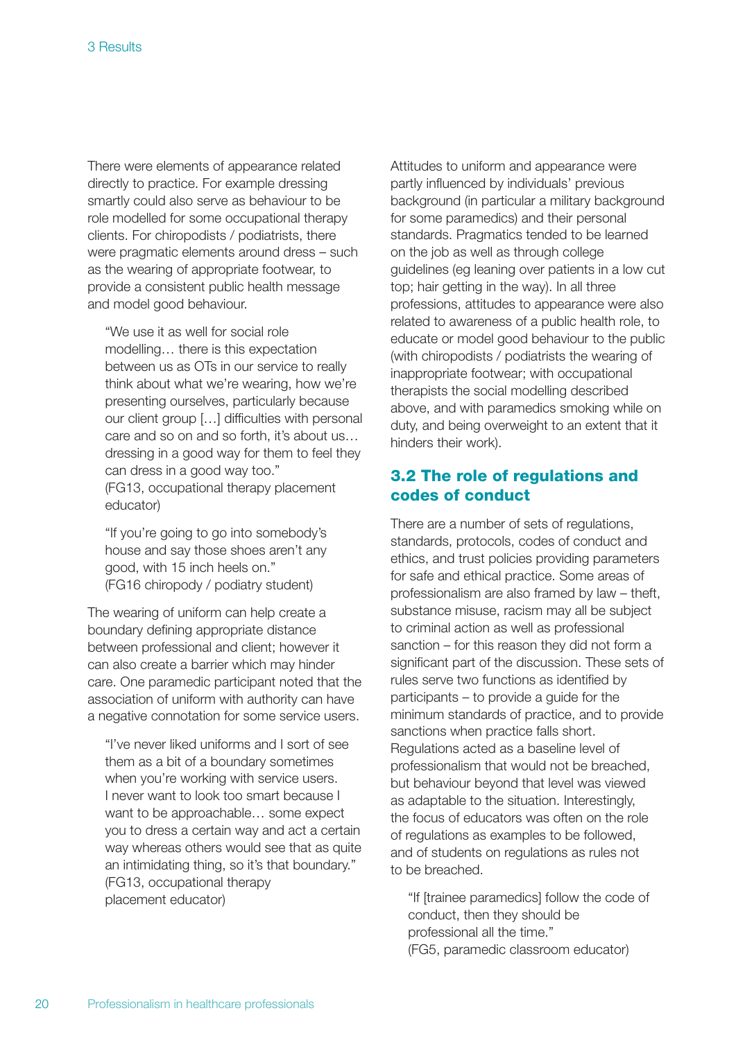There were elements of appearance related directly to practice. For example dressing smartly could also serve as behaviour to be role modelled for some occupational therapy clients. For chiropodists / podiatrists, there were pragmatic elements around dress – such as the wearing of appropriate footwear, to provide a consistent public health message and model good behaviour.

> "We use it as well for social role modelling… there is this expectation between us as OTs in our service to really think about what we're wearing, how we're presenting ourselves, particularly because our client group […] difficulties with personal care and so on and so forth, it's about us… dressing in a good way for them to feel they can dress in a good way too."
> (FG13, occupational therapy placement educator)

> "If you're going to go into somebody's house and say those shoes aren't any good, with 15 inch heels on."
> (FG16 chiropody / podiatry student)

The wearing of uniform can help create a boundary defining appropriate distance between professional and client; however it can also create a barrier which may hinder care. One paramedic participant noted that the association of uniform with authority can have a negative connotation for some service users.

> "I've never liked uniforms and I sort of see them as a bit of a boundary sometimes when you're working with service users. I never want to look too smart because I want to be approachable… some expect you to dress a certain way and act a certain way whereas others would see that as quite an intimidating thing, so it's that boundary."
> (FG13, occupational therapy placement educator)

Attitudes to uniform and appearance were partly influenced by individuals' previous background (in particular a military background for some paramedics) and their personal standards. Pragmatics tended to be learned on the job as well as through college guidelines (eg leaning over patients in a low cut top; hair getting in the way). In all three professions, attitudes to appearance were also related to awareness of a public health role, to educate or model good behaviour to the public (with chiropodists / podiatrists the wearing of inappropriate footwear; with occupational therapists the social modelling described above, and with paramedics smoking while on duty, and being overweight to an extent that it hinders their work).

## 3.2 The role of regulations and codes of conduct

There are a number of sets of regulations, standards, protocols, codes of conduct and ethics, and trust policies providing parameters for safe and ethical practice. Some areas of professionalism are also framed by law – theft, substance misuse, racism may all be subject to criminal action as well as professional sanction – for this reason they did not form a significant part of the discussion. These sets of rules serve two functions as identified by participants – to provide a guide for the minimum standards of practice, and to provide sanctions when practice falls short. Regulations acted as a baseline level of professionalism that would not be breached, but behaviour beyond that level was viewed as adaptable to the situation. Interestingly, the focus of educators was often on the role of regulations as examples to be followed, and of students on regulations as rules not to be breached.

> "If [trainee paramedics] follow the code of conduct, then they should be professional all the time."
> (FG5, paramedic classroom educator)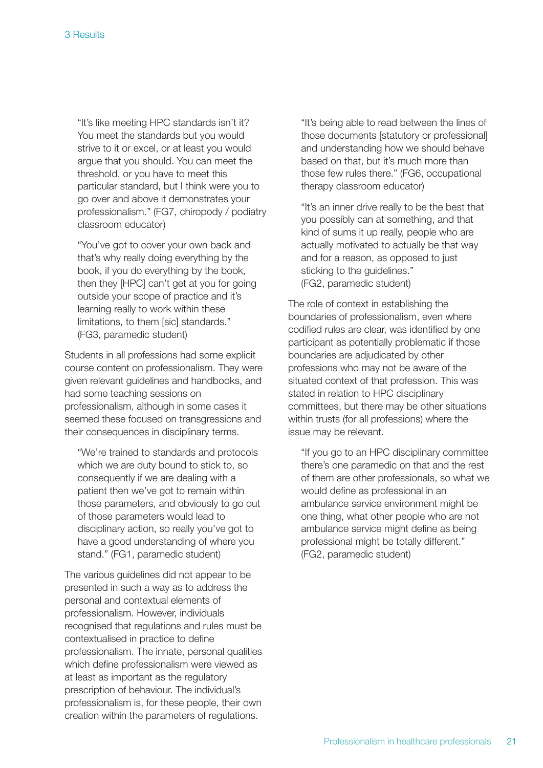> "It's like meeting HPC standards isn't it? You meet the standards but you would strive to it or excel, or at least you would argue that you should. You can meet the threshold, or you have to meet this particular standard, but I think were you to go over and above it demonstrates your professionalism." (FG7, chiropody / podiatry classroom educator)

> "You've got to cover your own back and that's why really doing everything by the book, if you do everything by the book, then they [HPC] can't get at you for going outside your scope of practice and it's learning really to work within these limitations, to them [sic] standards." (FG3, paramedic student)

Students in all professions had some explicit course content on professionalism. They were given relevant guidelines and handbooks, and had some teaching sessions on professionalism, although in some cases it seemed these focused on transgressions and their consequences in disciplinary terms.

> "We're trained to standards and protocols which we are duty bound to stick to, so consequently if we are dealing with a patient then we've got to remain within those parameters, and obviously to go out of those parameters would lead to disciplinary action, so really you've got to have a good understanding of where you stand." (FG1, paramedic student)

The various guidelines did not appear to be presented in such a way as to address the personal and contextual elements of professionalism. However, individuals recognised that regulations and rules must be contextualised in practice to define professionalism. The innate, personal qualities which define professionalism were viewed as at least as important as the regulatory prescription of behaviour. The individual's professionalism is, for these people, their own creation within the parameters of regulations.

> "It's being able to read between the lines of those documents [statutory or professional] and understanding how we should behave based on that, but it's much more than those few rules there." (FG6, occupational therapy classroom educator)

> "It's an inner drive really to be the best that you possibly can at something, and that kind of sums it up really, people who are actually motivated to actually be that way and for a reason, as opposed to just sticking to the guidelines." (FG2, paramedic student)

The role of context in establishing the boundaries of professionalism, even where codified rules are clear, was identified by one participant as potentially problematic if those boundaries are adjudicated by other professions who may not be aware of the situated context of that profession. This was stated in relation to HPC disciplinary committees, but there may be other situations within trusts (for all professions) where the issue may be relevant.

> "If you go to an HPC disciplinary committee there's one paramedic on that and the rest of them are other professionals, so what we would define as professional in an ambulance service environment might be one thing, what other people who are not ambulance service might define as being professional might be totally different." (FG2, paramedic student)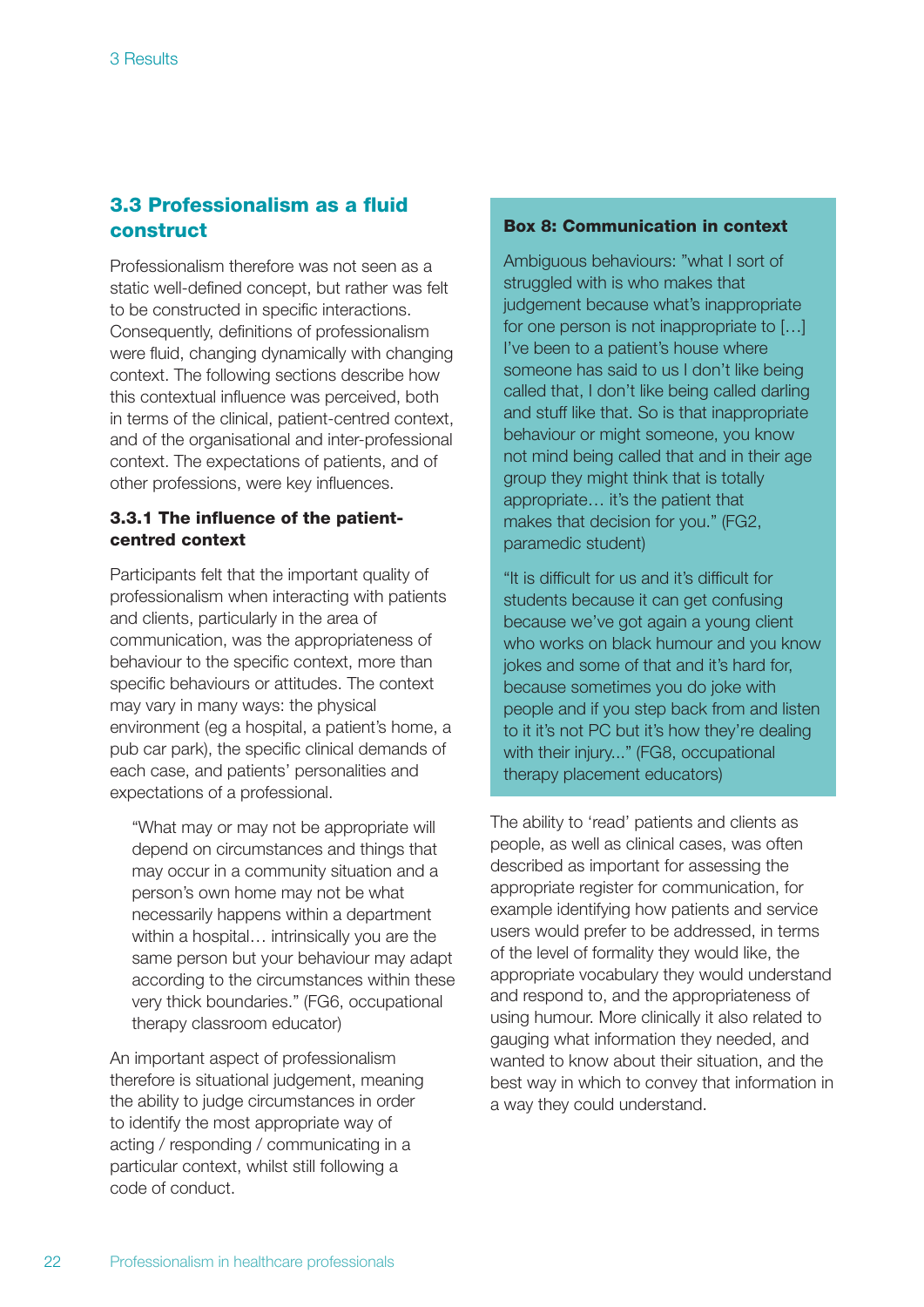## 3.3 Professionalism as a fluid construct

Professionalism therefore was not seen as a static well-defined concept, but rather was felt to be constructed in specific interactions. Consequently, definitions of professionalism were fluid, changing dynamically with changing context. The following sections describe how this contextual influence was perceived, both in terms of the clinical, patient-centred context, and of the organisational and inter-professional context. The expectations of patients, and of other professions, were key influences.

### 3.3.1 The influence of the patient-centred context

Participants felt that the important quality of professionalism when interacting with patients and clients, particularly in the area of communication, was the appropriateness of behaviour to the specific context, more than specific behaviours or attitudes. The context may vary in many ways: the physical environment (eg a hospital, a patient's home, a pub car park), the specific clinical demands of each case, and patients' personalities and expectations of a professional.

> "What may or may not be appropriate will depend on circumstances and things that may occur in a community situation and a person's own home may not be what necessarily happens within a department within a hospital… intrinsically you are the same person but your behaviour may adapt according to the circumstances within these very thick boundaries." (FG6, occupational therapy classroom educator)

An important aspect of professionalism therefore is situational judgement, meaning the ability to judge circumstances in order to identify the most appropriate way of acting / responding / communicating in a particular context, whilst still following a code of conduct.

**Box 8: Communication in context**

Ambiguous behaviours: "what I sort of struggled with is who makes that judgement because what's inappropriate for one person is not inappropriate to […] I've been to a patient's house where someone has said to us I don't like being called that, I don't like being called darling and stuff like that. So is that inappropriate behaviour or might someone, you know not mind being called that and in their age group they might think that is totally appropriate… it's the patient that makes that decision for you." (FG2, paramedic student)

"It is difficult for us and it's difficult for students because it can get confusing because we've got again a young client who works on black humour and you know jokes and some of that and it's hard for, because sometimes you do joke with people and if you step back from and listen to it it's not PC but it's how they're dealing with their injury..." (FG8, occupational therapy placement educators)

The ability to 'read' patients and clients as people, as well as clinical cases, was often described as important for assessing the appropriate register for communication, for example identifying how patients and service users would prefer to be addressed, in terms of the level of formality they would like, the appropriate vocabulary they would understand and respond to, and the appropriateness of using humour. More clinically it also related to gauging what information they needed, and wanted to know about their situation, and the best way in which to convey that information in a way they could understand.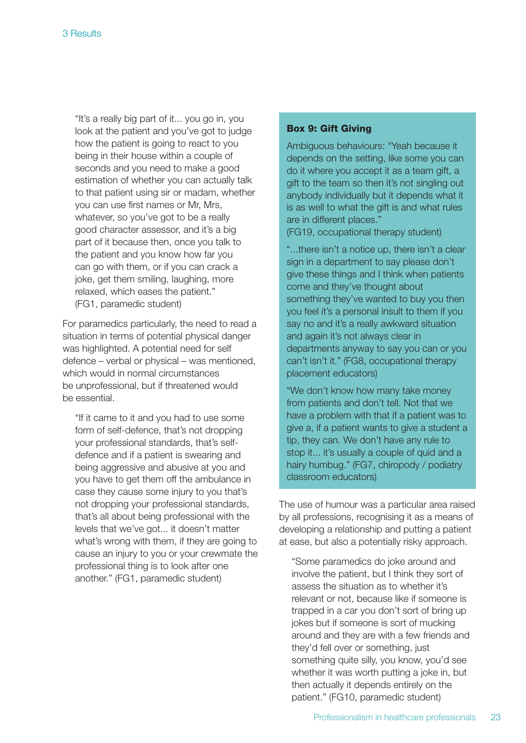> "It's a really big part of it... you go in, you look at the patient and you've got to judge how the patient is going to react to you being in their house within a couple of seconds and you need to make a good estimation of whether you can actually talk to that patient using sir or madam, whether you can use first names or Mr, Mrs, whatever, so you've got to be a really good character assessor, and it's a big part of it because then, once you talk to the patient and you know how far you can go with them, or if you can crack a joke, get them smiling, laughing, more relaxed, which eases the patient." (FG1, paramedic student)

For paramedics particularly, the need to read a situation in terms of potential physical danger was highlighted. A potential need for self defence – verbal or physical – was mentioned, which would in normal circumstances be unprofessional, but if threatened would be essential.

> "If it came to it and you had to use some form of self-defence, that's not dropping your professional standards, that's self-defence and if a patient is swearing and being aggressive and abusive at you and you have to get them off the ambulance in case they cause some injury to you that's not dropping your professional standards, that's all about being professional with the levels that we've got... it doesn't matter what's wrong with them, if they are going to cause an injury to you or your crewmate the professional thing is to look after one another." (FG1, paramedic student)

**Box 9: Gift Giving**

Ambiguous behaviours: "Yeah because it depends on the setting, like some you can do it where you accept it as a team gift, a gift to the team so then it's not singling out anybody individually but it depends what it is as well to what the gift is and what rules are in different places."
(FG19, occupational therapy student)

"...there isn't a notice up, there isn't a clear sign in a department to say please don't give these things and I think when patients come and they've thought about something they've wanted to buy you then you feel it's a personal insult to them if you say no and it's a really awkward situation and again it's not always clear in departments anyway to say you can or you can't isn't it." (FG8, occupational therapy placement educators)

"We don't know how many take money from patients and don't tell. Not that we have a problem with that if a patient was to give a, if a patient wants to give a student a tip, they can. We don't have any rule to stop it... it's usually a couple of quid and a hairy humbug." (FG7, chiropody / podiatry classroom educators)

The use of humour was a particular area raised by all professions, recognising it as a means of developing a relationship and putting a patient at ease, but also a potentially risky approach.

> "Some paramedics do joke around and involve the patient, but I think they sort of assess the situation as to whether it's relevant or not, because like if someone is trapped in a car you don't sort of bring up jokes but if someone is sort of mucking around and they are with a few friends and they'd fell over or something, just something quite silly, you know, you'd see whether it was worth putting a joke in, but then actually it depends entirely on the patient." (FG10, paramedic student)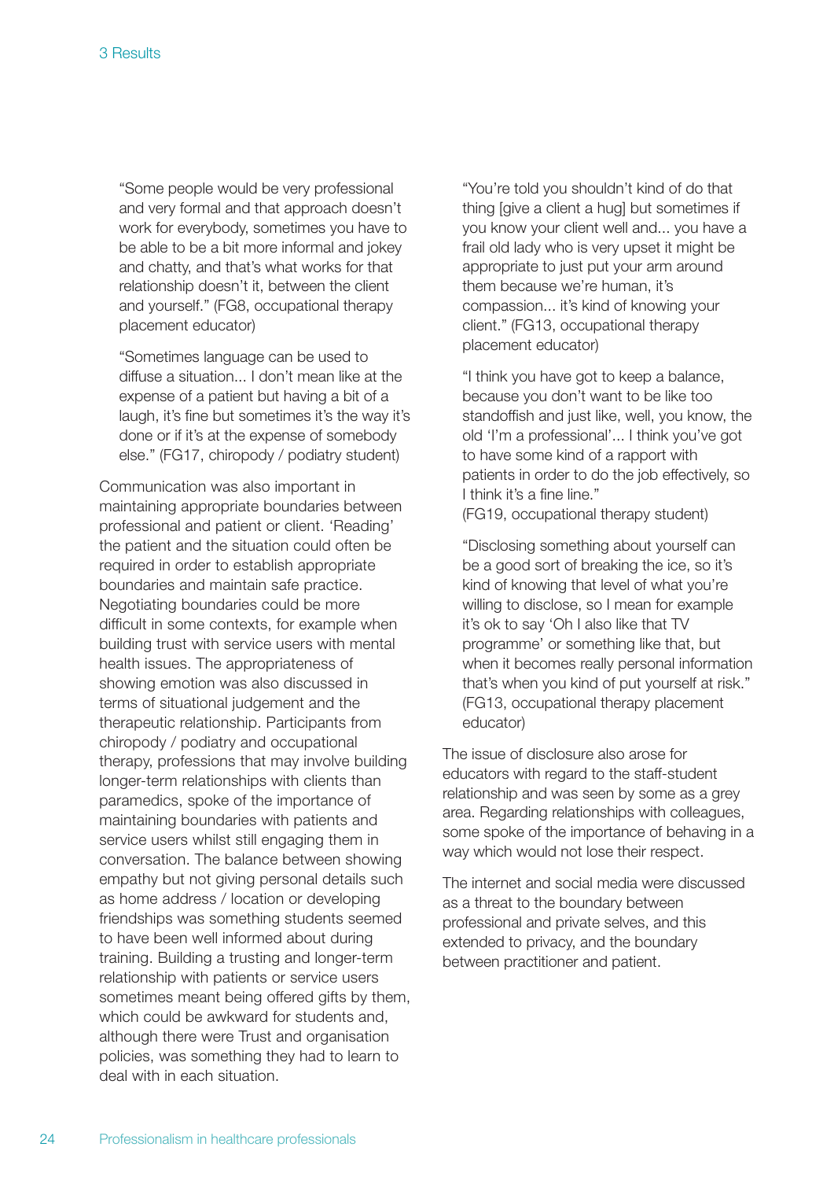> "Some people would be very professional and very formal and that approach doesn't work for everybody, sometimes you have to be able to be a bit more informal and jokey and chatty, and that's what works for that relationship doesn't it, between the client and yourself." (FG8, occupational therapy placement educator)

> "Sometimes language can be used to diffuse a situation... I don't mean like at the expense of a patient but having a bit of a laugh, it's fine but sometimes it's the way it's done or if it's at the expense of somebody else." (FG17, chiropody / podiatry student)

Communication was also important in maintaining appropriate boundaries between professional and patient or client. 'Reading' the patient and the situation could often be required in order to establish appropriate boundaries and maintain safe practice. Negotiating boundaries could be more difficult in some contexts, for example when building trust with service users with mental health issues. The appropriateness of showing emotion was also discussed in terms of situational judgement and the therapeutic relationship. Participants from chiropody / podiatry and occupational therapy, professions that may involve building longer-term relationships with clients than paramedics, spoke of the importance of maintaining boundaries with patients and service users whilst still engaging them in conversation. The balance between showing empathy but not giving personal details such as home address / location or developing friendships was something students seemed to have been well informed about during training. Building a trusting and longer-term relationship with patients or service users sometimes meant being offered gifts by them, which could be awkward for students and, although there were Trust and organisation policies, was something they had to learn to deal with in each situation.

> "You're told you shouldn't kind of do that thing [give a client a hug] but sometimes if you know your client well and... you have a frail old lady who is very upset it might be appropriate to just put your arm around them because we're human, it's compassion... it's kind of knowing your client." (FG13, occupational therapy placement educator)

> "I think you have got to keep a balance, because you don't want to be like too standoffish and just like, well, you know, the old 'I'm a professional'... I think you've got to have some kind of a rapport with patients in order to do the job effectively, so I think it's a fine line."
> (FG19, occupational therapy student)

> "Disclosing something about yourself can be a good sort of breaking the ice, so it's kind of knowing that level of what you're willing to disclose, so I mean for example it's ok to say 'Oh I also like that TV programme' or something like that, but when it becomes really personal information that's when you kind of put yourself at risk." (FG13, occupational therapy placement educator)

The issue of disclosure also arose for educators with regard to the staff-student relationship and was seen by some as a grey area. Regarding relationships with colleagues, some spoke of the importance of behaving in a way which would not lose their respect.

The internet and social media were discussed as a threat to the boundary between professional and private selves, and this extended to privacy, and the boundary between practitioner and patient.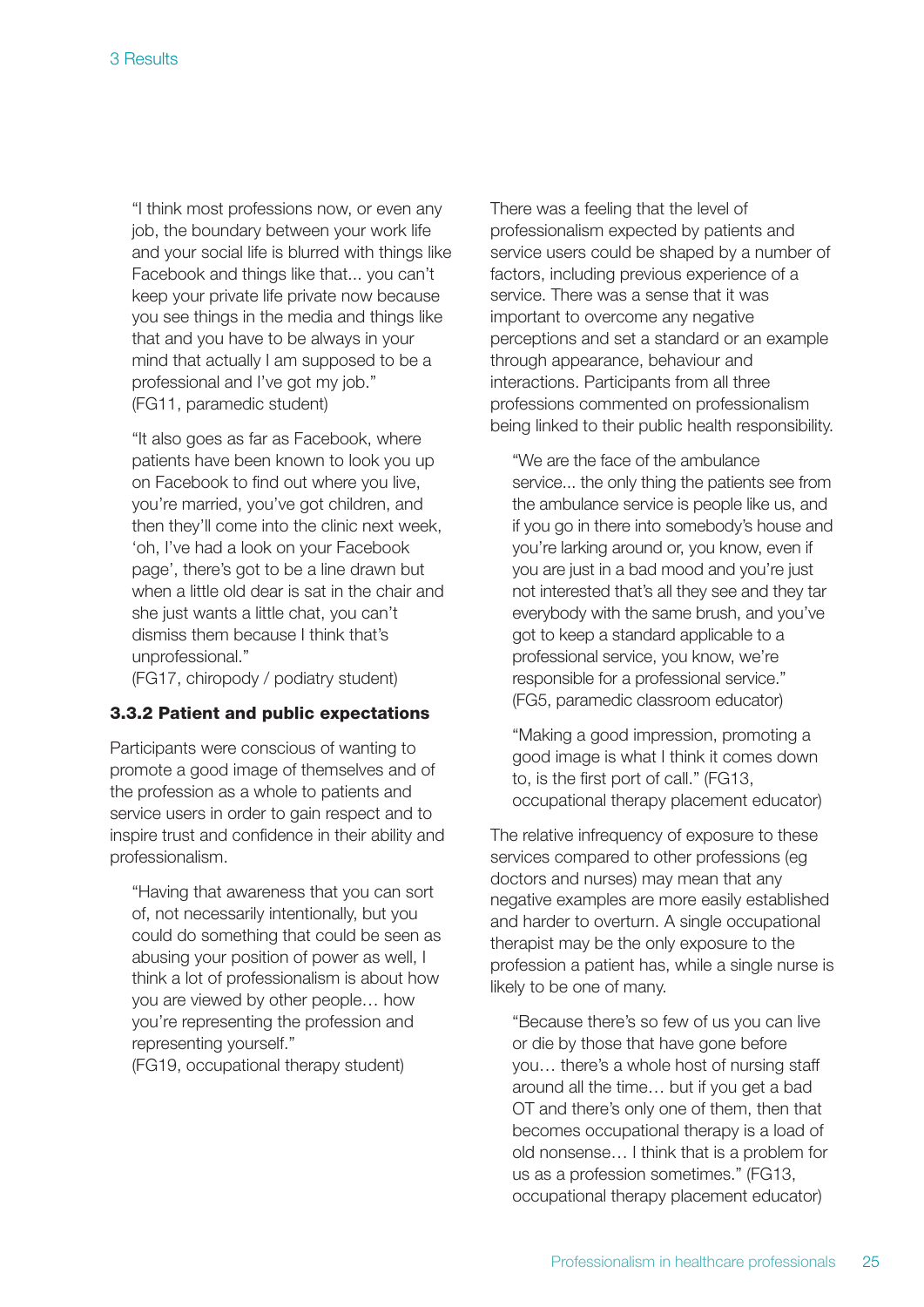> "I think most professions now, or even any job, the boundary between your work life and your social life is blurred with things like Facebook and things like that... you can't keep your private life private now because you see things in the media and things like that and you have to be always in your mind that actually I am supposed to be a professional and I've got my job."
> (FG11, paramedic student)

> "It also goes as far as Facebook, where patients have been known to look you up on Facebook to find out where you live, you're married, you've got children, and then they'll come into the clinic next week, 'oh, I've had a look on your Facebook page', there's got to be a line drawn but when a little old dear is sat in the chair and she just wants a little chat, you can't dismiss them because I think that's unprofessional."
> (FG17, chiropody / podiatry student)

### 3.3.2 Patient and public expectations

Participants were conscious of wanting to promote a good image of themselves and of the profession as a whole to patients and service users in order to gain respect and to inspire trust and confidence in their ability and professionalism.

> "Having that awareness that you can sort of, not necessarily intentionally, but you could do something that could be seen as abusing your position of power as well, I think a lot of professionalism is about how you are viewed by other people… how you're representing the profession and representing yourself."
> (FG19, occupational therapy student)

There was a feeling that the level of professionalism expected by patients and service users could be shaped by a number of factors, including previous experience of a service. There was a sense that it was important to overcome any negative perceptions and set a standard or an example through appearance, behaviour and interactions. Participants from all three professions commented on professionalism being linked to their public health responsibility.

> "We are the face of the ambulance service... the only thing the patients see from the ambulance service is people like us, and if you go in there into somebody's house and you're larking around or, you know, even if you are just in a bad mood and you're just not interested that's all they see and they tar everybody with the same brush, and you've got to keep a standard applicable to a professional service, you know, we're responsible for a professional service."
> (FG5, paramedic classroom educator)

> "Making a good impression, promoting a good image is what I think it comes down to, is the first port of call." (FG13, occupational therapy placement educator)

The relative infrequency of exposure to these services compared to other professions (eg doctors and nurses) may mean that any negative examples are more easily established and harder to overturn. A single occupational therapist may be the only exposure to the profession a patient has, while a single nurse is likely to be one of many.

> "Because there's so few of us you can live or die by those that have gone before you… there's a whole host of nursing staff around all the time… but if you get a bad OT and there's only one of them, then that becomes occupational therapy is a load of old nonsense… I think that is a problem for us as a profession sometimes." (FG13, occupational therapy placement educator)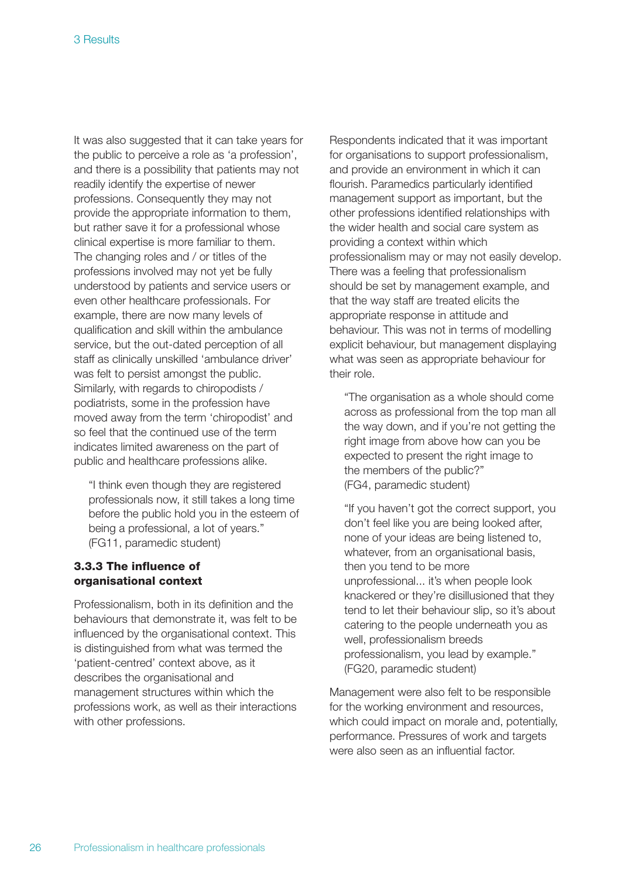It was also suggested that it can take years for the public to perceive a role as 'a profession', and there is a possibility that patients may not readily identify the expertise of newer professions. Consequently they may not provide the appropriate information to them, but rather save it for a professional whose clinical expertise is more familiar to them. The changing roles and / or titles of the professions involved may not yet be fully understood by patients and service users or even other healthcare professionals. For example, there are now many levels of qualification and skill within the ambulance service, but the out-dated perception of all staff as clinically unskilled 'ambulance driver' was felt to persist amongst the public. Similarly, with regards to chiropodists / podiatrists, some in the profession have moved away from the term 'chiropodist' and so feel that the continued use of the term indicates limited awareness on the part of public and healthcare professions alike.

> "I think even though they are registered professionals now, it still takes a long time before the public hold you in the esteem of being a professional, a lot of years."
> (FG11, paramedic student)

### 3.3.3 The influence of organisational context

Professionalism, both in its definition and the behaviours that demonstrate it, was felt to be influenced by the organisational context. This is distinguished from what was termed the 'patient-centred' context above, as it describes the organisational and management structures within which the professions work, as well as their interactions with other professions.

Respondents indicated that it was important for organisations to support professionalism, and provide an environment in which it can flourish. Paramedics particularly identified management support as important, but the other professions identified relationships with the wider health and social care system as providing a context within which professionalism may or may not easily develop. There was a feeling that professionalism should be set by management example, and that the way staff are treated elicits the appropriate response in attitude and behaviour. This was not in terms of modelling explicit behaviour, but management displaying what was seen as appropriate behaviour for their role.

> "The organisation as a whole should come across as professional from the top man all the way down, and if you're not getting the right image from above how can you be expected to present the right image to the members of the public?"
> (FG4, paramedic student)

> "If you haven't got the correct support, you don't feel like you are being looked after, none of your ideas are being listened to, whatever, from an organisational basis, then you tend to be more unprofessional... it's when people look knackered or they're disillusioned that they tend to let their behaviour slip, so it's about catering to the people underneath you as well, professionalism breeds professionalism, you lead by example."
> (FG20, paramedic student)

Management were also felt to be responsible for the working environment and resources, which could impact on morale and, potentially, performance. Pressures of work and targets were also seen as an influential factor.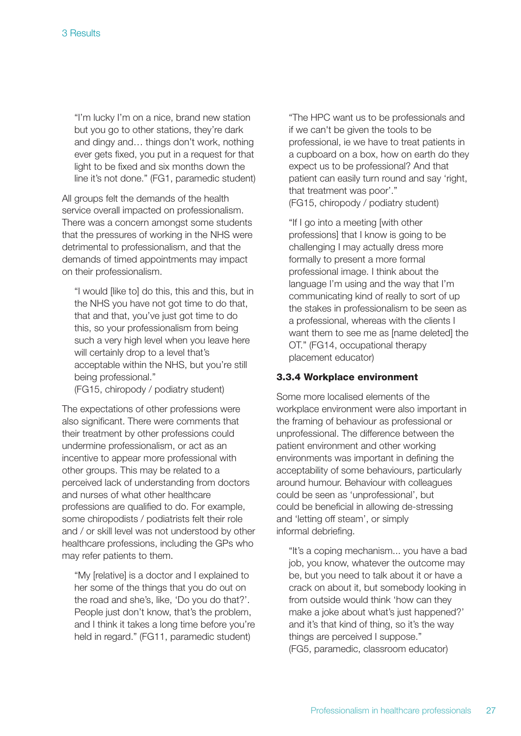> "I'm lucky I'm on a nice, brand new station but you go to other stations, they're dark and dingy and… things don't work, nothing ever gets fixed, you put in a request for that light to be fixed and six months down the line it's not done." (FG1, paramedic student)

All groups felt the demands of the health service overall impacted on professionalism. There was a concern amongst some students that the pressures of working in the NHS were detrimental to professionalism, and that the demands of timed appointments may impact on their professionalism.

> "I would [like to] do this, this and this, but in the NHS you have not got time to do that, that and that, you've just got time to do this, so your professionalism from being such a very high level when you leave here will certainly drop to a level that's acceptable within the NHS, but you're still being professional."
> (FG15, chiropody / podiatry student)

The expectations of other professions were also significant. There were comments that their treatment by other professions could undermine professionalism, or act as an incentive to appear more professional with other groups. This may be related to a perceived lack of understanding from doctors and nurses of what other healthcare professions are qualified to do. For example, some chiropodists / podiatrists felt their role and / or skill level was not understood by other healthcare professions, including the GPs who may refer patients to them.

> "My [relative] is a doctor and I explained to her some of the things that you do out on the road and she's, like, 'Do you do that?'. People just don't know, that's the problem, and I think it takes a long time before you're held in regard." (FG11, paramedic student)

> "The HPC want us to be professionals and if we can't be given the tools to be professional, ie we have to treat patients in a cupboard on a box, how on earth do they expect us to be professional? And that patient can easily turn round and say 'right, that treatment was poor'."
> (FG15, chiropody / podiatry student)

> "If I go into a meeting [with other professions] that I know is going to be challenging I may actually dress more formally to present a more formal professional image. I think about the language I'm using and the way that I'm communicating kind of really to sort of up the stakes in professionalism to be seen as a professional, whereas with the clients I want them to see me as [name deleted] the OT." (FG14, occupational therapy placement educator)

### 3.3.4 Workplace environment

Some more localised elements of the workplace environment were also important in the framing of behaviour as professional or unprofessional. The difference between the patient environment and other working environments was important in defining the acceptability of some behaviours, particularly around humour. Behaviour with colleagues could be seen as 'unprofessional', but could be beneficial in allowing de-stressing and 'letting off steam', or simply informal debriefing.

> "It's a coping mechanism... you have a bad job, you know, whatever the outcome may be, but you need to talk about it or have a crack on about it, but somebody looking in from outside would think 'how can they make a joke about what's just happened?' and it's that kind of thing, so it's the way things are perceived I suppose."
> (FG5, paramedic, classroom educator)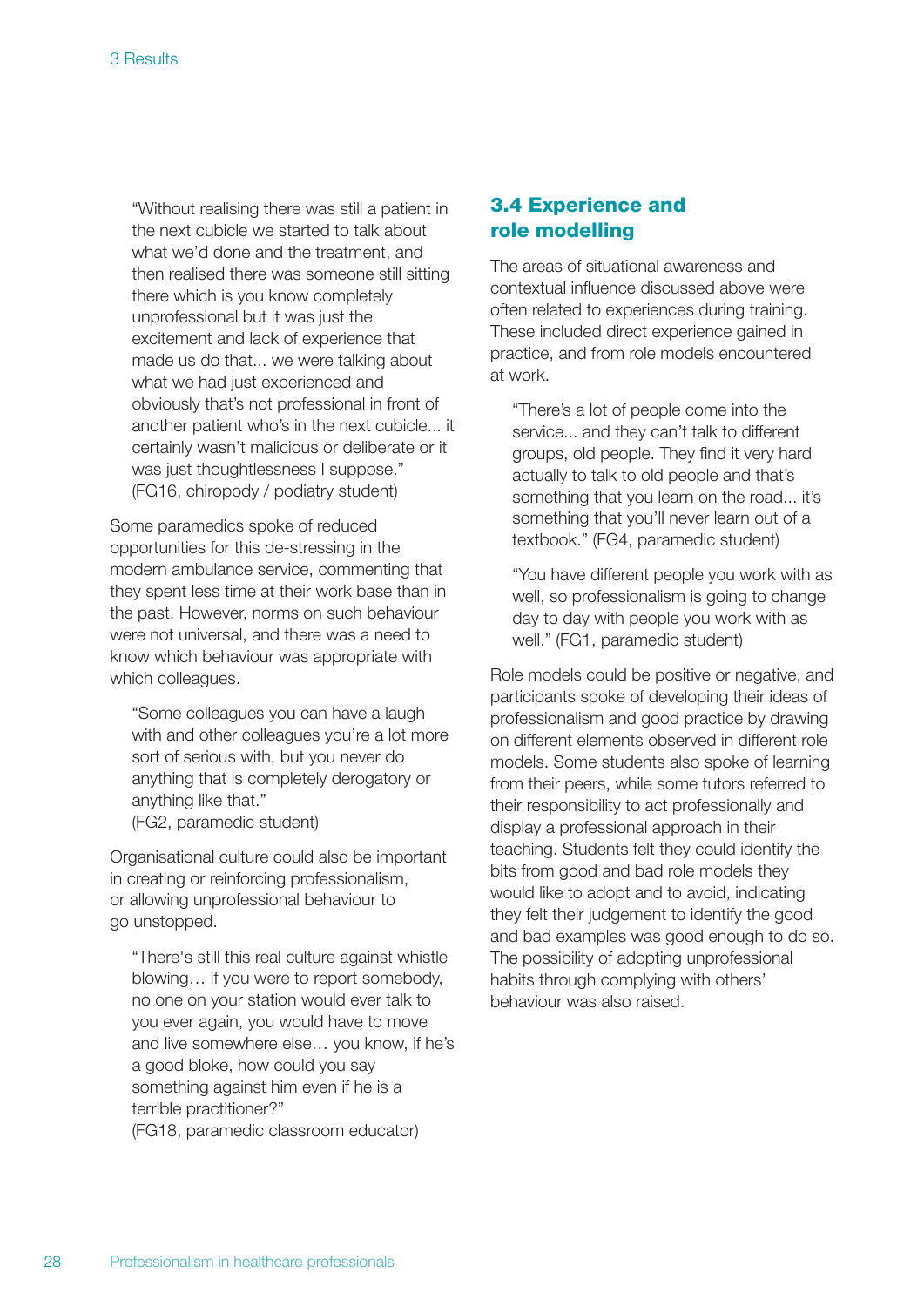"Without realising there was still a patient in the next cubicle we started to talk about what we'd done and the treatment, and then realised there was someone still sitting there which is you know completely unprofessional but it was just the excitement and lack of experience that made us do that... we were talking about what we had just experienced and obviously that's not professional in front of another patient who's in the next cubicle... it certainly wasn't malicious or deliberate or it was just thoughtlessness I suppose." (FG16, chiropody / podiatry student)

Some paramedics spoke of reduced opportunities for this de-stressing in the modern ambulance service, commenting that they spent less time at their work base than in the past. However, norms on such behaviour were not universal, and there was a need to know which behaviour was appropriate with which colleagues.

"Some colleagues you can have a laugh with and other colleagues you're a lot more sort of serious with, but you never do anything that is completely derogatory or anything like that." (FG2, paramedic student)

Organisational culture could also be important in creating or reinforcing professionalism, or allowing unprofessional behaviour to go unstopped.

"There's still this real culture against whistle blowing… if you were to report somebody, no one on your station would ever talk to you ever again, you would have to move and live somewhere else… you know, if he's a good bloke, how could you say something against him even if he is a terrible practitioner?" (FG18, paramedic classroom educator)

## 3.4 Experience and role modelling

The areas of situational awareness and contextual influence discussed above were often related to experiences during training. These included direct experience gained in practice, and from role models encountered at work.

"There's a lot of people come into the service... and they can't talk to different groups, old people. They find it very hard actually to talk to old people and that's something that you learn on the road... it's something that you'll never learn out of a textbook." (FG4, paramedic student)

"You have different people you work with as well, so professionalism is going to change day to day with people you work with as well." (FG1, paramedic student)

Role models could be positive or negative, and participants spoke of developing their ideas of professionalism and good practice by drawing on different elements observed in different role models. Some students also spoke of learning from their peers, while some tutors referred to their responsibility to act professionally and display a professional approach in their teaching. Students felt they could identify the bits from good and bad role models they would like to adopt and to avoid, indicating they felt their judgement to identify the good and bad examples was good enough to do so. The possibility of adopting unprofessional habits through complying with others' behaviour was also raised.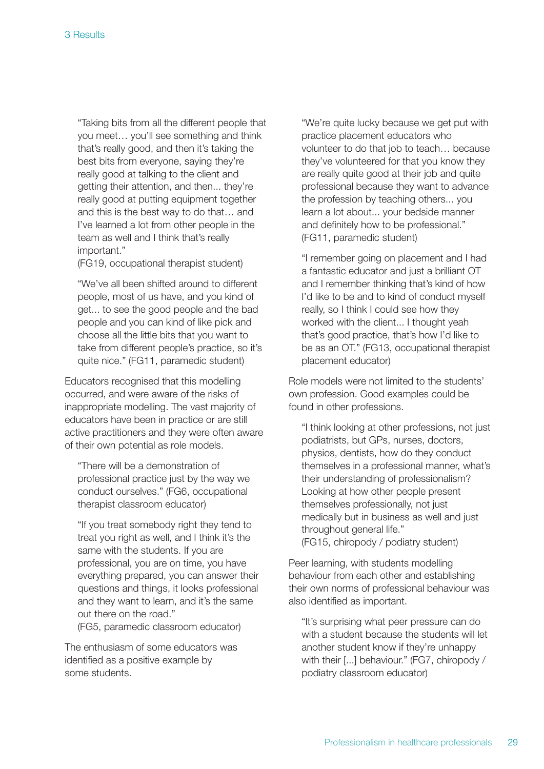> "Taking bits from all the different people that you meet… you'll see something and think that's really good, and then it's taking the best bits from everyone, saying they're really good at talking to the client and getting their attention, and then... they're really good at putting equipment together and this is the best way to do that… and I've learned a lot from other people in the team as well and I think that's really important."
> (FG19, occupational therapist student)

> "We've all been shifted around to different people, most of us have, and you kind of get... to see the good people and the bad people and you can kind of like pick and choose all the little bits that you want to take from different people's practice, so it's quite nice." (FG11, paramedic student)

Educators recognised that this modelling occurred, and were aware of the risks of inappropriate modelling. The vast majority of educators have been in practice or are still active practitioners and they were often aware of their own potential as role models.

> "There will be a demonstration of professional practice just by the way we conduct ourselves." (FG6, occupational therapist classroom educator)

> "If you treat somebody right they tend to treat you right as well, and I think it's the same with the students. If you are professional, you are on time, you have everything prepared, you can answer their questions and things, it looks professional and they want to learn, and it's the same out there on the road."
> (FG5, paramedic classroom educator)

The enthusiasm of some educators was identified as a positive example by some students.

> "We're quite lucky because we get put with practice placement educators who volunteer to do that job to teach… because they've volunteered for that you know they are really quite good at their job and quite professional because they want to advance the profession by teaching others... you learn a lot about... your bedside manner and definitely how to be professional."
> (FG11, paramedic student)

> "I remember going on placement and I had a fantastic educator and just a brilliant OT and I remember thinking that's kind of how I'd like to be and to kind of conduct myself really, so I think I could see how they worked with the client... I thought yeah that's good practice, that's how I'd like to be as an OT." (FG13, occupational therapist placement educator)

Role models were not limited to the students' own profession. Good examples could be found in other professions.

> "I think looking at other professions, not just podiatrists, but GPs, nurses, doctors, physios, dentists, how do they conduct themselves in a professional manner, what's their understanding of professionalism? Looking at how other people present themselves professionally, not just medically but in business as well and just throughout general life."
> (FG15, chiropody / podiatry student)

Peer learning, with students modelling behaviour from each other and establishing their own norms of professional behaviour was also identified as important.

> "It's surprising what peer pressure can do with a student because the students will let another student know if they're unhappy with their [...] behaviour." (FG7, chiropody / podiatry classroom educator)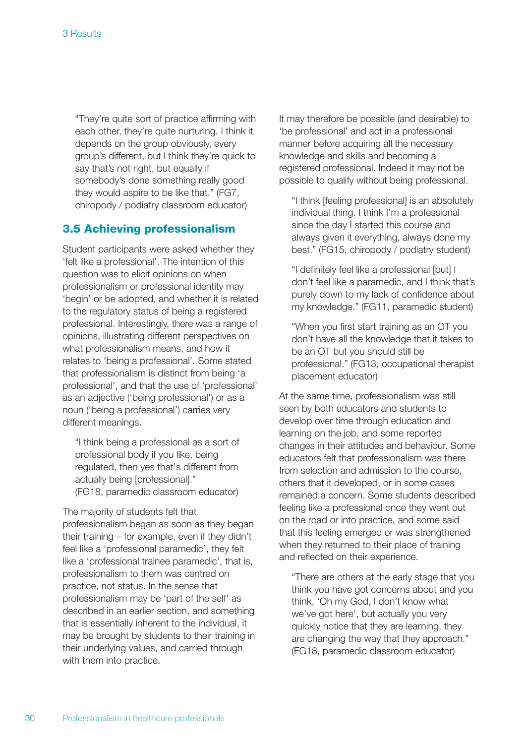"They're quite sort of practice affirming with each other, they're quite nurturing. I think it depends on the group obviously, every group's different, but I think they're quick to say that's not right, but equally if somebody's done something really good they would aspire to be like that." (FG7, chiropody / podiatry classroom educator)

### 3.5 Achieving professionalism

Student participants were asked whether they 'felt like a professional'. The intention of this question was to elicit opinions on when professionalism or professional identity may 'begin' or be adopted, and whether it is related to the regulatory status of being a registered professional. Interestingly, there was a range of opinions, illustrating different perspectives on what professionalism means, and how it relates to 'being a professional'. Some stated that professionalism is distinct from being 'a professional', and that the use of 'professional' as an adjective ('being professional') or as a noun ('being a professional') carries very different meanings.

"I think being a professional as a sort of professional body if you like, being regulated, then yes that's different from actually being [professional]." (FG18, paramedic classroom educator)

The majority of students felt that professionalism began as soon as they began their training – for example, even if they didn't feel like a 'professional paramedic', they felt like a 'professional trainee paramedic', that is, professionalism to them was centred on practice, not status. In the sense that professionalism may be 'part of the self' as described in an earlier section, and something that is essentially inherent to the individual, it may be brought by students to their training in their underlying values, and carried through with them into practice.

It may therefore be possible (and desirable) to 'be professional' and act in a professional manner before acquiring all the necessary knowledge and skills and becoming a registered professional. Indeed it may not be possible to qualify without being professional.

"I think [feeling professional] is an absolutely individual thing. I think I'm a professional since the day I started this course and always given it everything, always done my best." (FG15, chiropody / podiatry student)

"I definitely feel like a professional [but] I don't feel like a paramedic, and I think that's purely down to my lack of confidence about my knowledge." (FG11, paramedic student)

"When you first start training as an OT you don't have all the knowledge that it takes to be an OT but you should still be professional." (FG13, occupational therapist placement educator)

At the same time, professionalism was still seen by both educators and students to develop over time through education and learning on the job, and some reported changes in their attitudes and behaviour. Some educators felt that professionalism was there from selection and admission to the course, others that it developed, or in some cases remained a concern. Some students described feeling like a professional once they went out on the road or into practice, and some said that this feeling emerged or was strengthened when they returned to their place of training and reflected on their experience.

"There are others at the early stage that you think you have got concerns about and you think, 'Oh my God, I don't know what we've got here', but actually you very quickly notice that they are learning, they are changing the way that they approach." (FG18, paramedic classroom educator)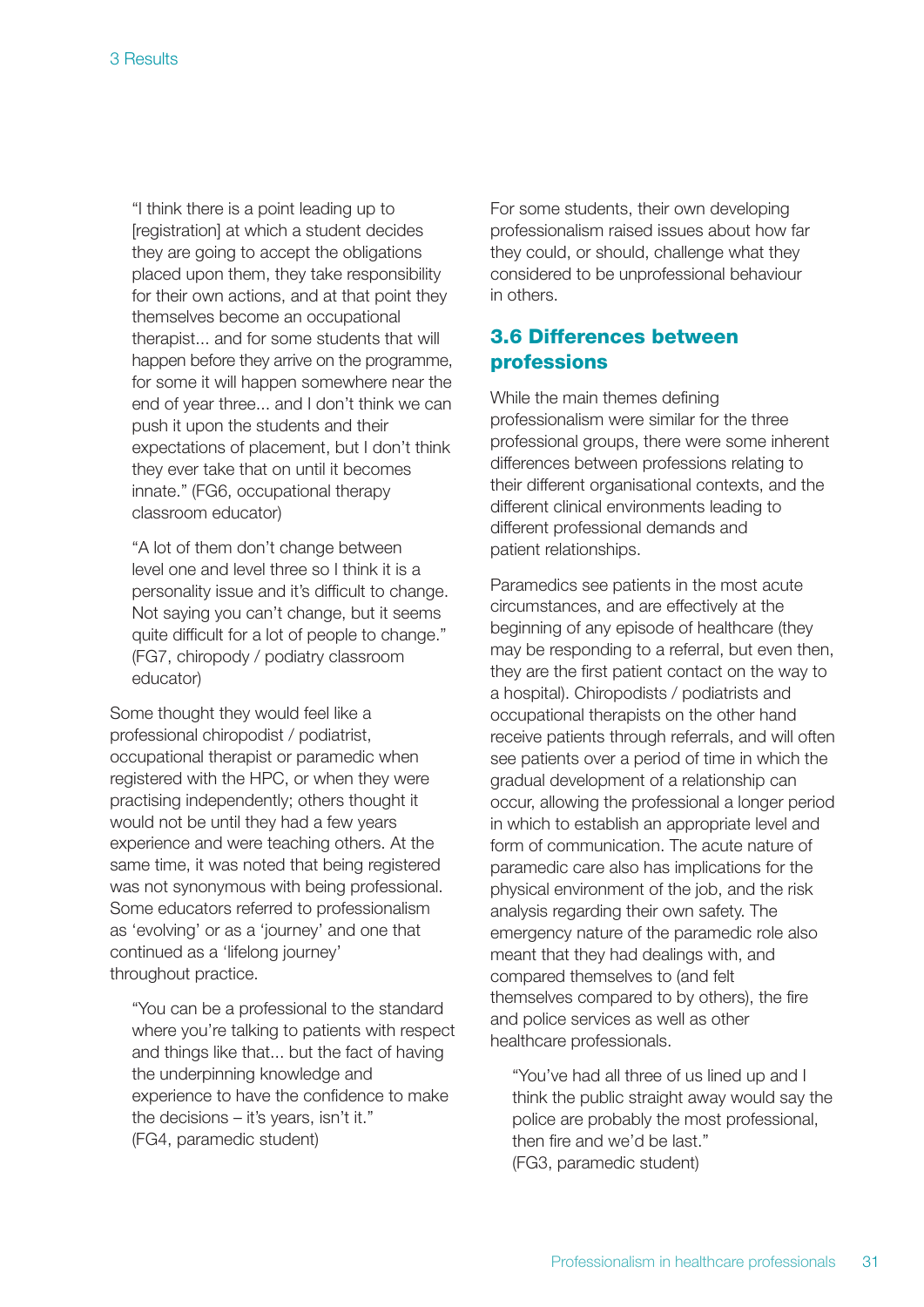> "I think there is a point leading up to [registration] at which a student decides they are going to accept the obligations placed upon them, they take responsibility for their own actions, and at that point they themselves become an occupational therapist... and for some students that will happen before they arrive on the programme, for some it will happen somewhere near the end of year three... and I don't think we can push it upon the students and their expectations of placement, but I don't think they ever take that on until it becomes innate." (FG6, occupational therapy classroom educator)

> "A lot of them don't change between level one and level three so I think it is a personality issue and it's difficult to change. Not saying you can't change, but it seems quite difficult for a lot of people to change." (FG7, chiropody / podiatry classroom educator)

Some thought they would feel like a professional chiropodist / podiatrist, occupational therapist or paramedic when registered with the HPC, or when they were practising independently; others thought it would not be until they had a few years experience and were teaching others. At the same time, it was noted that being registered was not synonymous with being professional. Some educators referred to professionalism as 'evolving' or as a 'journey' and one that continued as a 'lifelong journey' throughout practice.

> "You can be a professional to the standard where you're talking to patients with respect and things like that... but the fact of having the underpinning knowledge and experience to have the confidence to make the decisions – it's years, isn't it." (FG4, paramedic student)

For some students, their own developing professionalism raised issues about how far they could, or should, challenge what they considered to be unprofessional behaviour in others.

## 3.6 Differences between professions

While the main themes defining professionalism were similar for the three professional groups, there were some inherent differences between professions relating to their different organisational contexts, and the different clinical environments leading to different professional demands and patient relationships.

Paramedics see patients in the most acute circumstances, and are effectively at the beginning of any episode of healthcare (they may be responding to a referral, but even then, they are the first patient contact on the way to a hospital). Chiropodists / podiatrists and occupational therapists on the other hand receive patients through referrals, and will often see patients over a period of time in which the gradual development of a relationship can occur, allowing the professional a longer period in which to establish an appropriate level and form of communication. The acute nature of paramedic care also has implications for the physical environment of the job, and the risk analysis regarding their own safety. The emergency nature of the paramedic role also meant that they had dealings with, and compared themselves to (and felt themselves compared to by others), the fire and police services as well as other healthcare professionals.

> "You've had all three of us lined up and I think the public straight away would say the police are probably the most professional, then fire and we'd be last." (FG3, paramedic student)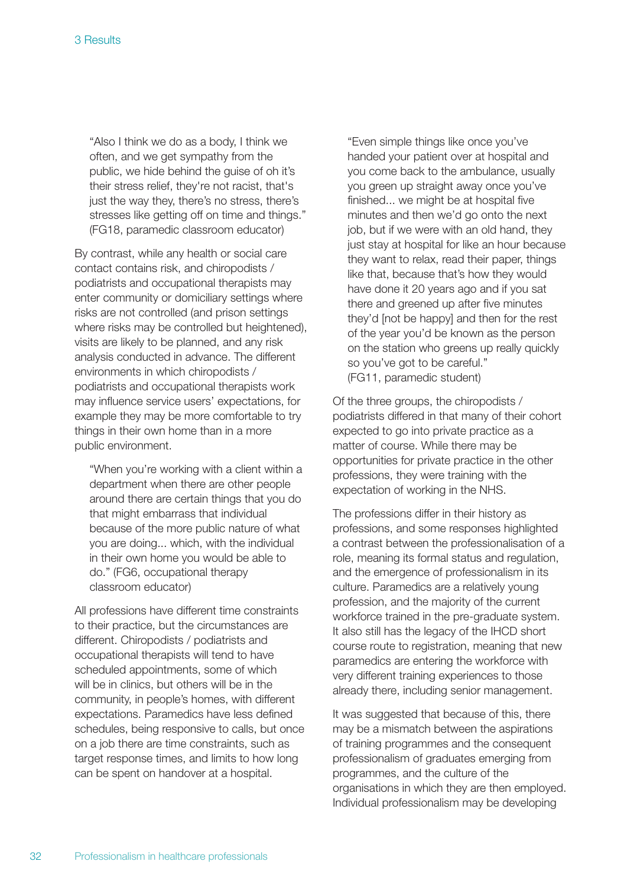> "Also I think we do as a body, I think we often, and we get sympathy from the public, we hide behind the guise of oh it's their stress relief, they're not racist, that's just the way they, there's no stress, there's stresses like getting off on time and things." (FG18, paramedic classroom educator)

By contrast, while any health or social care contact contains risk, and chiropodists / podiatrists and occupational therapists may enter community or domiciliary settings where risks are not controlled (and prison settings where risks may be controlled but heightened), visits are likely to be planned, and any risk analysis conducted in advance. The different environments in which chiropodists / podiatrists and occupational therapists work may influence service users' expectations, for example they may be more comfortable to try things in their own home than in a more public environment.

> "When you're working with a client within a department when there are other people around there are certain things that you do that might embarrass that individual because of the more public nature of what you are doing... which, with the individual in their own home you would be able to do." (FG6, occupational therapy classroom educator)

All professions have different time constraints to their practice, but the circumstances are different. Chiropodists / podiatrists and occupational therapists will tend to have scheduled appointments, some of which will be in clinics, but others will be in the community, in people's homes, with different expectations. Paramedics have less defined schedules, being responsive to calls, but once on a job there are time constraints, such as target response times, and limits to how long can be spent on handover at a hospital.

> "Even simple things like once you've handed your patient over at hospital and you come back to the ambulance, usually you green up straight away once you've finished... we might be at hospital five minutes and then we'd go onto the next job, but if we were with an old hand, they just stay at hospital for like an hour because they want to relax, read their paper, things like that, because that's how they would have done it 20 years ago and if you sat there and greened up after five minutes they'd [not be happy] and then for the rest of the year you'd be known as the person on the station who greens up really quickly so you've got to be careful." (FG11, paramedic student)

Of the three groups, the chiropodists / podiatrists differed in that many of their cohort expected to go into private practice as a matter of course. While there may be opportunities for private practice in the other professions, they were training with the expectation of working in the NHS.

The professions differ in their history as professions, and some responses highlighted a contrast between the professionalisation of a role, meaning its formal status and regulation, and the emergence of professionalism in its culture. Paramedics are a relatively young profession, and the majority of the current workforce trained in the pre-graduate system. It also still has the legacy of the IHCD short course route to registration, meaning that new paramedics are entering the workforce with very different training experiences to those already there, including senior management.

It was suggested that because of this, there may be a mismatch between the aspirations of training programmes and the consequent professionalism of graduates emerging from programmes, and the culture of the organisations in which they are then employed. Individual professionalism may be developing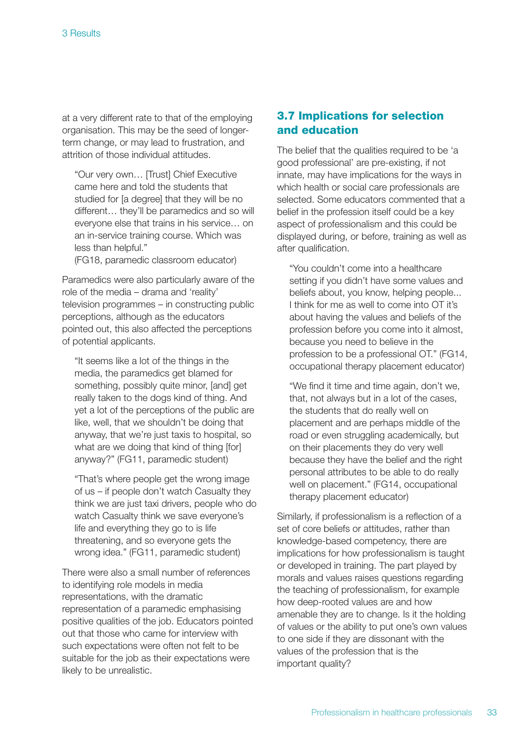at a very different rate to that of the employing organisation. This may be the seed of longer-term change, or may lead to frustration, and attrition of those individual attitudes.

> "Our very own… [Trust] Chief Executive came here and told the students that studied for [a degree] that they will be no different… they'll be paramedics and so will everyone else that trains in his service… on an in-service training course. Which was less than helpful."
> (FG18, paramedic classroom educator)

Paramedics were also particularly aware of the role of the media – drama and 'reality' television programmes – in constructing public perceptions, although as the educators pointed out, this also affected the perceptions of potential applicants.

> "It seems like a lot of the things in the media, the paramedics get blamed for something, possibly quite minor, [and] get really taken to the dogs kind of thing. And yet a lot of the perceptions of the public are like, well, that we shouldn't be doing that anyway, that we're just taxis to hospital, so what are we doing that kind of thing [for] anyway?" (FG11, paramedic student)

> "That's where people get the wrong image of us – if people don't watch Casualty they think we are just taxi drivers, people who do watch Casualty think we save everyone's life and everything they go to is life threatening, and so everyone gets the wrong idea." (FG11, paramedic student)

There were also a small number of references to identifying role models in media representations, with the dramatic representation of a paramedic emphasising positive qualities of the job. Educators pointed out that those who came for interview with such expectations were often not felt to be suitable for the job as their expectations were likely to be unrealistic.

## 3.7 Implications for selection and education

The belief that the qualities required to be 'a good professional' are pre-existing, if not innate, may have implications for the ways in which health or social care professionals are selected. Some educators commented that a belief in the profession itself could be a key aspect of professionalism and this could be displayed during, or before, training as well as after qualification.

> "You couldn't come into a healthcare setting if you didn't have some values and beliefs about, you know, helping people... I think for me as well to come into OT it's about having the values and beliefs of the profession before you come into it almost, because you need to believe in the profession to be a professional OT." (FG14, occupational therapy placement educator)

> "We find it time and time again, don't we, that, not always but in a lot of the cases, the students that do really well on placement and are perhaps middle of the road or even struggling academically, but on their placements they do very well because they have the belief and the right personal attributes to be able to do really well on placement." (FG14, occupational therapy placement educator)

Similarly, if professionalism is a reflection of a set of core beliefs or attitudes, rather than knowledge-based competency, there are implications for how professionalism is taught or developed in training. The part played by morals and values raises questions regarding the teaching of professionalism, for example how deep-rooted values are and how amenable they are to change. Is it the holding of values or the ability to put one's own values to one side if they are dissonant with the values of the profession that is the important quality?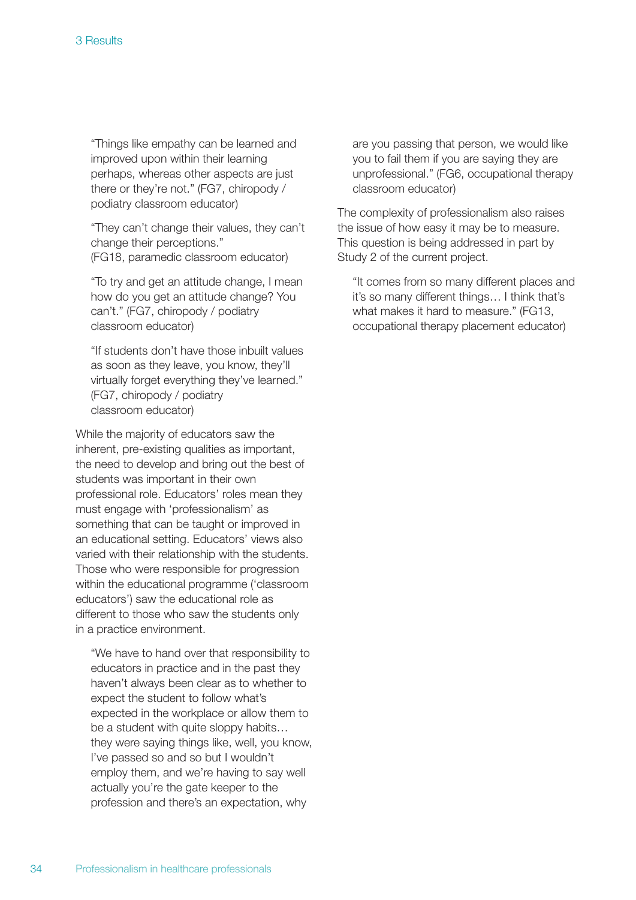> "Things like empathy can be learned and improved upon within their learning perhaps, whereas other aspects are just there or they're not." (FG7, chiropody / podiatry classroom educator)

> "They can't change their values, they can't change their perceptions." (FG18, paramedic classroom educator)

> "To try and get an attitude change, I mean how do you get an attitude change? You can't." (FG7, chiropody / podiatry classroom educator)

> "If students don't have those inbuilt values as soon as they leave, you know, they'll virtually forget everything they've learned." (FG7, chiropody / podiatry classroom educator)

While the majority of educators saw the inherent, pre-existing qualities as important, the need to develop and bring out the best of students was important in their own professional role. Educators' roles mean they must engage with 'professionalism' as something that can be taught or improved in an educational setting. Educators' views also varied with their relationship with the students. Those who were responsible for progression within the educational programme ('classroom educators') saw the educational role as different to those who saw the students only in a practice environment.

> "We have to hand over that responsibility to educators in practice and in the past they haven't always been clear as to whether to expect the student to follow what's expected in the workplace or allow them to be a student with quite sloppy habits… they were saying things like, well, you know, I've passed so and so but I wouldn't employ them, and we're having to say well actually you're the gate keeper to the profession and there's an expectation, why are you passing that person, we would like you to fail them if you are saying they are unprofessional." (FG6, occupational therapy classroom educator)

The complexity of professionalism also raises the issue of how easy it may be to measure. This question is being addressed in part by Study 2 of the current project.

> "It comes from so many different places and it's so many different things… I think that's what makes it hard to measure." (FG13, occupational therapy placement educator)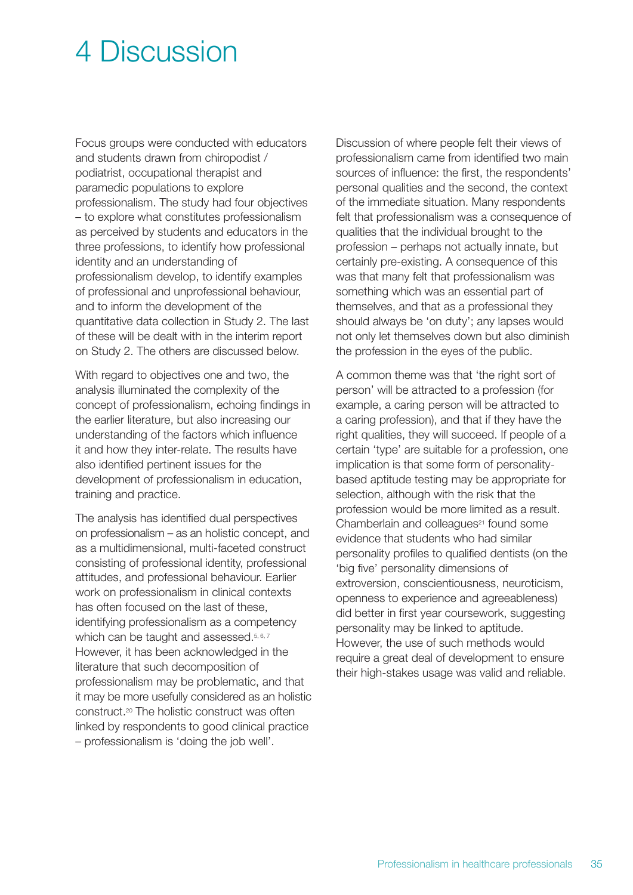# 4 Discussion

Focus groups were conducted with educators and students drawn from chiropodist / podiatrist, occupational therapist and paramedic populations to explore professionalism. The study had four objectives – to explore what constitutes professionalism as perceived by students and educators in the three professions, to identify how professional identity and an understanding of professionalism develop, to identify examples of professional and unprofessional behaviour, and to inform the development of the quantitative data collection in Study 2. The last of these will be dealt with in the interim report on Study 2. The others are discussed below.

With regard to objectives one and two, the analysis illuminated the complexity of the concept of professionalism, echoing findings in the earlier literature, but also increasing our understanding of the factors which influence it and how they inter-relate. The results have also identified pertinent issues for the development of professionalism in education, training and practice.

The analysis has identified dual perspectives on professionalism – as an holistic concept, and as a multidimensional, multi-faceted construct consisting of professional identity, professional attitudes, and professional behaviour. Earlier work on professionalism in clinical contexts has often focused on the last of these, identifying professionalism as a competency which can be taught and assessed.[5, 6, 7] However, it has been acknowledged in the literature that such decomposition of professionalism may be problematic, and that it may be more usefully considered as an holistic construct.[20] The holistic construct was often linked by respondents to good clinical practice – professionalism is 'doing the job well'.

Discussion of where people felt their views of professionalism came from identified two main sources of influence: the first, the respondents' personal qualities and the second, the context of the immediate situation. Many respondents felt that professionalism was a consequence of qualities that the individual brought to the profession – perhaps not actually innate, but certainly pre-existing. A consequence of this was that many felt that professionalism was something which was an essential part of themselves, and that as a professional they should always be 'on duty'; any lapses would not only let themselves down but also diminish the profession in the eyes of the public.

A common theme was that 'the right sort of person' will be attracted to a profession (for example, a caring person will be attracted to a caring profession), and that if they have the right qualities, they will succeed. If people of a certain 'type' are suitable for a profession, one implication is that some form of personality-based aptitude testing may be appropriate for selection, although with the risk that the profession would be more limited as a result. Chamberlain and colleagues[21] found some evidence that students who had similar personality profiles to qualified dentists (on the 'big five' personality dimensions of extroversion, conscientiousness, neuroticism, openness to experience and agreeableness) did better in first year coursework, suggesting personality may be linked to aptitude. However, the use of such methods would require a great deal of development to ensure their high-stakes usage was valid and reliable.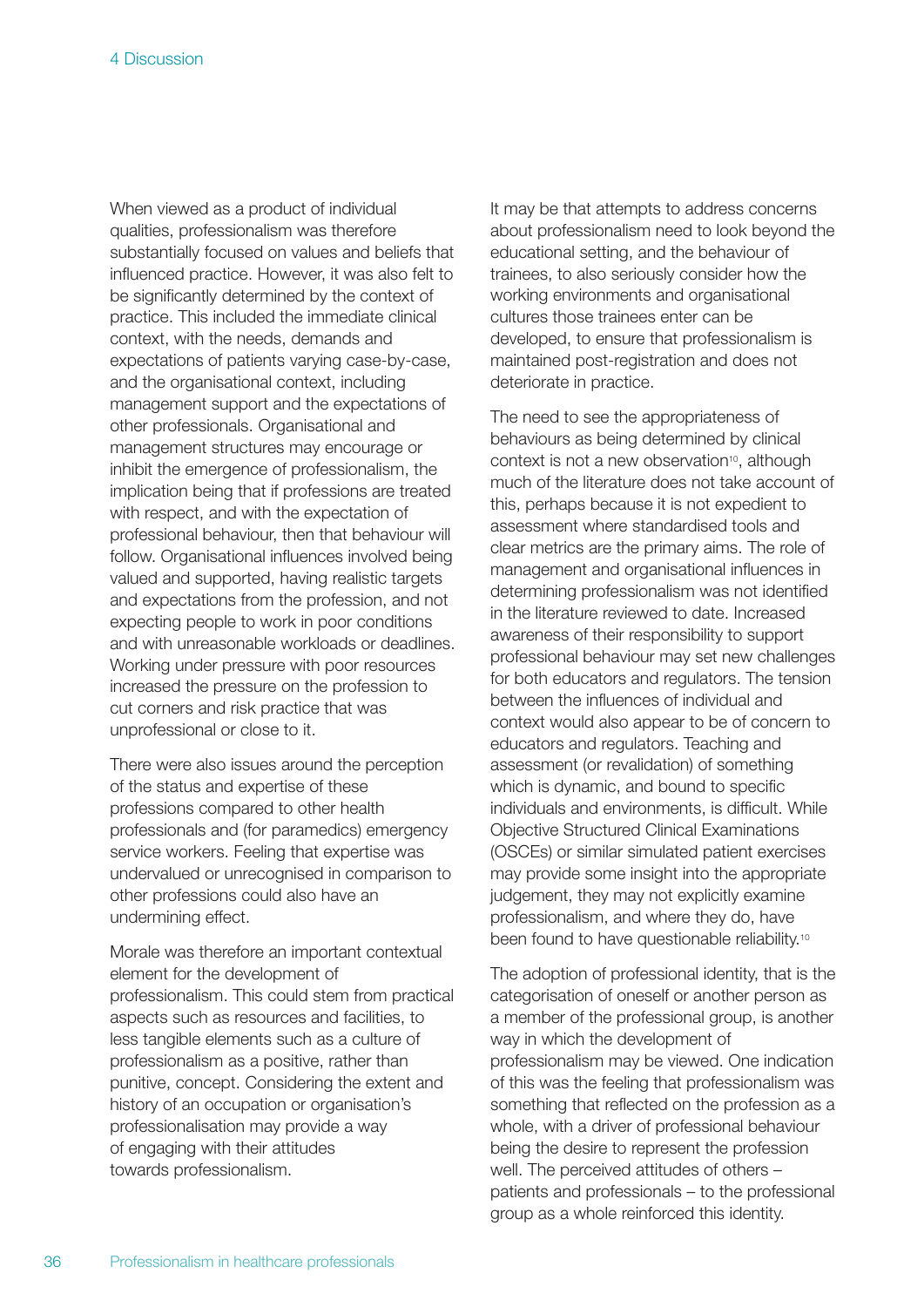When viewed as a product of individual qualities, professionalism was therefore substantially focused on values and beliefs that influenced practice. However, it was also felt to be significantly determined by the context of practice. This included the immediate clinical context, with the needs, demands and expectations of patients varying case-by-case, and the organisational context, including management support and the expectations of other professionals. Organisational and management structures may encourage or inhibit the emergence of professionalism, the implication being that if professions are treated with respect, and with the expectation of professional behaviour, then that behaviour will follow. Organisational influences involved being valued and supported, having realistic targets and expectations from the profession, and not expecting people to work in poor conditions and with unreasonable workloads or deadlines. Working under pressure with poor resources increased the pressure on the profession to cut corners and risk practice that was unprofessional or close to it.

There were also issues around the perception of the status and expertise of these professions compared to other health professionals and (for paramedics) emergency service workers. Feeling that expertise was undervalued or unrecognised in comparison to other professions could also have an undermining effect.

Morale was therefore an important contextual element for the development of professionalism. This could stem from practical aspects such as resources and facilities, to less tangible elements such as a culture of professionalism as a positive, rather than punitive, concept. Considering the extent and history of an occupation or organisation's professionalisation may provide a way of engaging with their attitudes towards professionalism.

It may be that attempts to address concerns about professionalism need to look beyond the educational setting, and the behaviour of trainees, to also seriously consider how the working environments and organisational cultures those trainees enter can be developed, to ensure that professionalism is maintained post-registration and does not deteriorate in practice.

The need to see the appropriateness of behaviours as being determined by clinical context is not a new observation[10], although much of the literature does not take account of this, perhaps because it is not expedient to assessment where standardised tools and clear metrics are the primary aims. The role of management and organisational influences in determining professionalism was not identified in the literature reviewed to date. Increased awareness of their responsibility to support professional behaviour may set new challenges for both educators and regulators. The tension between the influences of individual and context would also appear to be of concern to educators and regulators. Teaching and assessment (or revalidation) of something which is dynamic, and bound to specific individuals and environments, is difficult. While Objective Structured Clinical Examinations (OSCEs) or similar simulated patient exercises may provide some insight into the appropriate judgement, they may not explicitly examine professionalism, and where they do, have been found to have questionable reliability.[10]

The adoption of professional identity, that is the categorisation of oneself or another person as a member of the professional group, is another way in which the development of professionalism may be viewed. One indication of this was the feeling that professionalism was something that reflected on the profession as a whole, with a driver of professional behaviour being the desire to represent the profession well. The perceived attitudes of others – patients and professionals – to the professional group as a whole reinforced this identity.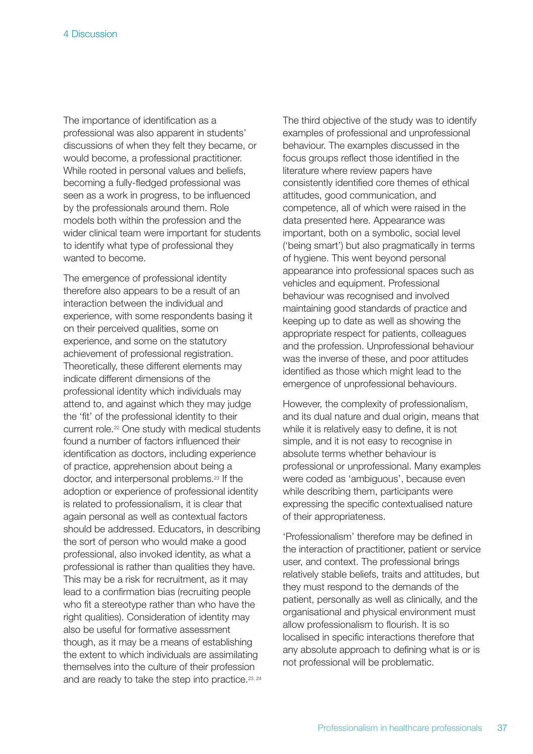The importance of identification as a professional was also apparent in students' discussions of when they felt they became, or would become, a professional practitioner. While rooted in personal values and beliefs, becoming a fully-fledged professional was seen as a work in progress, to be influenced by the professionals around them. Role models both within the profession and the wider clinical team were important for students to identify what type of professional they wanted to become.

The emergence of professional identity therefore also appears to be a result of an interaction between the individual and experience, with some respondents basing it on their perceived qualities, some on experience, and some on the statutory achievement of professional registration. Theoretically, these different elements may indicate different dimensions of the professional identity which individuals may attend to, and against which they may judge the 'fit' of the professional identity to their current role.[22] One study with medical students found a number of factors influenced their identification as doctors, including experience of practice, apprehension about being a doctor, and interpersonal problems.[23] If the adoption or experience of professional identity is related to professionalism, it is clear that again personal as well as contextual factors should be addressed. Educators, in describing the sort of person who would make a good professional, also invoked identity, as what a professional is rather than qualities they have. This may be a risk for recruitment, as it may lead to a confirmation bias (recruiting people who fit a stereotype rather than who have the right qualities). Consideration of identity may also be useful for formative assessment though, as it may be a means of establishing the extent to which individuals are assimilating themselves into the culture of their profession and are ready to take the step into practice.[23, 24]

The third objective of the study was to identify examples of professional and unprofessional behaviour. The examples discussed in the focus groups reflect those identified in the literature where review papers have consistently identified core themes of ethical attitudes, good communication, and competence, all of which were raised in the data presented here. Appearance was important, both on a symbolic, social level ('being smart') but also pragmatically in terms of hygiene. This went beyond personal appearance into professional spaces such as vehicles and equipment. Professional behaviour was recognised and involved maintaining good standards of practice and keeping up to date as well as showing the appropriate respect for patients, colleagues and the profession. Unprofessional behaviour was the inverse of these, and poor attitudes identified as those which might lead to the emergence of unprofessional behaviours.

However, the complexity of professionalism, and its dual nature and dual origin, means that while it is relatively easy to define, it is not simple, and it is not easy to recognise in absolute terms whether behaviour is professional or unprofessional. Many examples were coded as 'ambiguous', because even while describing them, participants were expressing the specific contextualised nature of their appropriateness.

'Professionalism' therefore may be defined in the interaction of practitioner, patient or service user, and context. The professional brings relatively stable beliefs, traits and attitudes, but they must respond to the demands of the patient, personally as well as clinically, and the organisational and physical environment must allow professionalism to flourish. It is so localised in specific interactions therefore that any absolute approach to defining what is or is not professional will be problematic.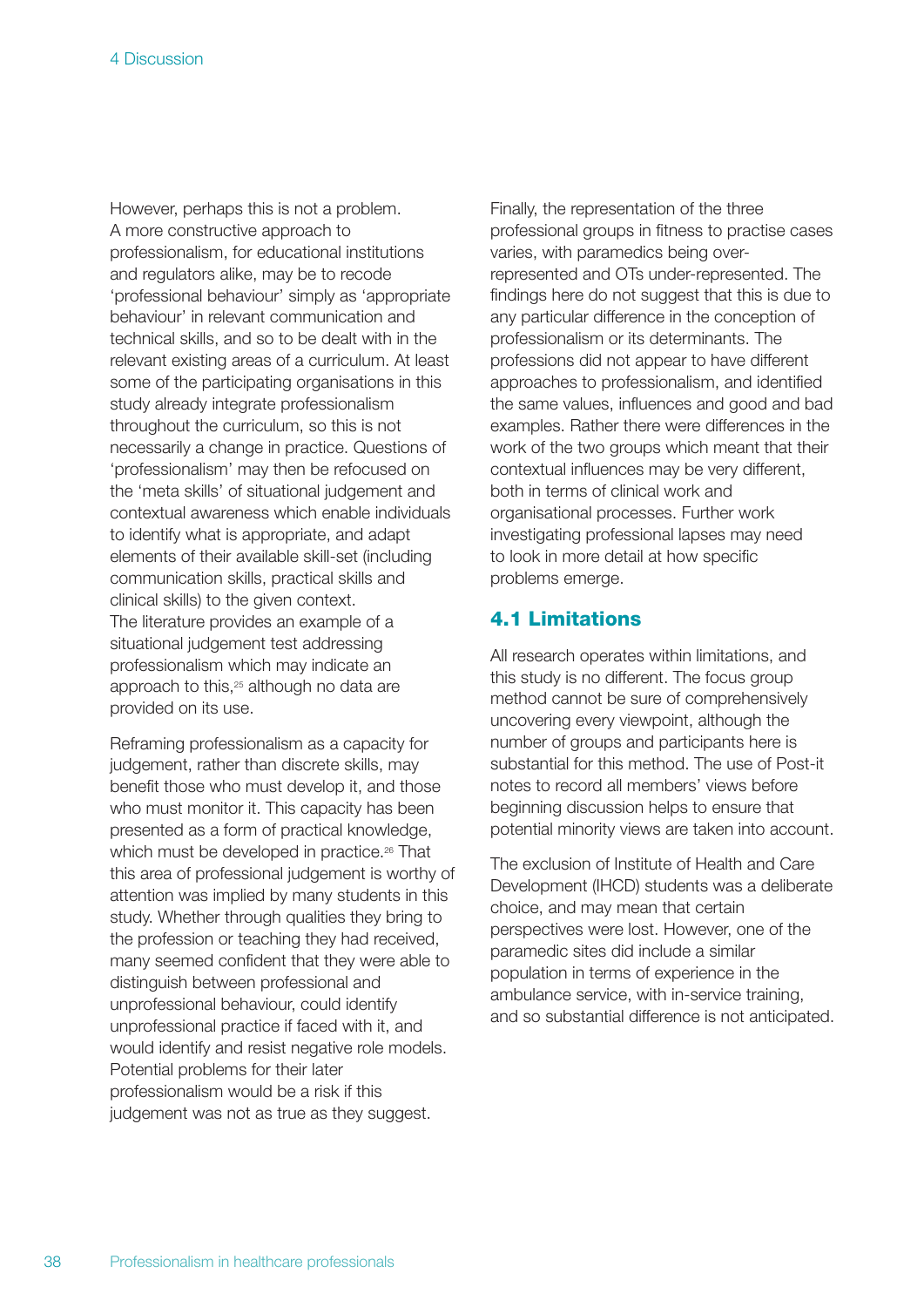However, perhaps this is not a problem. A more constructive approach to professionalism, for educational institutions and regulators alike, may be to recode 'professional behaviour' simply as 'appropriate behaviour' in relevant communication and technical skills, and so to be dealt with in the relevant existing areas of a curriculum. At least some of the participating organisations in this study already integrate professionalism throughout the curriculum, so this is not necessarily a change in practice. Questions of 'professionalism' may then be refocused on the 'meta skills' of situational judgement and contextual awareness which enable individuals to identify what is appropriate, and adapt elements of their available skill-set (including communication skills, practical skills and clinical skills) to the given context. The literature provides an example of a situational judgement test addressing professionalism which may indicate an approach to this,[25] although no data are provided on its use.

Reframing professionalism as a capacity for judgement, rather than discrete skills, may benefit those who must develop it, and those who must monitor it. This capacity has been presented as a form of practical knowledge, which must be developed in practice.[26] That this area of professional judgement is worthy of attention was implied by many students in this study. Whether through qualities they bring to the profession or teaching they had received, many seemed confident that they were able to distinguish between professional and unprofessional behaviour, could identify unprofessional practice if faced with it, and would identify and resist negative role models. Potential problems for their later professionalism would be a risk if this judgement was not as true as they suggest.

Finally, the representation of the three professional groups in fitness to practise cases varies, with paramedics being over-represented and OTs under-represented. The findings here do not suggest that this is due to any particular difference in the conception of professionalism or its determinants. The professions did not appear to have different approaches to professionalism, and identified the same values, influences and good and bad examples. Rather there were differences in the work of the two groups which meant that their contextual influences may be very different, both in terms of clinical work and organisational processes. Further work investigating professional lapses may need to look in more detail at how specific problems emerge.

## 4.1 Limitations

All research operates within limitations, and this study is no different. The focus group method cannot be sure of comprehensively uncovering every viewpoint, although the number of groups and participants here is substantial for this method. The use of Post-it notes to record all members' views before beginning discussion helps to ensure that potential minority views are taken into account.

The exclusion of Institute of Health and Care Development (IHCD) students was a deliberate choice, and may mean that certain perspectives were lost. However, one of the paramedic sites did include a similar population in terms of experience in the ambulance service, with in-service training, and so substantial difference is not anticipated.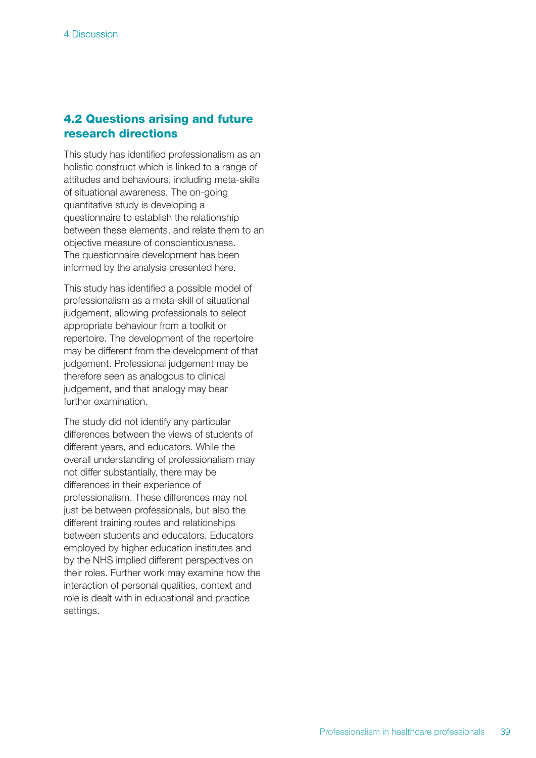## 4.2 Questions arising and future research directions

This study has identified professionalism as an holistic construct which is linked to a range of attitudes and behaviours, including meta-skills of situational awareness. The on-going quantitative study is developing a questionnaire to establish the relationship between these elements, and relate them to an objective measure of conscientiousness. The questionnaire development has been informed by the analysis presented here.

This study has identified a possible model of professionalism as a meta-skill of situational judgement, allowing professionals to select appropriate behaviour from a toolkit or repertoire. The development of the repertoire may be different from the development of that judgement. Professional judgement may be therefore seen as analogous to clinical judgement, and that analogy may bear further examination.

The study did not identify any particular differences between the views of students of different years, and educators. While the overall understanding of professionalism may not differ substantially, there may be differences in their experience of professionalism. These differences may not just be between professionals, but also the different training routes and relationships between students and educators. Educators employed by higher education institutes and by the NHS implied different perspectives on their roles. Further work may examine how the interaction of personal qualities, context and role is dealt with in educational and practice settings.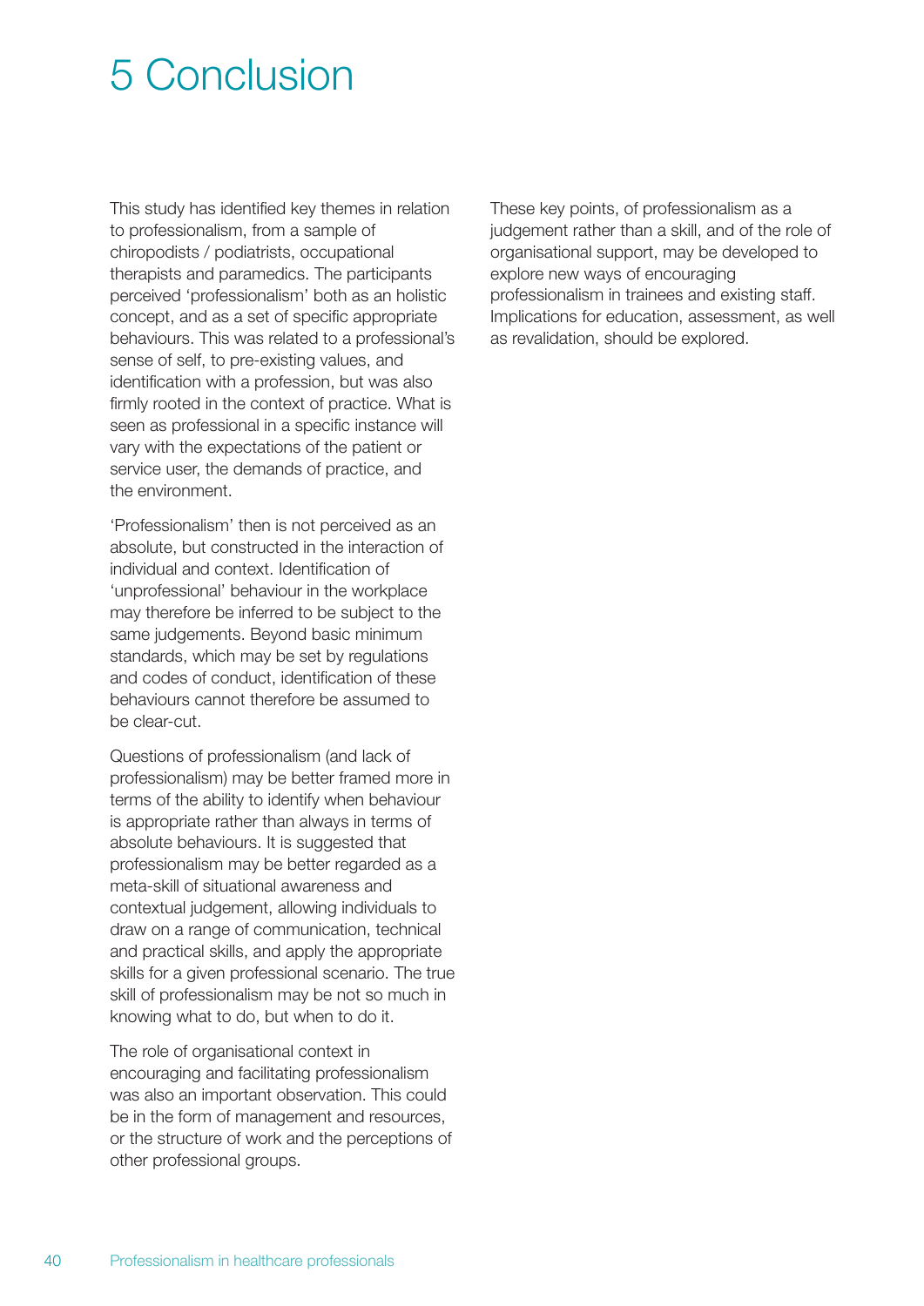# 5 Conclusion

This study has identified key themes in relation to professionalism, from a sample of chiropodists / podiatrists, occupational therapists and paramedics. The participants perceived 'professionalism' both as an holistic concept, and as a set of specific appropriate behaviours. This was related to a professional's sense of self, to pre-existing values, and identification with a profession, but was also firmly rooted in the context of practice. What is seen as professional in a specific instance will vary with the expectations of the patient or service user, the demands of practice, and the environment.

'Professionalism' then is not perceived as an absolute, but constructed in the interaction of individual and context. Identification of 'unprofessional' behaviour in the workplace may therefore be inferred to be subject to the same judgements. Beyond basic minimum standards, which may be set by regulations and codes of conduct, identification of these behaviours cannot therefore be assumed to be clear-cut.

Questions of professionalism (and lack of professionalism) may be better framed more in terms of the ability to identify when behaviour is appropriate rather than always in terms of absolute behaviours. It is suggested that professionalism may be better regarded as a meta-skill of situational awareness and contextual judgement, allowing individuals to draw on a range of communication, technical and practical skills, and apply the appropriate skills for a given professional scenario. The true skill of professionalism may be not so much in knowing what to do, but when to do it.

The role of organisational context in encouraging and facilitating professionalism was also an important observation. This could be in the form of management and resources, or the structure of work and the perceptions of other professional groups.

These key points, of professionalism as a judgement rather than a skill, and of the role of organisational support, may be developed to explore new ways of encouraging professionalism in trainees and existing staff. Implications for education, assessment, as well as revalidation, should be explored.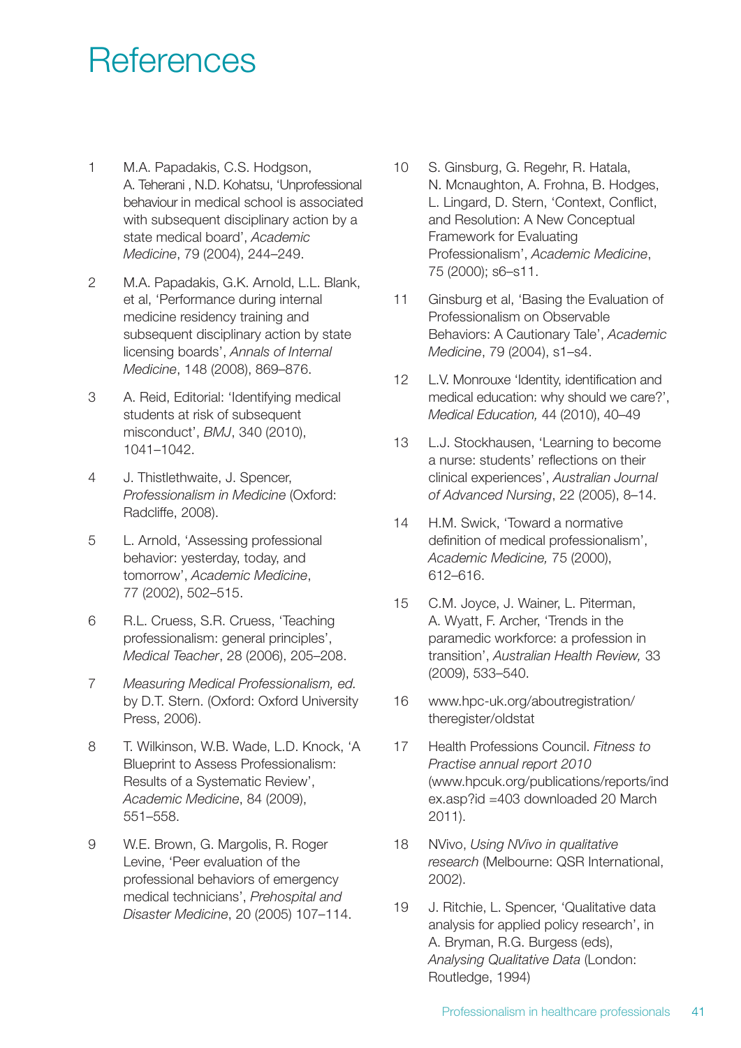# References

1. M.A. Papadakis, C.S. Hodgson, A. Teherani , N.D. Kohatsu, 'Unprofessional behaviour in medical school is associated with subsequent disciplinary action by a state medical board', *Academic Medicine*, 79 (2004), 244–249.
2. M.A. Papadakis, G.K. Arnold, L.L. Blank, et al, 'Performance during internal medicine residency training and subsequent disciplinary action by state licensing boards', *Annals of Internal Medicine*, 148 (2008), 869–876.
3. A. Reid, Editorial: 'Identifying medical students at risk of subsequent misconduct', *BMJ*, 340 (2010), 1041–1042.
4. J. Thistlethwaite, J. Spencer, *Professionalism in Medicine* (Oxford: Radcliffe, 2008).
5. L. Arnold, 'Assessing professional behavior: yesterday, today, and tomorrow', *Academic Medicine*, 77 (2002), 502–515.
6. R.L. Cruess, S.R. Cruess, 'Teaching professionalism: general principles', *Medical Teacher*, 28 (2006), 205–208.
7. *Measuring Medical Professionalism, ed.* by D.T. Stern. (Oxford: Oxford University Press, 2006).
8. T. Wilkinson, W.B. Wade, L.D. Knock, 'A Blueprint to Assess Professionalism: Results of a Systematic Review', *Academic Medicine*, 84 (2009), 551–558.
9. W.E. Brown, G. Margolis, R. Roger Levine, 'Peer evaluation of the professional behaviors of emergency medical technicians', *Prehospital and Disaster Medicine*, 20 (2005) 107–114.
10. S. Ginsburg, G. Regehr, R. Hatala, N. Mcnaughton, A. Frohna, B. Hodges, L. Lingard, D. Stern, 'Context, Conflict, and Resolution: A New Conceptual Framework for Evaluating Professionalism', *Academic Medicine*, 75 (2000); s6–s11.
11. Ginsburg et al, 'Basing the Evaluation of Professionalism on Observable Behaviors: A Cautionary Tale', *Academic Medicine*, 79 (2004), s1–s4.
12. L.V. Monrouxe 'Identity, identification and medical education: why should we care?', *Medical Education,* 44 (2010), 40–49
13. L.J. Stockhausen, 'Learning to become a nurse: students' reflections on their clinical experiences', *Australian Journal of Advanced Nursing*, 22 (2005), 8–14.
14. H.M. Swick, 'Toward a normative definition of medical professionalism', *Academic Medicine,* 75 (2000), 612–616.
15. C.M. Joyce, J. Wainer, L. Piterman, A. Wyatt, F. Archer, 'Trends in the paramedic workforce: a profession in transition', *Australian Health Review,* 33 (2009), 533–540.
16. www.hpc-uk.org/aboutregistration/theregister/oldstat
17. Health Professions Council. *Fitness to Practise annual report 2010* (www.hpcuk.org/publications/reports/index.asp?id =403 downloaded 20 March 2011).
18. NVivo, *Using NVivo in qualitative research* (Melbourne: QSR International, 2002).
19. J. Ritchie, L. Spencer, 'Qualitative data analysis for applied policy research', in A. Bryman, R.G. Burgess (eds), *Analysing Qualitative Data* (London: Routledge, 1994)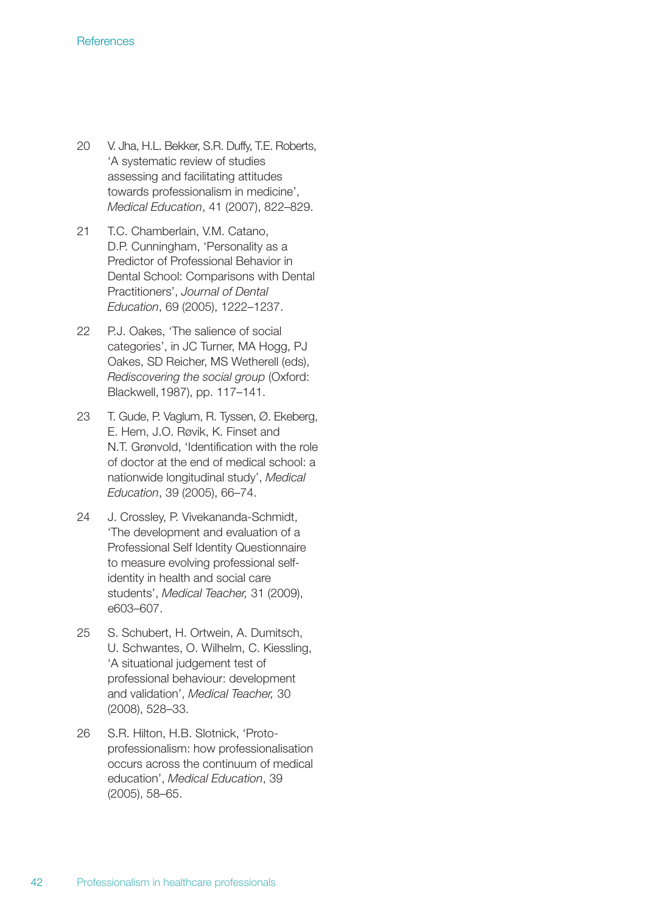20 V. Jha, H.L. Bekker, S.R. Duffy, T.E. Roberts, 'A systematic review of studies assessing and facilitating attitudes towards professionalism in medicine', *Medical Education*, 41 (2007), 822–829.

21 T.C. Chamberlain, V.M. Catano, D.P. Cunningham, 'Personality as a Predictor of Professional Behavior in Dental School: Comparisons with Dental Practitioners', *Journal of Dental Education*, 69 (2005), 1222–1237.

22 P.J. Oakes, 'The salience of social categories', in JC Turner, MA Hogg, PJ Oakes, SD Reicher, MS Wetherell (eds), *Rediscovering the social group* (Oxford: Blackwell, 1987), pp. 117–141.

23 T. Gude, P. Vaglum, R. Tyssen, Ø. Ekeberg, E. Hem, J.O. Røvik, K. Finset and N.T. Grønvold, 'Identification with the role of doctor at the end of medical school: a nationwide longitudinal study', *Medical Education*, 39 (2005), 66–74.

24 J. Crossley, P. Vivekananda-Schmidt, 'The development and evaluation of a Professional Self Identity Questionnaire to measure evolving professional self-identity in health and social care students', *Medical Teacher,* 31 (2009), e603–607.

25 S. Schubert, H. Ortwein, A. Dumitsch, U. Schwantes, O. Wilhelm, C. Kiessling, 'A situational judgement test of professional behaviour: development and validation', *Medical Teacher,* 30 (2008), 528–33.

26 S.R. Hilton, H.B. Slotnick, 'Proto-professionalism: how professionalisation occurs across the continuum of medical education', *Medical Education*, 39 (2005), 58–65.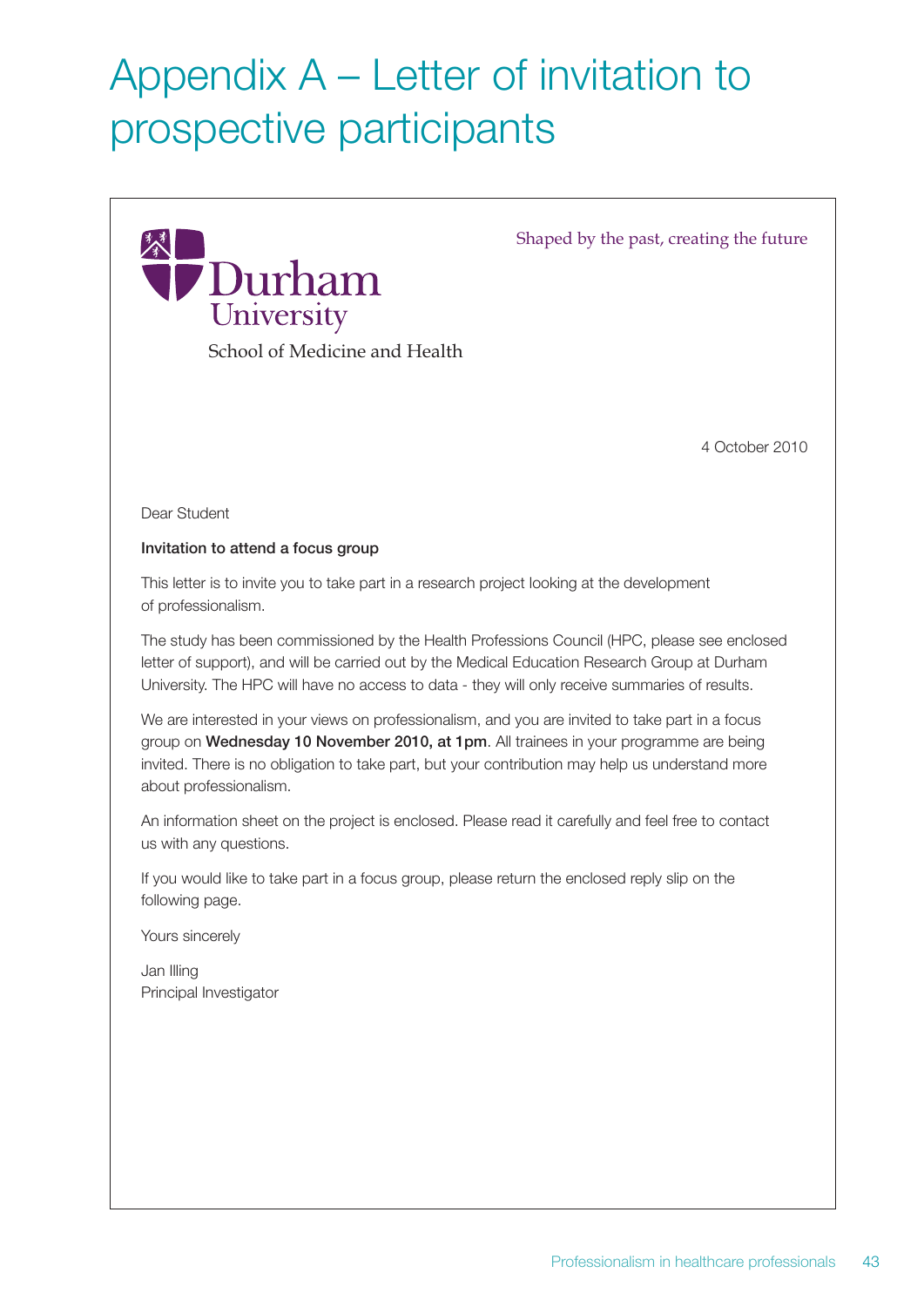# Appendix A – Letter of invitation to prospective participants

Durham University

School of Medicine and Health

Shaped by the past, creating the future

4 October 2010

Dear Student

**Invitation to attend a focus group**

This letter is to invite you to take part in a research project looking at the development of professionalism.

The study has been commissioned by the Health Professions Council (HPC, please see enclosed letter of support), and will be carried out by the Medical Education Research Group at Durham University. The HPC will have no access to data - they will only receive summaries of results.

We are interested in your views on professionalism, and you are invited to take part in a focus group on **Wednesday 10 November 2010, at 1pm**. All trainees in your programme are being invited. There is no obligation to take part, but your contribution may help us understand more about professionalism.

An information sheet on the project is enclosed. Please read it carefully and feel free to contact us with any questions.

If you would like to take part in a focus group, please return the enclosed reply slip on the following page.

Yours sincerely

Jan Illing
Principal Investigator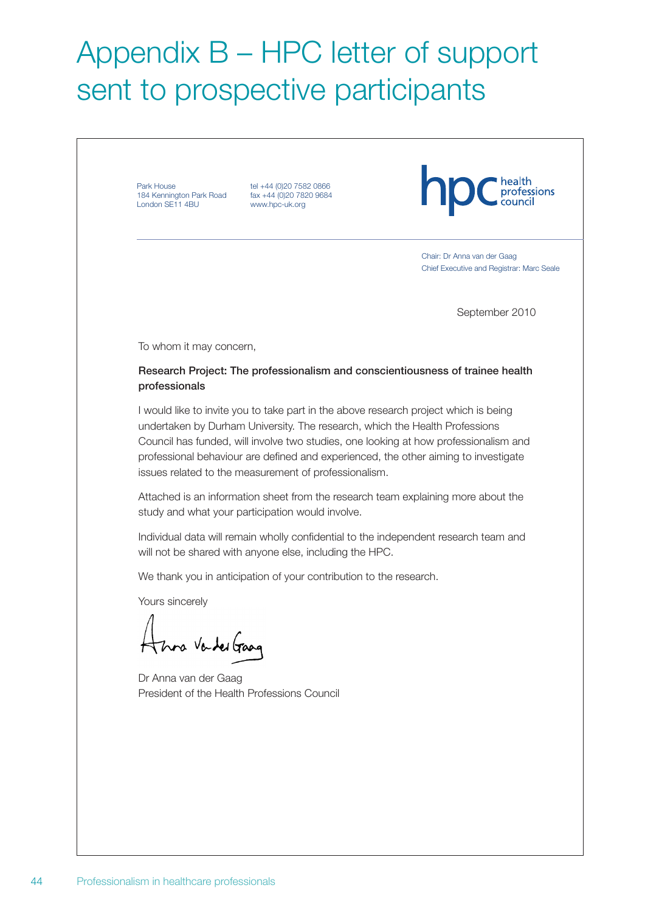# Appendix B – HPC letter of support sent to prospective participants

Park House
184 Kennington Park Road
London SE11 4BU

tel +44 (0)20 7582 0866
fax +44 (0)20 7820 9684
www.hpc-uk.org

hpc health professions council

Chair: Dr Anna van der Gaag
Chief Executive and Registrar: Marc Seale

September 2010

To whom it may concern,

**Research Project: The professionalism and conscientiousness of trainee health professionals**

I would like to invite you to take part in the above research project which is being undertaken by Durham University. The research, which the Health Professions Council has funded, will involve two studies, one looking at how professionalism and professional behaviour are defined and experienced, the other aiming to investigate issues related to the measurement of professionalism.

Attached is an information sheet from the research team explaining more about the study and what your participation would involve.

Individual data will remain wholly confidential to the independent research team and will not be shared with anyone else, including the HPC.

We thank you in anticipation of your contribution to the research.

Yours sincerely

Anna Van der Gaag

Dr Anna van der Gaag
President of the Health Professions Council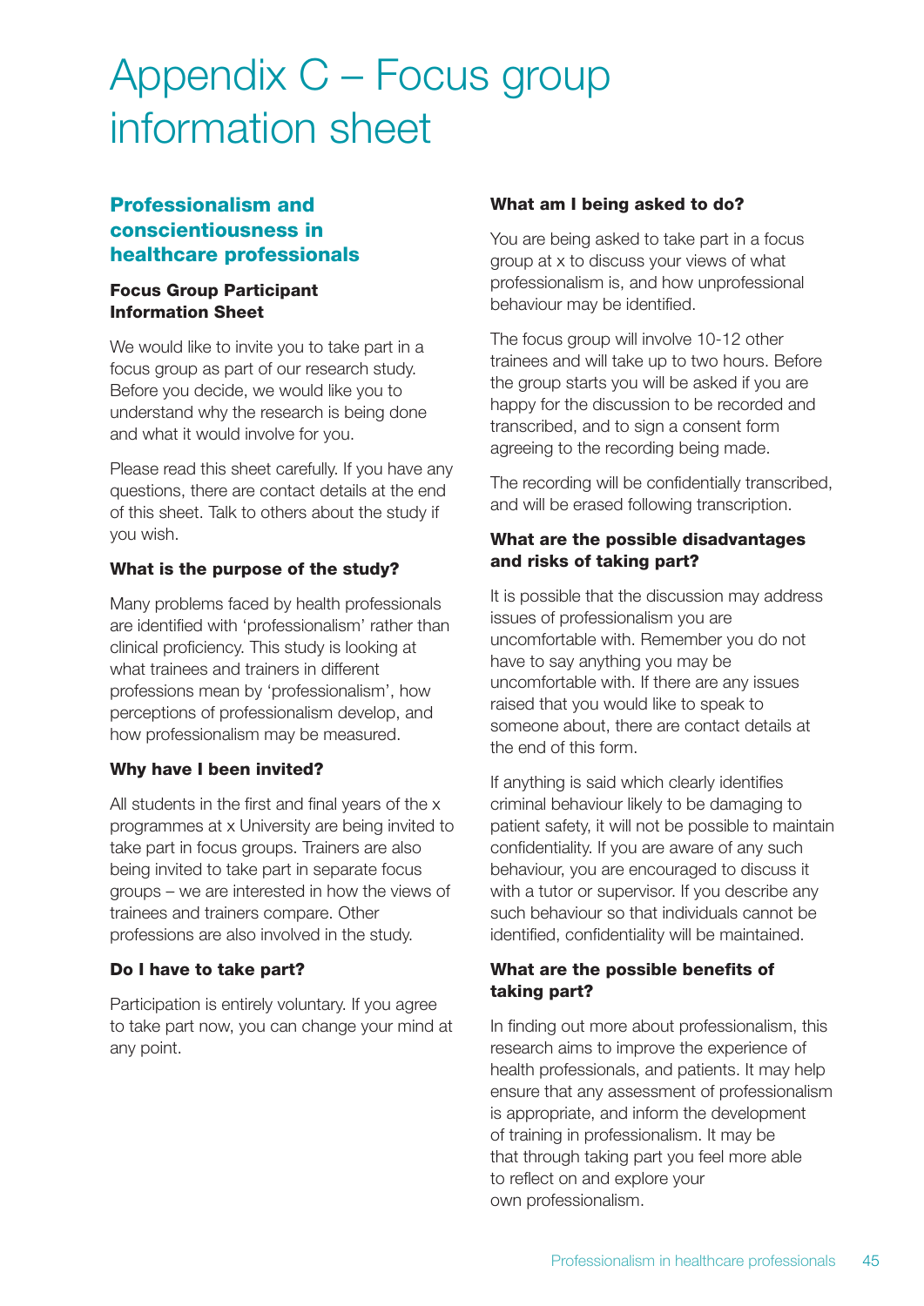# Appendix C – Focus group information sheet

## Professionalism and conscientiousness in healthcare professionals

**Focus Group Participant Information Sheet**

We would like to invite you to take part in a focus group as part of our research study. Before you decide, we would like you to understand why the research is being done and what it would involve for you.

Please read this sheet carefully. If you have any questions, there are contact details at the end of this sheet. Talk to others about the study if you wish.

**What is the purpose of the study?**

Many problems faced by health professionals are identified with 'professionalism' rather than clinical proficiency. This study is looking at what trainees and trainers in different professions mean by 'professionalism', how perceptions of professionalism develop, and how professionalism may be measured.

**Why have I been invited?**

All students in the first and final years of the x programmes at x University are being invited to take part in focus groups. Trainers are also being invited to take part in separate focus groups – we are interested in how the views of trainees and trainers compare. Other professions are also involved in the study.

**Do I have to take part?**

Participation is entirely voluntary. If you agree to take part now, you can change your mind at any point.

**What am I being asked to do?**

You are being asked to take part in a focus group at x to discuss your views of what professionalism is, and how unprofessional behaviour may be identified.

The focus group will involve 10-12 other trainees and will take up to two hours. Before the group starts you will be asked if you are happy for the discussion to be recorded and transcribed, and to sign a consent form agreeing to the recording being made.

The recording will be confidentially transcribed, and will be erased following transcription.

**What are the possible disadvantages and risks of taking part?**

It is possible that the discussion may address issues of professionalism you are uncomfortable with. Remember you do not have to say anything you may be uncomfortable with. If there are any issues raised that you would like to speak to someone about, there are contact details at the end of this form.

If anything is said which clearly identifies criminal behaviour likely to be damaging to patient safety, it will not be possible to maintain confidentiality. If you are aware of any such behaviour, you are encouraged to discuss it with a tutor or supervisor. If you describe any such behaviour so that individuals cannot be identified, confidentiality will be maintained.

**What are the possible benefits of taking part?**

In finding out more about professionalism, this research aims to improve the experience of health professionals, and patients. It may help ensure that any assessment of professionalism is appropriate, and inform the development of training in professionalism. It may be that through taking part you feel more able to reflect on and explore your own professionalism.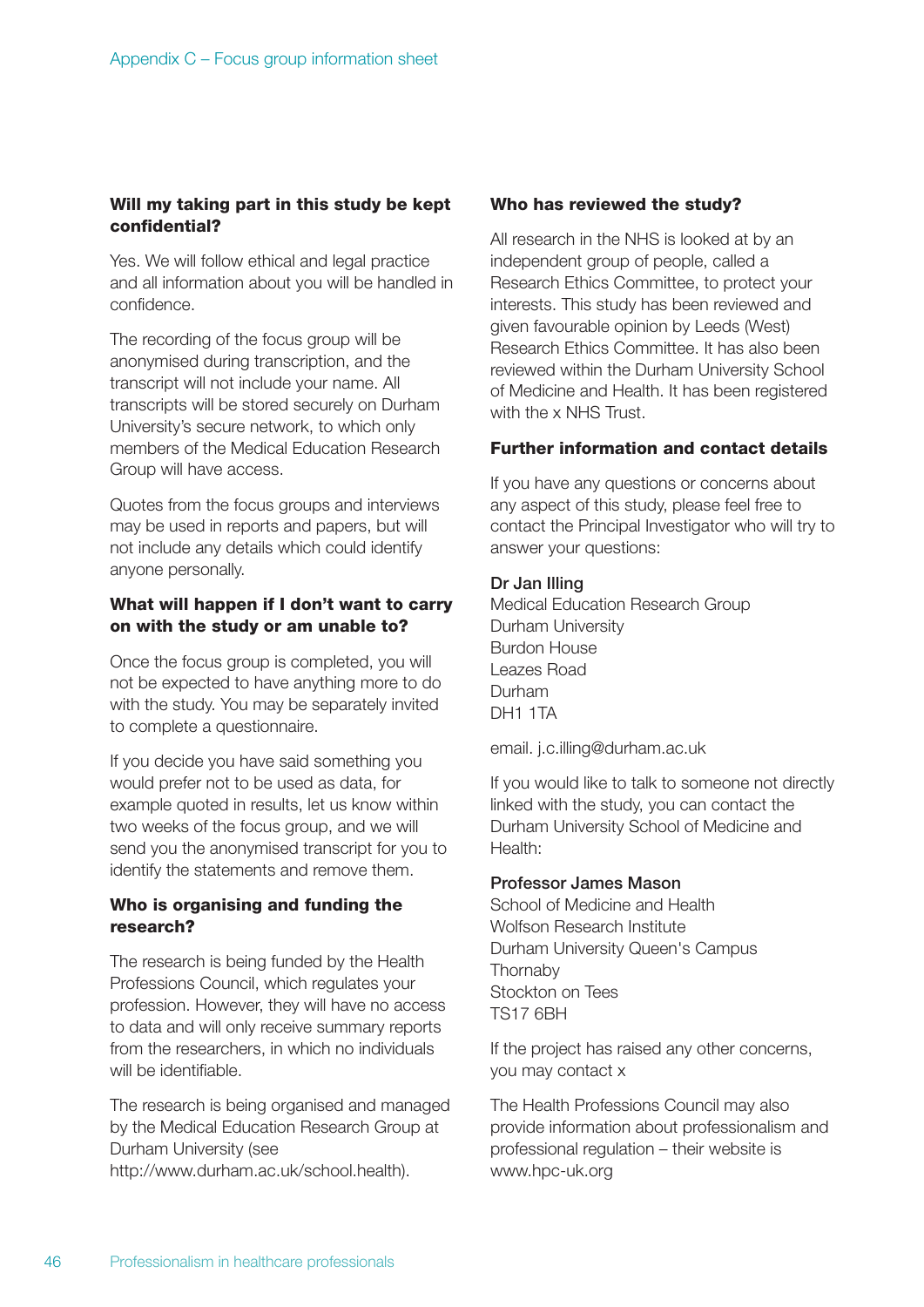#### Will my taking part in this study be kept confidential?

Yes. We will follow ethical and legal practice and all information about you will be handled in confidence.

The recording of the focus group will be anonymised during transcription, and the transcript will not include your name. All transcripts will be stored securely on Durham University's secure network, to which only members of the Medical Education Research Group will have access.

Quotes from the focus groups and interviews may be used in reports and papers, but will not include any details which could identify anyone personally.

#### What will happen if I don't want to carry on with the study or am unable to?

Once the focus group is completed, you will not be expected to have anything more to do with the study. You may be separately invited to complete a questionnaire.

If you decide you have said something you would prefer not to be used as data, for example quoted in results, let us know within two weeks of the focus group, and we will send you the anonymised transcript for you to identify the statements and remove them.

#### Who is organising and funding the research?

The research is being funded by the Health Professions Council, which regulates your profession. However, they will have no access to data and will only receive summary reports from the researchers, in which no individuals will be identifiable.

The research is being organised and managed by the Medical Education Research Group at Durham University (see http://www.durham.ac.uk/school.health).

#### Who has reviewed the study?

All research in the NHS is looked at by an independent group of people, called a Research Ethics Committee, to protect your interests. This study has been reviewed and given favourable opinion by Leeds (West) Research Ethics Committee. It has also been reviewed within the Durham University School of Medicine and Health. It has been registered with the x NHS Trust.

#### Further information and contact details

If you have any questions or concerns about any aspect of this study, please feel free to contact the Principal Investigator who will try to answer your questions:

Dr Jan Illing
Medical Education Research Group
Durham University
Burdon House
Leazes Road
Durham
DH1 1TA

email. j.c.illing@durham.ac.uk

If you would like to talk to someone not directly linked with the study, you can contact the Durham University School of Medicine and Health:

Professor James Mason
School of Medicine and Health
Wolfson Research Institute
Durham University Queen's Campus
Thornaby
Stockton on Tees
TS17 6BH

If the project has raised any other concerns, you may contact x

The Health Professions Council may also provide information about professionalism and professional regulation – their website is www.hpc-uk.org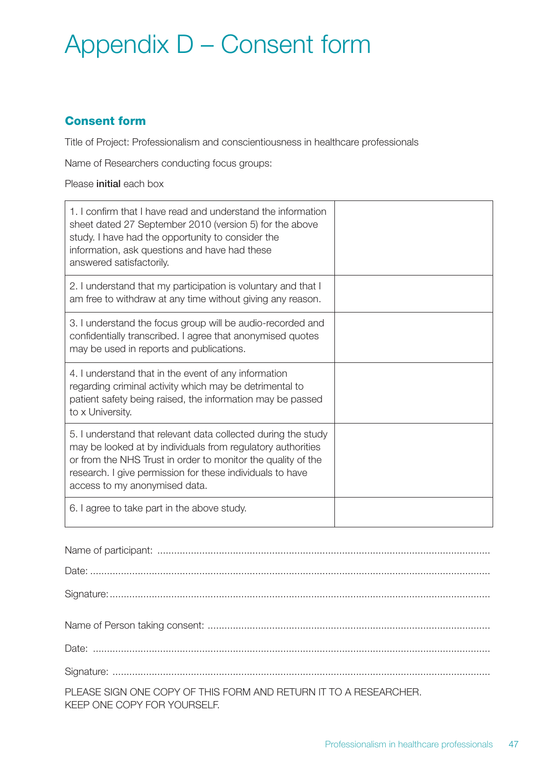# Appendix D – Consent form

### Consent form

Title of Project: Professionalism and conscientiousness in healthcare professionals

Name of Researchers conducting focus groups:

Please **initial** each box

| | |
|---|---|
| 1. I confirm that I have read and understand the information sheet dated 27 September 2010 (version 5) for the above study. I have had the opportunity to consider the information, ask questions and have had these answered satisfactorily. | |
| 2. I understand that my participation is voluntary and that I am free to withdraw at any time without giving any reason. | |
| 3. I understand the focus group will be audio-recorded and confidentially transcribed. I agree that anonymised quotes may be used in reports and publications. | |
| 4. I understand that in the event of any information regarding criminal activity which may be detrimental to patient safety being raised, the information may be passed to x University. | |
| 5. I understand that relevant data collected during the study may be looked at by individuals from regulatory authorities or from the NHS Trust in order to monitor the quality of the research. I give permission for these individuals to have access to my anonymised data. | |
| 6. I agree to take part in the above study. | |

Name of participant: ..........................................................................................................

Date: ..........................................................................................................................

Signature: ....................................................................................................................

Name of Person taking consent: ...........................................................................................

Date: ..........................................................................................................................

Signature: ....................................................................................................................

PLEASE SIGN ONE COPY OF THIS FORM AND RETURN IT TO A RESEARCHER.
KEEP ONE COPY FOR YOURSELF.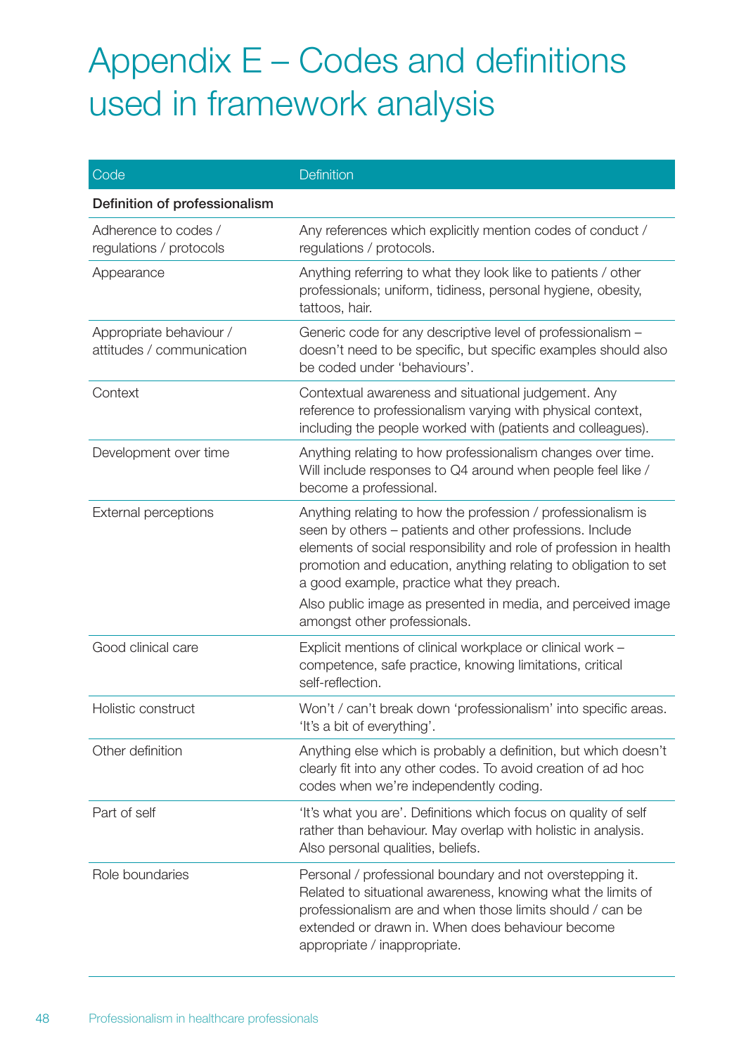# Appendix E – Codes and definitions used in framework analysis

| Code | Definition |
|---|---|
| **Definition of professionalism** | |
| Adherence to codes / regulations / protocols | Any references which explicitly mention codes of conduct / regulations / protocols. |
| Appearance | Anything referring to what they look like to patients / other professionals; uniform, tidiness, personal hygiene, obesity, tattoos, hair. |
| Appropriate behaviour / attitudes / communication | Generic code for any descriptive level of professionalism – doesn't need to be specific, but specific examples should also be coded under 'behaviours'. |
| Context | Contextual awareness and situational judgement. Any reference to professionalism varying with physical context, including the people worked with (patients and colleagues). |
| Development over time | Anything relating to how professionalism changes over time. Will include responses to Q4 around when people feel like / become a professional. |
| External perceptions | Anything relating to how the profession / professionalism is seen by others – patients and other professions. Include elements of social responsibility and role of profession in health promotion and education, anything relating to obligation to set a good example, practice what they preach.<br>Also public image as presented in media, and perceived image amongst other professionals. |
| Good clinical care | Explicit mentions of clinical workplace or clinical work – competence, safe practice, knowing limitations, critical self-reflection. |
| Holistic construct | Won't / can't break down 'professionalism' into specific areas. 'It's a bit of everything'. |
| Other definition | Anything else which is probably a definition, but which doesn't clearly fit into any other codes. To avoid creation of ad hoc codes when we're independently coding. |
| Part of self | 'It's what you are'. Definitions which focus on quality of self rather than behaviour. May overlap with holistic in analysis. Also personal qualities, beliefs. |
| Role boundaries | Personal / professional boundary and not overstepping it. Related to situational awareness, knowing what the limits of professionalism are and when those limits should / can be extended or drawn in. When does behaviour become appropriate / inappropriate. |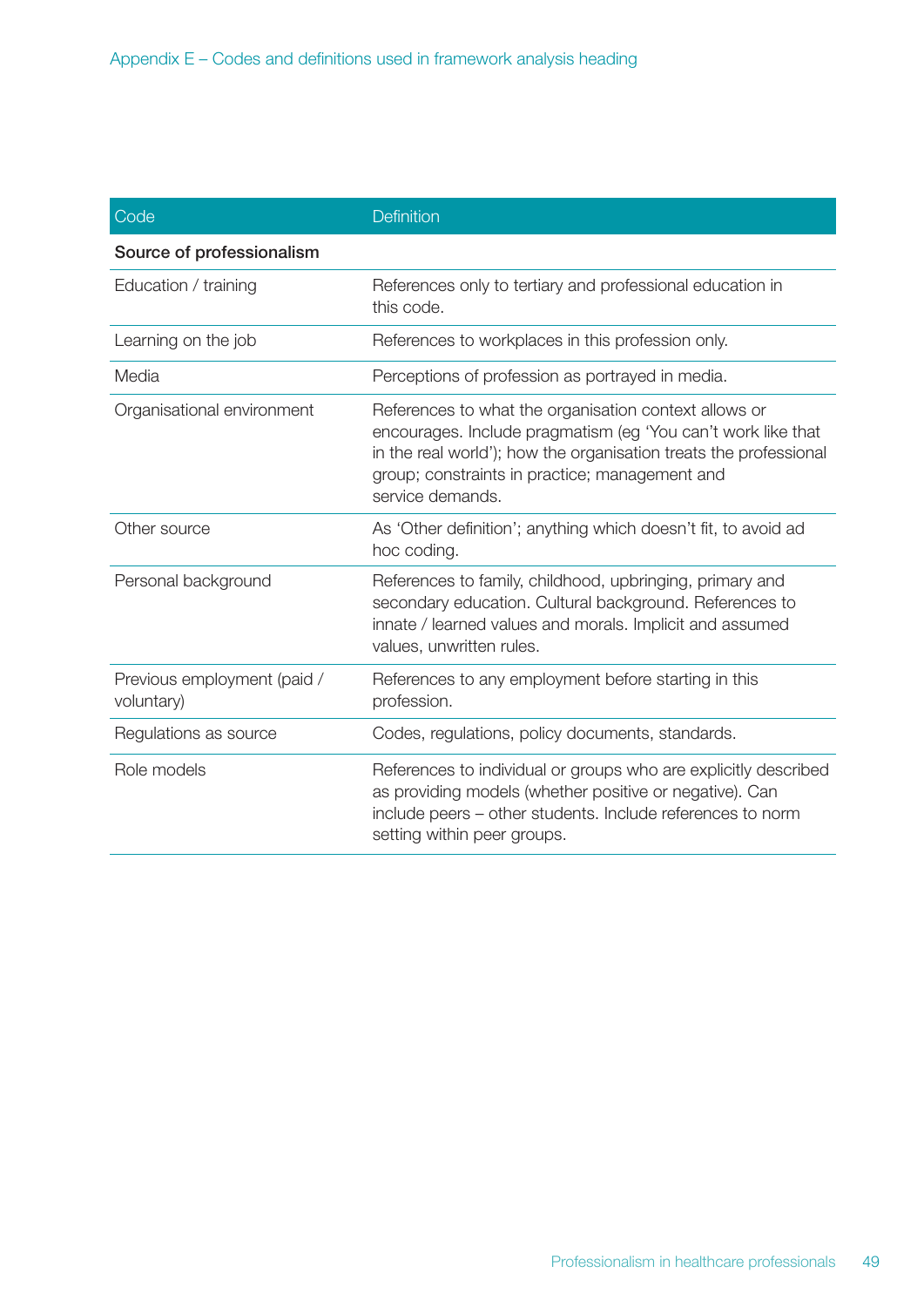## Appendix E – Codes and definitions used in framework analysis heading

| Code | Definition |
|---|---|
| **Source of professionalism** | |
| Education / training | References only to tertiary and professional education in this code. |
| Learning on the job | References to workplaces in this profession only. |
| Media | Perceptions of profession as portrayed in media. |
| Organisational environment | References to what the organisation context allows or encourages. Include pragmatism (eg 'You can't work like that in the real world'); how the organisation treats the professional group; constraints in practice; management and service demands. |
| Other source | As 'Other definition'; anything which doesn't fit, to avoid ad hoc coding. |
| Personal background | References to family, childhood, upbringing, primary and secondary education. Cultural background. References to innate / learned values and morals. Implicit and assumed values, unwritten rules. |
| Previous employment (paid / voluntary) | References to any employment before starting in this profession. |
| Regulations as source | Codes, regulations, policy documents, standards. |
| Role models | References to individual or groups who are explicitly described as providing models (whether positive or negative). Can include peers – other students. Include references to norm setting within peer groups. |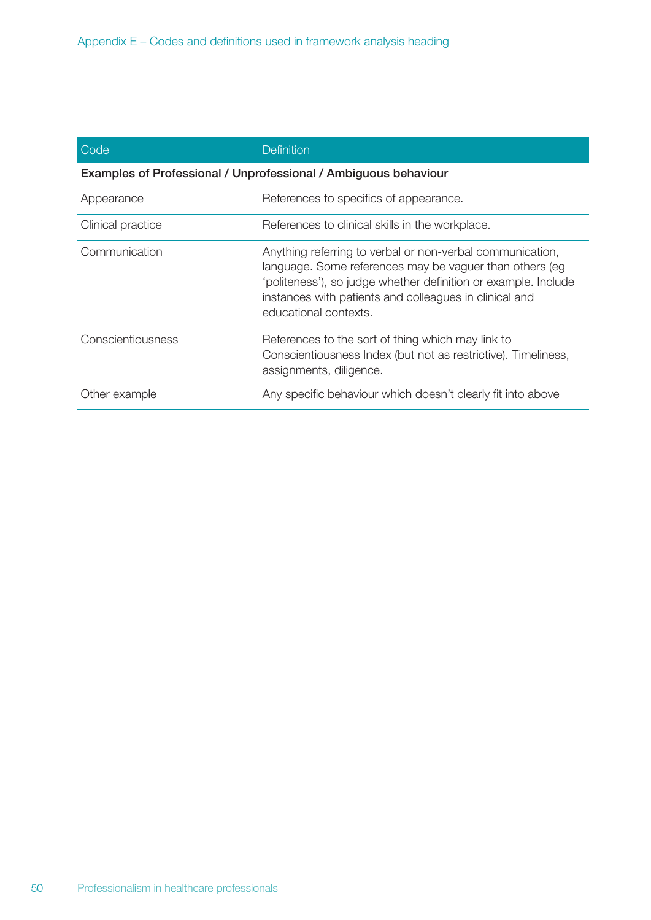## Appendix E – Codes and definitions used in framework analysis heading

| Code | Definition |
|---|---|
| **Examples of Professional / Unprofessional / Ambiguous behaviour** | |
| Appearance | References to specifics of appearance. |
| Clinical practice | References to clinical skills in the workplace. |
| Communication | Anything referring to verbal or non-verbal communication, language. Some references may be vaguer than others (eg 'politeness'), so judge whether definition or example. Include instances with patients and colleagues in clinical and educational contexts. |
| Conscientiousness | References to the sort of thing which may link to Conscientiousness Index (but not as restrictive). Timeliness, assignments, diligence. |
| Other example | Any specific behaviour which doesn't clearly fit into above |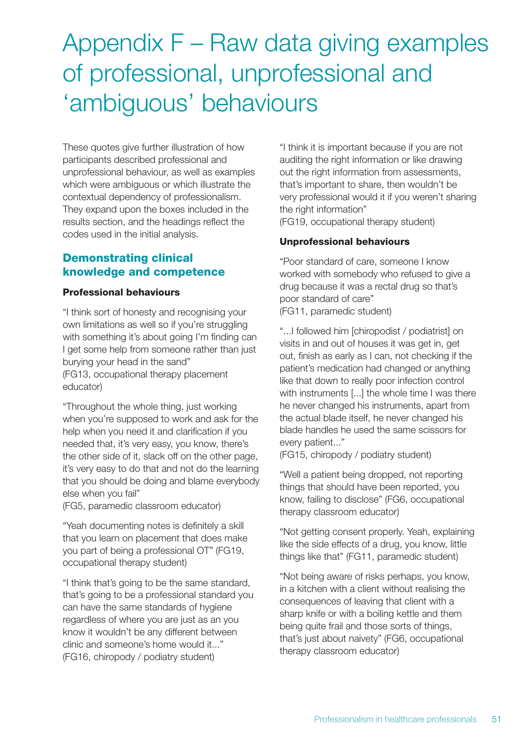# Appendix F – Raw data giving examples of professional, unprofessional and 'ambiguous' behaviours

These quotes give further illustration of how participants described professional and unprofessional behaviour, as well as examples which were ambiguous or which illustrate the contextual dependency of professionalism. They expand upon the boxes included in the results section, and the headings reflect the codes used in the initial analysis.

## Demonstrating clinical knowledge and competence

### Professional behaviours

"I think sort of honesty and recognising your own limitations as well so if you're struggling with something it's about going I'm finding can I get some help from someone rather than just burying your head in the sand" (FG13, occupational therapy placement educator)

"Throughout the whole thing, just working when you're supposed to work and ask for the help when you need it and clarification if you needed that, it's very easy, you know, there's the other side of it, slack off on the other page, it's very easy to do that and not do the learning that you should be doing and blame everybody else when you fail" (FG5, paramedic classroom educator)

"Yeah documenting notes is definitely a skill that you learn on placement that does make you part of being a professional OT" (FG19, occupational therapy student)

"I think that's going to be the same standard, that's going to be a professional standard you can have the same standards of hygiene regardless of where you are just as an you know it wouldn't be any different between clinic and someone's home would it..." (FG16, chiropody / podiatry student)

"I think it is important because if you are not auditing the right information or like drawing out the right information from assessments, that's important to share, then wouldn't be very professional would it if you weren't sharing the right information" (FG19, occupational therapy student)

### Unprofessional behaviours

"Poor standard of care, someone I know worked with somebody who refused to give a drug because it was a rectal drug so that's poor standard of care" (FG11, paramedic student)

"...I followed him [chiropodist / podiatrist] on visits in and out of houses it was get in, get out, finish as early as I can, not checking if the patient's medication had changed or anything like that down to really poor infection control with instruments [...] the whole time I was there he never changed his instruments, apart from the actual blade itself, he never changed his blade handles he used the same scissors for every patient..." (FG15, chiropody / podiatry student)

"Well a patient being dropped, not reporting things that should have been reported, you know, failing to disclose" (FG6, occupational therapy classroom educator)

"Not getting consent properly. Yeah, explaining like the side effects of a drug, you know, little things like that" (FG11, paramedic student)

"Not being aware of risks perhaps, you know, in a kitchen with a client without realising the consequences of leaving that client with a sharp knife or with a boiling kettle and them being quite frail and those sorts of things, that's just about naivety" (FG6, occupational therapy classroom educator)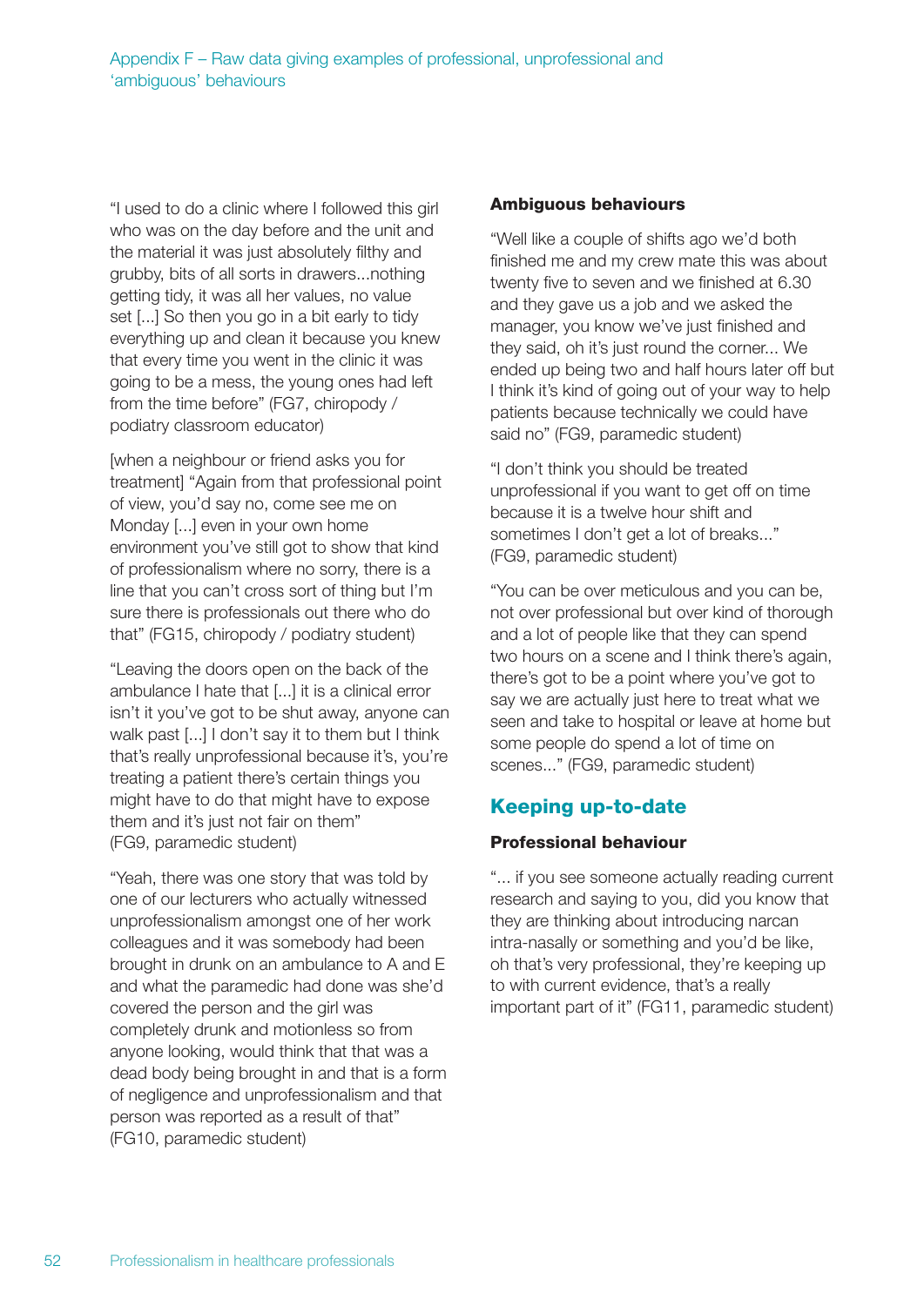"I used to do a clinic where I followed this girl who was on the day before and the unit and the material it was just absolutely filthy and grubby, bits of all sorts in drawers...nothing getting tidy, it was all her values, no value set [...] So then you go in a bit early to tidy everything up and clean it because you knew that every time you went in the clinic it was going to be a mess, the young ones had left from the time before" (FG7, chiropody / podiatry classroom educator)

[when a neighbour or friend asks you for treatment] "Again from that professional point of view, you'd say no, come see me on Monday [...] even in your own home environment you've still got to show that kind of professionalism where no sorry, there is a line that you can't cross sort of thing but I'm sure there is professionals out there who do that" (FG15, chiropody / podiatry student)

"Leaving the doors open on the back of the ambulance I hate that [...] it is a clinical error isn't it you've got to be shut away, anyone can walk past [...] I don't say it to them but I think that's really unprofessional because it's, you're treating a patient there's certain things you might have to do that might have to expose them and it's just not fair on them" (FG9, paramedic student)

"Yeah, there was one story that was told by one of our lecturers who actually witnessed unprofessionalism amongst one of her work colleagues and it was somebody had been brought in drunk on an ambulance to A and E and what the paramedic had done was she'd covered the person and the girl was completely drunk and motionless so from anyone looking, would think that that was a dead body being brought in and that is a form of negligence and unprofessionalism and that person was reported as a result of that" (FG10, paramedic student)

**Ambiguous behaviours**

"Well like a couple of shifts ago we'd both finished me and my crew mate this was about twenty five to seven and we finished at 6.30 and they gave us a job and we asked the manager, you know we've just finished and they said, oh it's just round the corner... We ended up being two and half hours later off but I think it's kind of going out of your way to help patients because technically we could have said no" (FG9, paramedic student)

"I don't think you should be treated unprofessional if you want to get off on time because it is a twelve hour shift and sometimes I don't get a lot of breaks..." (FG9, paramedic student)

"You can be over meticulous and you can be, not over professional but over kind of thorough and a lot of people like that they can spend two hours on a scene and I think there's again, there's got to be a point where you've got to say we are actually just here to treat what we seen and take to hospital or leave at home but some people do spend a lot of time on scenes..." (FG9, paramedic student)

## Keeping up-to-date

**Professional behaviour**

"... if you see someone actually reading current research and saying to you, did you know that they are thinking about introducing narcan intra-nasally or something and you'd be like, oh that's very professional, they're keeping up to with current evidence, that's a really important part of it" (FG11, paramedic student)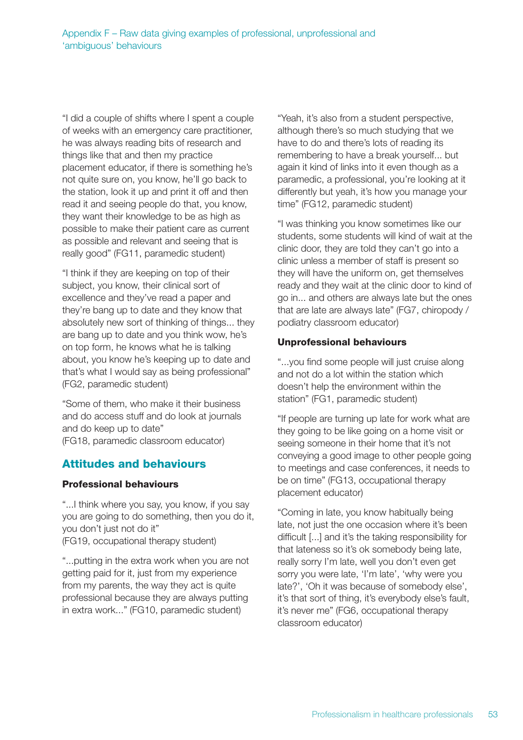"I did a couple of shifts where I spent a couple of weeks with an emergency care practitioner, he was always reading bits of research and things like that and then my practice placement educator, if there is something he's not quite sure on, you know, he'll go back to the station, look it up and print it off and then read it and seeing people do that, you know, they want their knowledge to be as high as possible to make their patient care as current as possible and relevant and seeing that is really good" (FG11, paramedic student)

"I think if they are keeping on top of their subject, you know, their clinical sort of excellence and they've read a paper and they're bang up to date and they know that absolutely new sort of thinking of things... they are bang up to date and you think wow, he's on top form, he knows what he is talking about, you know he's keeping up to date and that's what I would say as being professional" (FG2, paramedic student)

"Some of them, who make it their business and do access stuff and do look at journals and do keep up to date"
(FG18, paramedic classroom educator)

## Attitudes and behaviours

### Professional behaviours

"...I think where you say, you know, if you say you are going to do something, then you do it, you don't just not do it"
(FG19, occupational therapy student)

"...putting in the extra work when you are not getting paid for it, just from my experience from my parents, the way they act is quite professional because they are always putting in extra work..." (FG10, paramedic student)

"Yeah, it's also from a student perspective, although there's so much studying that we have to do and there's lots of reading its remembering to have a break yourself... but again it kind of links into it even though as a paramedic, a professional, you're looking at it differently but yeah, it's how you manage your time" (FG12, paramedic student)

"I was thinking you know sometimes like our students, some students will kind of wait at the clinic door, they are told they can't go into a clinic unless a member of staff is present so they will have the uniform on, get themselves ready and they wait at the clinic door to kind of go in... and others are always late but the ones that are late are always late" (FG7, chiropody / podiatry classroom educator)

### Unprofessional behaviours

"...you find some people will just cruise along and not do a lot within the station which doesn't help the environment within the station" (FG1, paramedic student)

"If people are turning up late for work what are they going to be like going on a home visit or seeing someone in their home that it's not conveying a good image to other people going to meetings and case conferences, it needs to be on time" (FG13, occupational therapy placement educator)

"Coming in late, you know habitually being late, not just the one occasion where it's been difficult [...] and it's the taking responsibility for that lateness so it's ok somebody being late, really sorry I'm late, well you don't even get sorry you were late, 'I'm late', 'why were you late?', 'Oh it was because of somebody else', it's that sort of thing, it's everybody else's fault, it's never me" (FG6, occupational therapy classroom educator)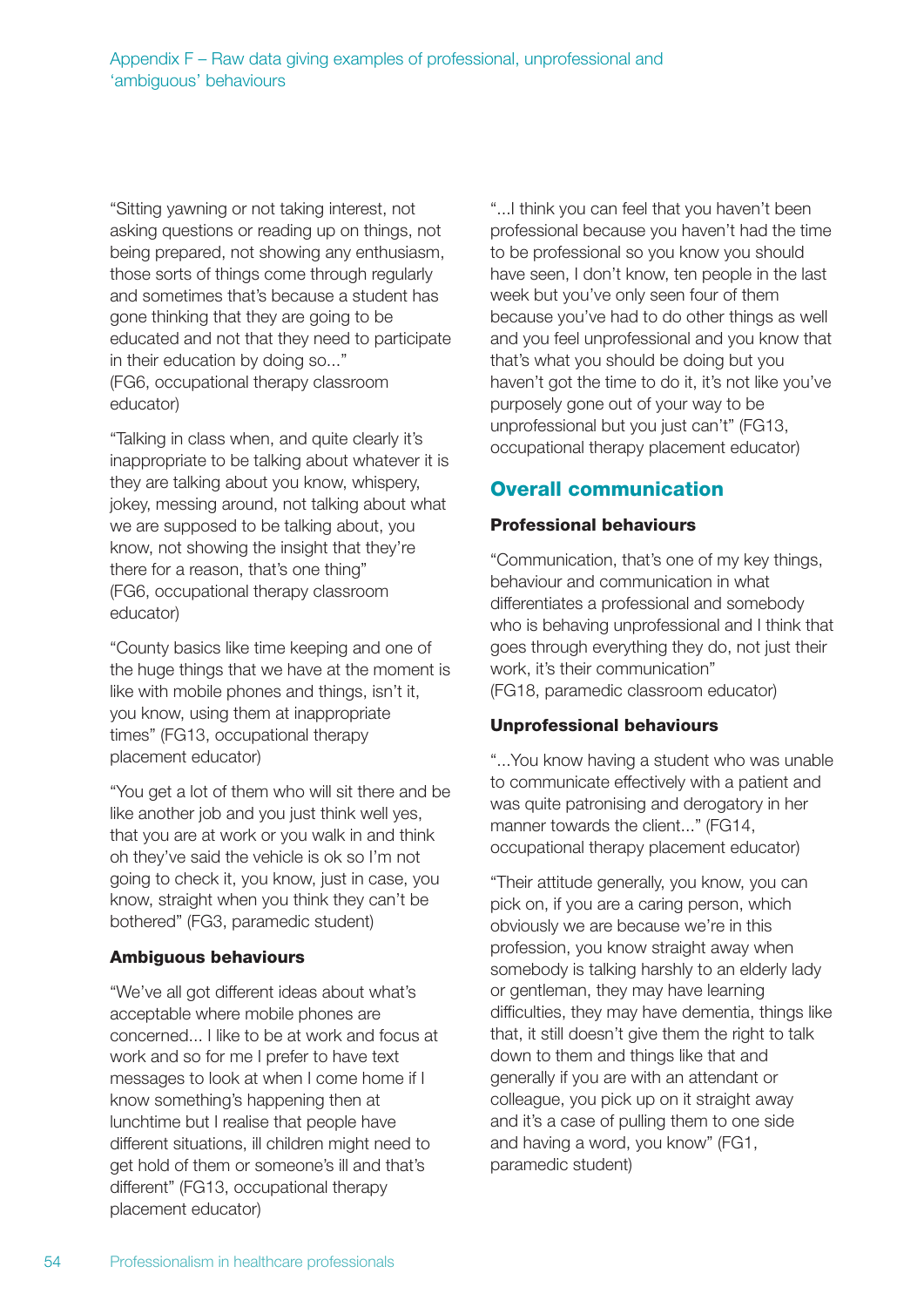"Sitting yawning or not taking interest, not asking questions or reading up on things, not being prepared, not showing any enthusiasm, those sorts of things come through regularly and sometimes that's because a student has gone thinking that they are going to be educated and not that they need to participate in their education by doing so..." (FG6, occupational therapy classroom educator)

"Talking in class when, and quite clearly it's inappropriate to be talking about whatever it is they are talking about you know, whispery, jokey, messing around, not talking about what we are supposed to be talking about, you know, not showing the insight that they're there for a reason, that's one thing" (FG6, occupational therapy classroom educator)

"County basics like time keeping and one of the huge things that we have at the moment is like with mobile phones and things, isn't it, you know, using them at inappropriate times" (FG13, occupational therapy placement educator)

"You get a lot of them who will sit there and be like another job and you just think well yes, that you are at work or you walk in and think oh they've said the vehicle is ok so I'm not going to check it, you know, just in case, you know, straight when you think they can't be bothered" (FG3, paramedic student)

**Ambiguous behaviours**

"We've all got different ideas about what's acceptable where mobile phones are concerned... I like to be at work and focus at work and so for me I prefer to have text messages to look at when I come home if I know something's happening then at lunchtime but I realise that people have different situations, ill children might need to get hold of them or someone's ill and that's different" (FG13, occupational therapy placement educator)

"...I think you can feel that you haven't been professional because you haven't had the time to be professional so you know you should have seen, I don't know, ten people in the last week but you've only seen four of them because you've had to do other things as well and you feel unprofessional and you know that that's what you should be doing but you haven't got the time to do it, it's not like you've purposely gone out of your way to be unprofessional but you just can't" (FG13, occupational therapy placement educator)

## Overall communication

**Professional behaviours**

"Communication, that's one of my key things, behaviour and communication in what differentiates a professional and somebody who is behaving unprofessional and I think that goes through everything they do, not just their work, it's their communication" (FG18, paramedic classroom educator)

**Unprofessional behaviours**

"...You know having a student who was unable to communicate effectively with a patient and was quite patronising and derogatory in her manner towards the client..." (FG14, occupational therapy placement educator)

"Their attitude generally, you know, you can pick on, if you are a caring person, which obviously we are because we're in this profession, you know straight away when somebody is talking harshly to an elderly lady or gentleman, they may have learning difficulties, they may have dementia, things like that, it still doesn't give them the right to talk down to them and things like that and generally if you are with an attendant or colleague, you pick up on it straight away and it's a case of pulling them to one side and having a word, you know" (FG1, paramedic student)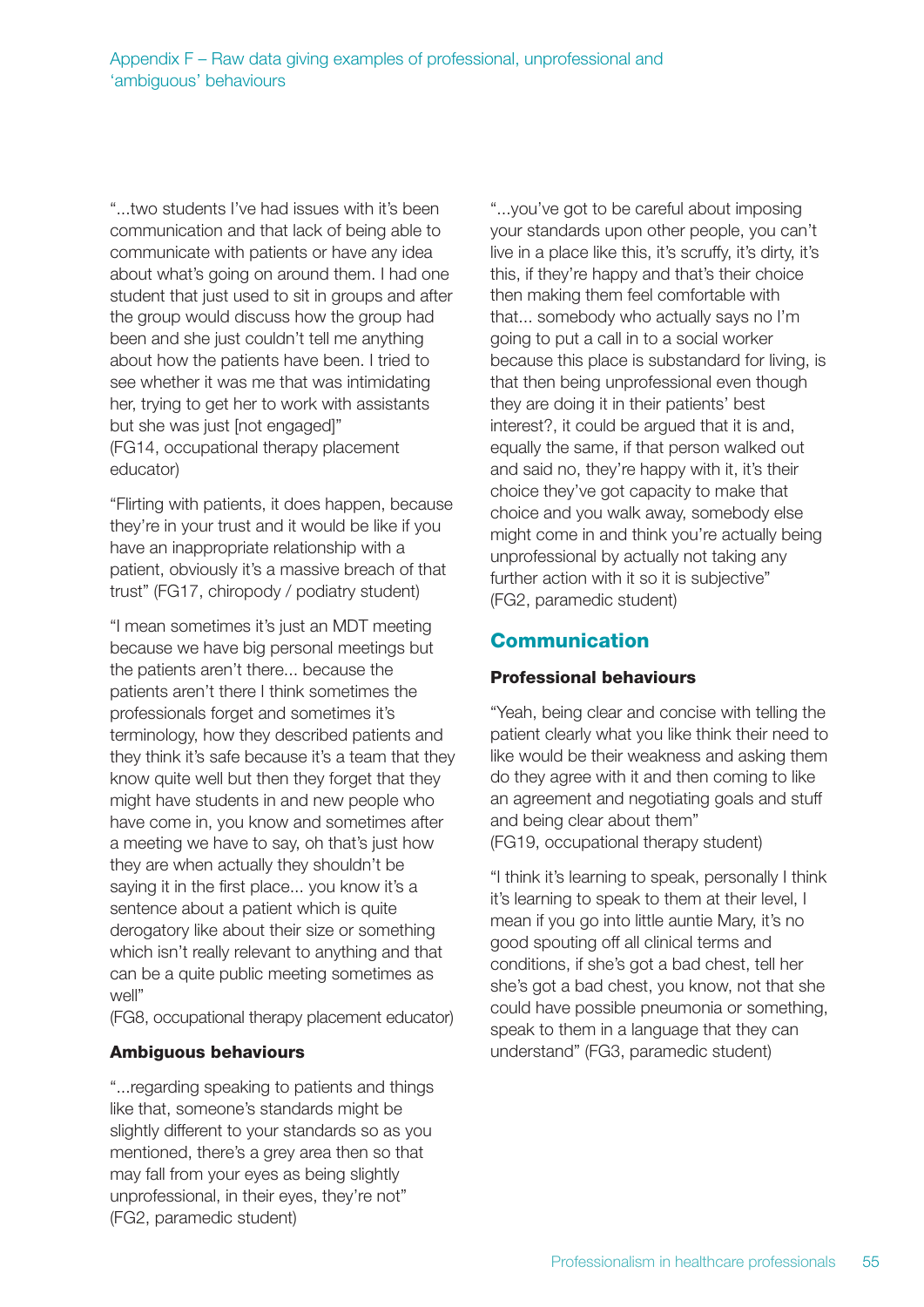"...two students I've had issues with it's been communication and that lack of being able to communicate with patients or have any idea about what's going on around them. I had one student that just used to sit in groups and after the group would discuss how the group had been and she just couldn't tell me anything about how the patients have been. I tried to see whether it was me that was intimidating her, trying to get her to work with assistants but she was just [not engaged]" (FG14, occupational therapy placement educator)

"Flirting with patients, it does happen, because they're in your trust and it would be like if you have an inappropriate relationship with a patient, obviously it's a massive breach of that trust" (FG17, chiropody / podiatry student)

"I mean sometimes it's just an MDT meeting because we have big personal meetings but the patients aren't there... because the patients aren't there I think sometimes the professionals forget and sometimes it's terminology, how they described patients and they think it's safe because it's a team that they know quite well but then they forget that they might have students in and new people who have come in, you know and sometimes after a meeting we have to say, oh that's just how they are when actually they shouldn't be saying it in the first place... you know it's a sentence about a patient which is quite derogatory like about their size or something which isn't really relevant to anything and that can be a quite public meeting sometimes as well" (FG8, occupational therapy placement educator)

**Ambiguous behaviours**

"...regarding speaking to patients and things like that, someone's standards might be slightly different to your standards so as you mentioned, there's a grey area then so that may fall from your eyes as being slightly unprofessional, in their eyes, they're not" (FG2, paramedic student)

"...you've got to be careful about imposing your standards upon other people, you can't live in a place like this, it's scruffy, it's dirty, it's this, if they're happy and that's their choice then making them feel comfortable with that... somebody who actually says no I'm going to put a call in to a social worker because this place is substandard for living, is that then being unprofessional even though they are doing it in their patients' best interest?, it could be argued that it is and, equally the same, if that person walked out and said no, they're happy with it, it's their choice they've got capacity to make that choice and you walk away, somebody else might come in and think you're actually being unprofessional by actually not taking any further action with it so it is subjective" (FG2, paramedic student)

## Communication

**Professional behaviours**

"Yeah, being clear and concise with telling the patient clearly what you like think their need to like would be their weakness and asking them do they agree with it and then coming to like an agreement and negotiating goals and stuff and being clear about them" (FG19, occupational therapy student)

"I think it's learning to speak, personally I think it's learning to speak to them at their level, I mean if you go into little auntie Mary, it's no good spouting off all clinical terms and conditions, if she's got a bad chest, tell her she's got a bad chest, you know, not that she could have possible pneumonia or something, speak to them in a language that they can understand" (FG3, paramedic student)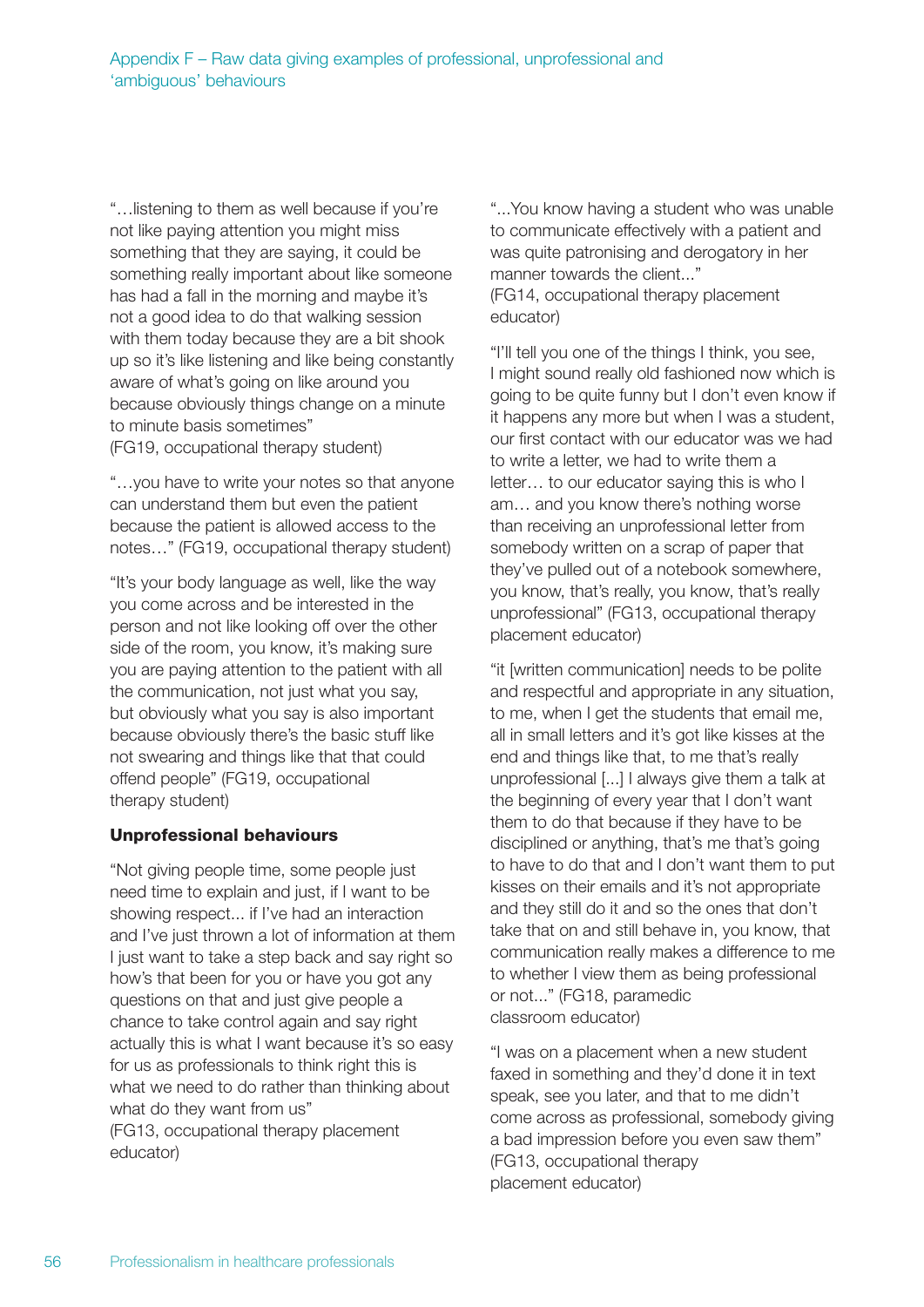"…listening to them as well because if you're not like paying attention you might miss something that they are saying, it could be something really important about like someone has had a fall in the morning and maybe it's not a good idea to do that walking session with them today because they are a bit shook up so it's like listening and like being constantly aware of what's going on like around you because obviously things change on a minute to minute basis sometimes" (FG19, occupational therapy student)

"…you have to write your notes so that anyone can understand them but even the patient because the patient is allowed access to the notes…" (FG19, occupational therapy student)

"It's your body language as well, like the way you come across and be interested in the person and not like looking off over the other side of the room, you know, it's making sure you are paying attention to the patient with all the communication, not just what you say, but obviously what you say is also important because obviously there's the basic stuff like not swearing and things like that that could offend people" (FG19, occupational therapy student)

**Unprofessional behaviours**

"Not giving people time, some people just need time to explain and just, if I want to be showing respect... if I've had an interaction and I've just thrown a lot of information at them I just want to take a step back and say right so how's that been for you or have you got any questions on that and just give people a chance to take control again and say right actually this is what I want because it's so easy for us as professionals to think right this is what we need to do rather than thinking about what do they want from us" (FG13, occupational therapy placement educator)

"...You know having a student who was unable to communicate effectively with a patient and was quite patronising and derogatory in her manner towards the client..." (FG14, occupational therapy placement educator)

"I'll tell you one of the things I think, you see, I might sound really old fashioned now which is going to be quite funny but I don't even know if it happens any more but when I was a student, our first contact with our educator was we had to write a letter, we had to write them a letter… to our educator saying this is who I am… and you know there's nothing worse than receiving an unprofessional letter from somebody written on a scrap of paper that they've pulled out of a notebook somewhere, you know, that's really, you know, that's really unprofessional" (FG13, occupational therapy placement educator)

"it [written communication] needs to be polite and respectful and appropriate in any situation, to me, when I get the students that email me, all in small letters and it's got like kisses at the end and things like that, to me that's really unprofessional [...] I always give them a talk at the beginning of every year that I don't want them to do that because if they have to be disciplined or anything, that's me that's going to have to do that and I don't want them to put kisses on their emails and it's not appropriate and they still do it and so the ones that don't take that on and still behave in, you know, that communication really makes a difference to me to whether I view them as being professional or not..." (FG18, paramedic classroom educator)

"I was on a placement when a new student faxed in something and they'd done it in text speak, see you later, and that to me didn't come across as professional, somebody giving a bad impression before you even saw them" (FG13, occupational therapy placement educator)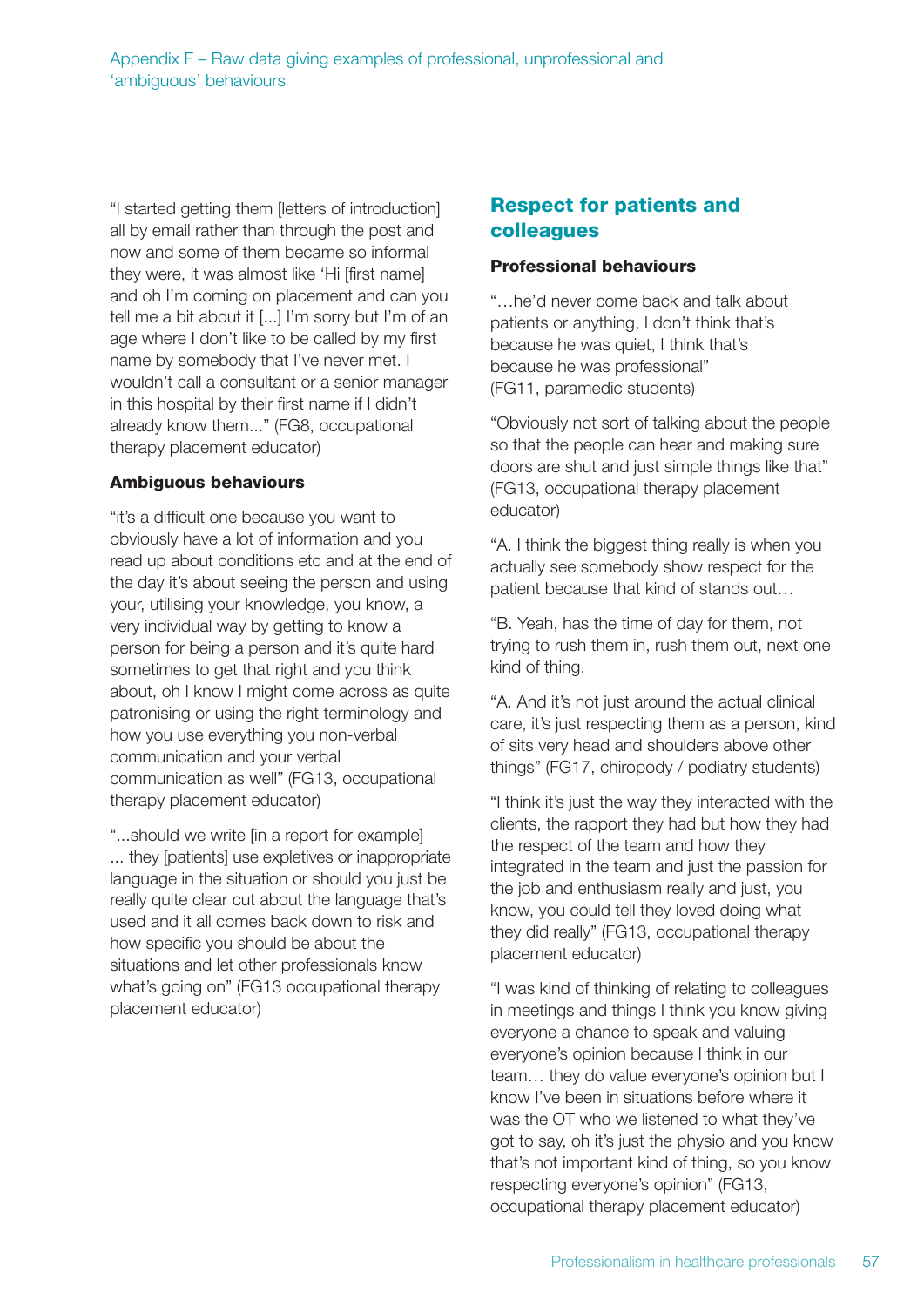"I started getting them [letters of introduction] all by email rather than through the post and now and some of them became so informal they were, it was almost like 'Hi [first name] and oh I'm coming on placement and can you tell me a bit about it [...] I'm sorry but I'm of an age where I don't like to be called by my first name by somebody that I've never met. I wouldn't call a consultant or a senior manager in this hospital by their first name if I didn't already know them..." (FG8, occupational therapy placement educator)

### Ambiguous behaviours

"it's a difficult one because you want to obviously have a lot of information and you read up about conditions etc and at the end of the day it's about seeing the person and using your, utilising your knowledge, you know, a very individual way by getting to know a person for being a person and it's quite hard sometimes to get that right and you think about, oh I know I might come across as quite patronising or using the right terminology and how you use everything you non-verbal communication and your verbal communication as well" (FG13, occupational therapy placement educator)

"...should we write [in a report for example] ... they [patients] use expletives or inappropriate language in the situation or should you just be really quite clear cut about the language that's used and it all comes back down to risk and how specific you should be about the situations and let other professionals know what's going on" (FG13 occupational therapy placement educator)

## Respect for patients and colleagues

### Professional behaviours

"…he'd never come back and talk about patients or anything, I don't think that's because he was quiet, I think that's because he was professional" (FG11, paramedic students)

"Obviously not sort of talking about the people so that the people can hear and making sure doors are shut and just simple things like that" (FG13, occupational therapy placement educator)

"A. I think the biggest thing really is when you actually see somebody show respect for the patient because that kind of stands out…

"B. Yeah, has the time of day for them, not trying to rush them in, rush them out, next one kind of thing.

"A. And it's not just around the actual clinical care, it's just respecting them as a person, kind of sits very head and shoulders above other things" (FG17, chiropody / podiatry students)

"I think it's just the way they interacted with the clients, the rapport they had but how they had the respect of the team and how they integrated in the team and just the passion for the job and enthusiasm really and just, you know, you could tell they loved doing what they did really" (FG13, occupational therapy placement educator)

"I was kind of thinking of relating to colleagues in meetings and things I think you know giving everyone a chance to speak and valuing everyone's opinion because I think in our team… they do value everyone's opinion but I know I've been in situations before where it was the OT who we listened to what they've got to say, oh it's just the physio and you know that's not important kind of thing, so you know respecting everyone's opinion" (FG13, occupational therapy placement educator)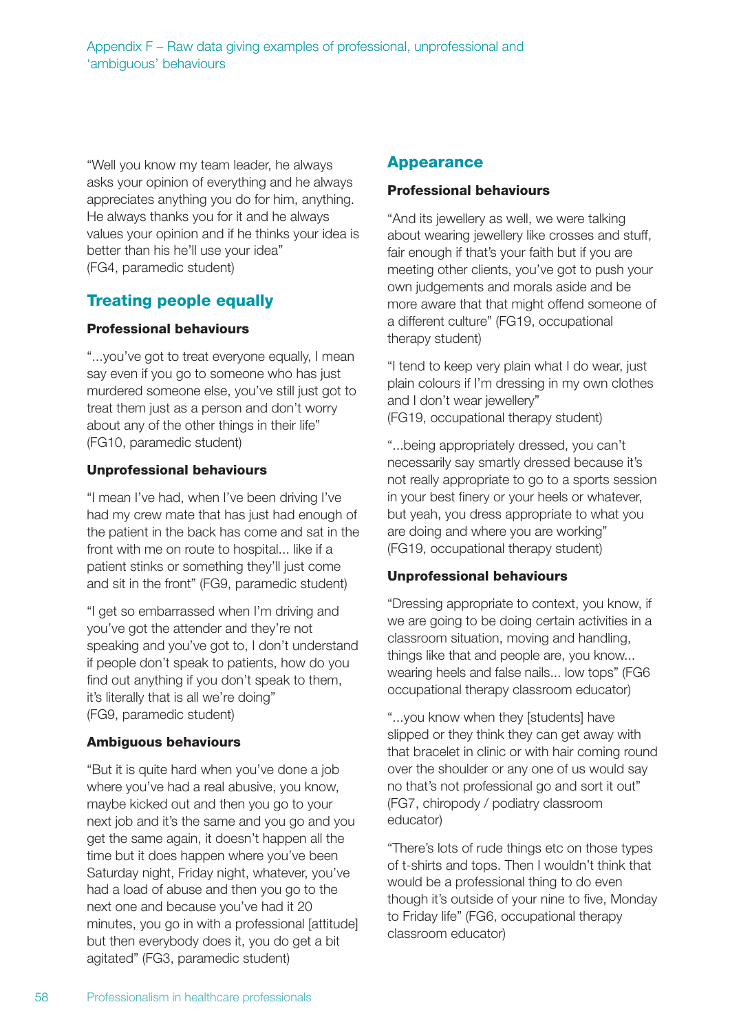"Well you know my team leader, he always asks your opinion of everything and he always appreciates anything you do for him, anything. He always thanks you for it and he always values your opinion and if he thinks your idea is better than his he'll use your idea" (FG4, paramedic student)

## Treating people equally

### Professional behaviours

"...you've got to treat everyone equally, I mean say even if you go to someone who has just murdered someone else, you've still just got to treat them just as a person and don't worry about any of the other things in their life" (FG10, paramedic student)

### Unprofessional behaviours

"I mean I've had, when I've been driving I've had my crew mate that has just had enough of the patient in the back has come and sat in the front with me on route to hospital... like if a patient stinks or something they'll just come and sit in the front" (FG9, paramedic student)

"I get so embarrassed when I'm driving and you've got the attender and they're not speaking and you've got to, I don't understand if people don't speak to patients, how do you find out anything if you don't speak to them, it's literally that is all we're doing" (FG9, paramedic student)

### Ambiguous behaviours

"But it is quite hard when you've done a job where you've had a real abusive, you know, maybe kicked out and then you go to your next job and it's the same and you go and you get the same again, it doesn't happen all the time but it does happen where you've been Saturday night, Friday night, whatever, you've had a load of abuse and then you go to the next one and because you've had it 20 minutes, you go in with a professional [attitude] but then everybody does it, you do get a bit agitated" (FG3, paramedic student)

## Appearance

### Professional behaviours

"And its jewellery as well, we were talking about wearing jewellery like crosses and stuff, fair enough if that's your faith but if you are meeting other clients, you've got to push your own judgements and morals aside and be more aware that that might offend someone of a different culture" (FG19, occupational therapy student)

"I tend to keep very plain what I do wear, just plain colours if I'm dressing in my own clothes and I don't wear jewellery" (FG19, occupational therapy student)

"...being appropriately dressed, you can't necessarily say smartly dressed because it's not really appropriate to go to a sports session in your best finery or your heels or whatever, but yeah, you dress appropriate to what you are doing and where you are working" (FG19, occupational therapy student)

### Unprofessional behaviours

"Dressing appropriate to context, you know, if we are going to be doing certain activities in a classroom situation, moving and handling, things like that and people are, you know... wearing heels and false nails... low tops" (FG6 occupational therapy classroom educator)

"...you know when they [students] have slipped or they think they can get away with that bracelet in clinic or with hair coming round over the shoulder or any one of us would say no that's not professional go and sort it out" (FG7, chiropody / podiatry classroom educator)

"There's lots of rude things etc on those types of t-shirts and tops. Then I wouldn't think that would be a professional thing to do even though it's outside of your nine to five, Monday to Friday life" (FG6, occupational therapy classroom educator)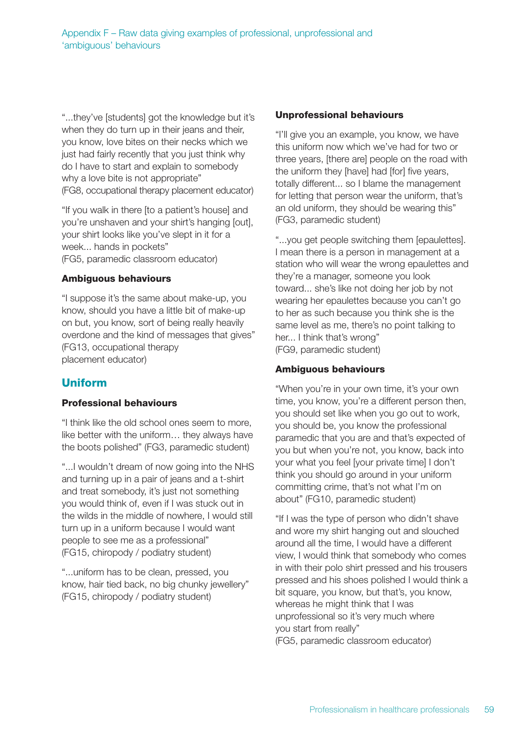"...they've [students] got the knowledge but it's when they do turn up in their jeans and their, you know, love bites on their necks which we just had fairly recently that you just think why do I have to start and explain to somebody why a love bite is not appropriate"
(FG8, occupational therapy placement educator)

"If you walk in there [to a patient's house] and you're unshaven and your shirt's hanging [out], your shirt looks like you've slept in it for a week... hands in pockets"
(FG5, paramedic classroom educator)

**Ambiguous behaviours**

"I suppose it's the same about make-up, you know, should you have a little bit of make-up on but, you know, sort of being really heavily overdone and the kind of messages that gives"
(FG13, occupational therapy placement educator)

## Uniform

**Professional behaviours**

"I think like the old school ones seem to more, like better with the uniform… they always have the boots polished" (FG3, paramedic student)

"...I wouldn't dream of now going into the NHS and turning up in a pair of jeans and a t-shirt and treat somebody, it's just not something you would think of, even if I was stuck out in the wilds in the middle of nowhere, I would still turn up in a uniform because I would want people to see me as a professional"
(FG15, chiropody / podiatry student)

"...uniform has to be clean, pressed, you know, hair tied back, no big chunky jewellery"
(FG15, chiropody / podiatry student)

**Unprofessional behaviours**

"I'll give you an example, you know, we have this uniform now which we've had for two or three years, [there are] people on the road with the uniform they [have] had [for] five years, totally different... so I blame the management for letting that person wear the uniform, that's an old uniform, they should be wearing this"
(FG3, paramedic student)

"...you get people switching them [epaulettes]. I mean there is a person in management at a station who will wear the wrong epaulettes and they're a manager, someone you look toward... she's like not doing her job by not wearing her epaulettes because you can't go to her as such because you think she is the same level as me, there's no point talking to her... I think that's wrong"
(FG9, paramedic student)

**Ambiguous behaviours**

"When you're in your own time, it's your own time, you know, you're a different person then, you should set like when you go out to work, you should be, you know the professional paramedic that you are and that's expected of you but when you're not, you know, back into your what you feel [your private time] I don't think you should go around in your uniform committing crime, that's not what I'm on about" (FG10, paramedic student)

"If I was the type of person who didn't shave and wore my shirt hanging out and slouched around all the time, I would have a different view, I would think that somebody who comes in with their polo shirt pressed and his trousers pressed and his shoes polished I would think a bit square, you know, but that's, you know, whereas he might think that I was unprofessional so it's very much where you start from really"
(FG5, paramedic classroom educator)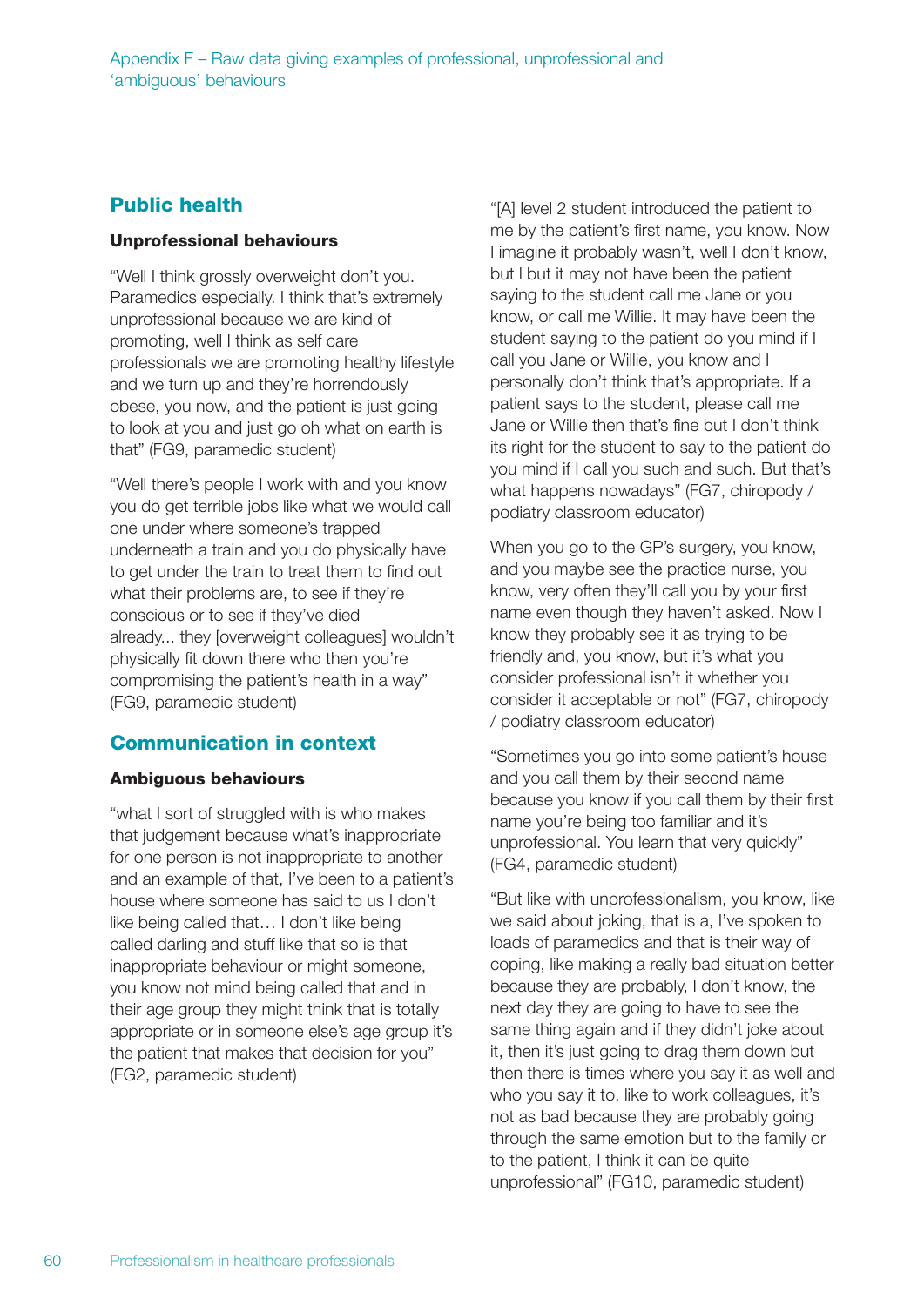## Public health

**Unprofessional behaviours**

"Well I think grossly overweight don't you. Paramedics especially. I think that's extremely unprofessional because we are kind of promoting, well I think as self care professionals we are promoting healthy lifestyle and we turn up and they're horrendously obese, you now, and the patient is just going to look at you and just go oh what on earth is that" (FG9, paramedic student)

"Well there's people I work with and you know you do get terrible jobs like what we would call one under where someone's trapped underneath a train and you do physically have to get under the train to treat them to find out what their problems are, to see if they're conscious or to see if they've died already... they [overweight colleagues] wouldn't physically fit down there who then you're compromising the patient's health in a way" (FG9, paramedic student)

## Communication in context

**Ambiguous behaviours**

"what I sort of struggled with is who makes that judgement because what's inappropriate for one person is not inappropriate to another and an example of that, I've been to a patient's house where someone has said to us I don't like being called that… I don't like being called darling and stuff like that so is that inappropriate behaviour or might someone, you know not mind being called that and in their age group they might think that is totally appropriate or in someone else's age group it's the patient that makes that decision for you" (FG2, paramedic student)

"[A] level 2 student introduced the patient to me by the patient's first name, you know. Now I imagine it probably wasn't, well I don't know, but I but it may not have been the patient saying to the student call me Jane or you know, or call me Willie. It may have been the student saying to the patient do you mind if I call you Jane or Willie, you know and I personally don't think that's appropriate. If a patient says to the student, please call me Jane or Willie then that's fine but I don't think its right for the student to say to the patient do you mind if I call you such and such. But that's what happens nowadays" (FG7, chiropody / podiatry classroom educator)

When you go to the GP's surgery, you know, and you maybe see the practice nurse, you know, very often they'll call you by your first name even though they haven't asked. Now I know they probably see it as trying to be friendly and, you know, but it's what you consider professional isn't it whether you consider it acceptable or not" (FG7, chiropody / podiatry classroom educator)

"Sometimes you go into some patient's house and you call them by their second name because you know if you call them by their first name you're being too familiar and it's unprofessional. You learn that very quickly" (FG4, paramedic student)

"But like with unprofessionalism, you know, like we said about joking, that is a, I've spoken to loads of paramedics and that is their way of coping, like making a really bad situation better because they are probably, I don't know, the next day they are going to have to see the same thing again and if they didn't joke about it, then it's just going to drag them down but then there is times where you say it as well and who you say it to, like to work colleagues, it's not as bad because they are probably going through the same emotion but to the family or to the patient, I think it can be quite unprofessional" (FG10, paramedic student)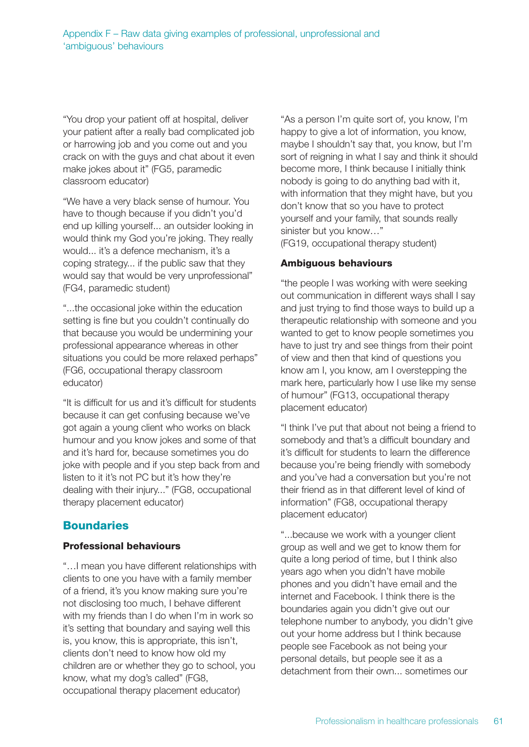"You drop your patient off at hospital, deliver your patient after a really bad complicated job or harrowing job and you come out and you crack on with the guys and chat about it even make jokes about it" (FG5, paramedic classroom educator)

"We have a very black sense of humour. You have to though because if you didn't you'd end up killing yourself... an outsider looking in would think my God you're joking. They really would... it's a defence mechanism, it's a coping strategy... if the public saw that they would say that would be very unprofessional" (FG4, paramedic student)

"...the occasional joke within the education setting is fine but you couldn't continually do that because you would be undermining your professional appearance whereas in other situations you could be more relaxed perhaps" (FG6, occupational therapy classroom educator)

"It is difficult for us and it's difficult for students because it can get confusing because we've got again a young client who works on black humour and you know jokes and some of that and it's hard for, because sometimes you do joke with people and if you step back from and listen to it it's not PC but it's how they're dealing with their injury..." (FG8, occupational therapy placement educator)

## Boundaries

### Professional behaviours

"…I mean you have different relationships with clients to one you have with a family member of a friend, it's you know making sure you're not disclosing too much, I behave different with my friends than I do when I'm in work so it's setting that boundary and saying well this is, you know, this is appropriate, this isn't, clients don't need to know how old my children are or whether they go to school, you know, what my dog's called" (FG8, occupational therapy placement educator)

"As a person I'm quite sort of, you know, I'm happy to give a lot of information, you know, maybe I shouldn't say that, you know, but I'm sort of reigning in what I say and think it should become more, I think because I initially think nobody is going to do anything bad with it, with information that they might have, but you don't know that so you have to protect yourself and your family, that sounds really sinister but you know…"
(FG19, occupational therapy student)

### Ambiguous behaviours

"the people I was working with were seeking out communication in different ways shall I say and just trying to find those ways to build up a therapeutic relationship with someone and you wanted to get to know people sometimes you have to just try and see things from their point of view and then that kind of questions you know am I, you know, am I overstepping the mark here, particularly how I use like my sense of humour" (FG13, occupational therapy placement educator)

"I think I've put that about not being a friend to somebody and that's a difficult boundary and it's difficult for students to learn the difference because you're being friendly with somebody and you've had a conversation but you're not their friend as in that different level of kind of information" (FG8, occupational therapy placement educator)

"...because we work with a younger client group as well and we get to know them for quite a long period of time, but I think also years ago when you didn't have mobile phones and you didn't have email and the internet and Facebook. I think there is the boundaries again you didn't give out our telephone number to anybody, you didn't give out your home address but I think because people see Facebook as not being your personal details, but people see it as a detachment from their own... sometimes our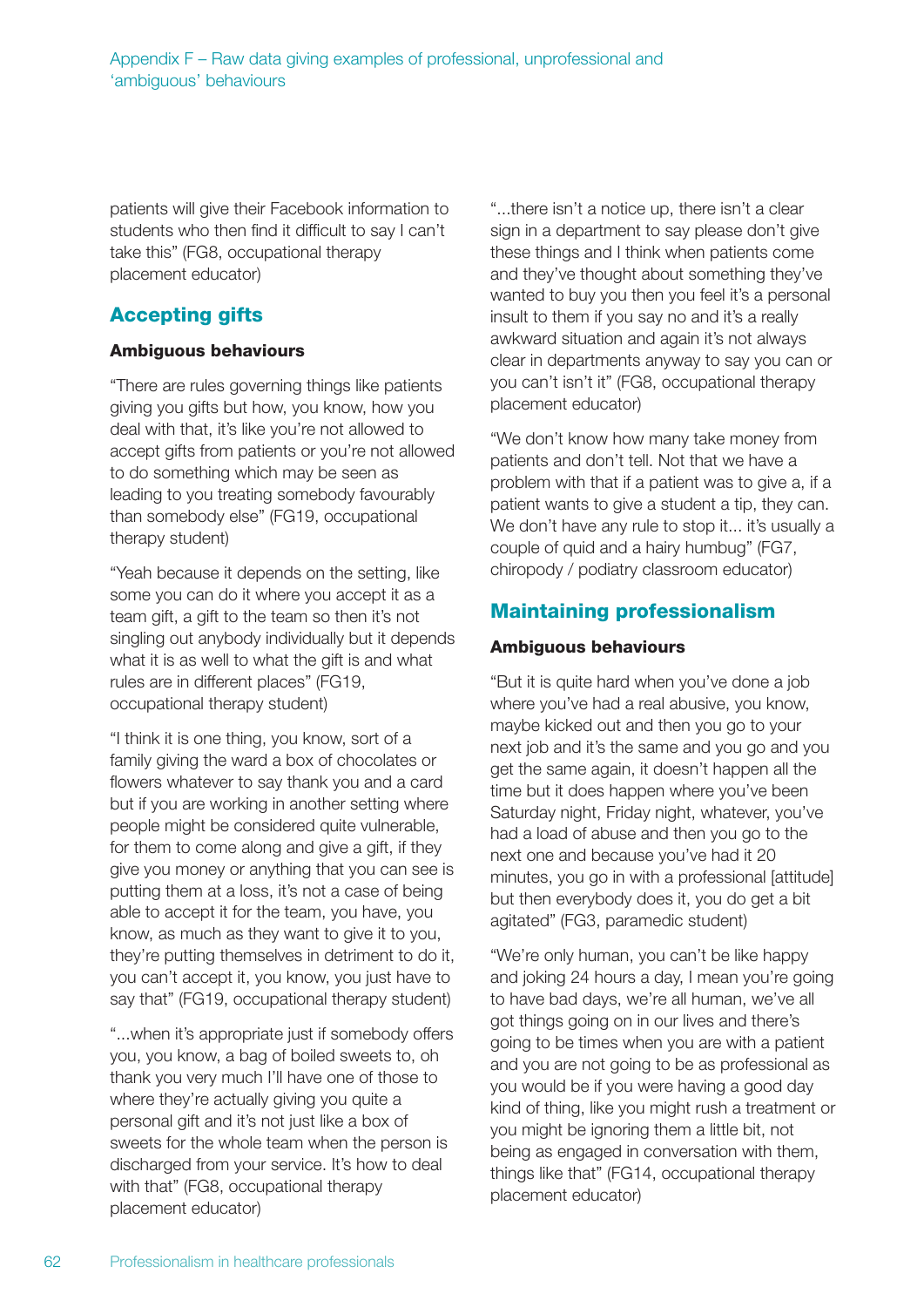patients will give their Facebook information to students who then find it difficult to say I can't take this" (FG8, occupational therapy placement educator)

## Accepting gifts

**Ambiguous behaviours**

"There are rules governing things like patients giving you gifts but how, you know, how you deal with that, it's like you're not allowed to accept gifts from patients or you're not allowed to do something which may be seen as leading to you treating somebody favourably than somebody else" (FG19, occupational therapy student)

"Yeah because it depends on the setting, like some you can do it where you accept it as a team gift, a gift to the team so then it's not singling out anybody individually but it depends what it is as well to what the gift is and what rules are in different places" (FG19, occupational therapy student)

"I think it is one thing, you know, sort of a family giving the ward a box of chocolates or flowers whatever to say thank you and a card but if you are working in another setting where people might be considered quite vulnerable, for them to come along and give a gift, if they give you money or anything that you can see is putting them at a loss, it's not a case of being able to accept it for the team, you have, you know, as much as they want to give it to you, they're putting themselves in detriment to do it, you can't accept it, you know, you just have to say that" (FG19, occupational therapy student)

"...when it's appropriate just if somebody offers you, you know, a bag of boiled sweets to, oh thank you very much I'll have one of those to where they're actually giving you quite a personal gift and it's not just like a box of sweets for the whole team when the person is discharged from your service. It's how to deal with that" (FG8, occupational therapy placement educator)

"...there isn't a notice up, there isn't a clear sign in a department to say please don't give these things and I think when patients come and they've thought about something they've wanted to buy you then you feel it's a personal insult to them if you say no and it's a really awkward situation and again it's not always clear in departments anyway to say you can or you can't isn't it" (FG8, occupational therapy placement educator)

"We don't know how many take money from patients and don't tell. Not that we have a problem with that if a patient was to give a, if a patient wants to give a student a tip, they can. We don't have any rule to stop it... it's usually a couple of quid and a hairy humbug" (FG7, chiropody / podiatry classroom educator)

## Maintaining professionalism

**Ambiguous behaviours**

"But it is quite hard when you've done a job where you've had a real abusive, you know, maybe kicked out and then you go to your next job and it's the same and you go and you get the same again, it doesn't happen all the time but it does happen where you've been Saturday night, Friday night, whatever, you've had a load of abuse and then you go to the next one and because you've had it 20 minutes, you go in with a professional [attitude] but then everybody does it, you do get a bit agitated" (FG3, paramedic student)

"We're only human, you can't be like happy and joking 24 hours a day, I mean you're going to have bad days, we're all human, we've all got things going on in our lives and there's going to be times when you are with a patient and you are not going to be as professional as you would be if you were having a good day kind of thing, like you might rush a treatment or you might be ignoring them a little bit, not being as engaged in conversation with them, things like that" (FG14, occupational therapy placement educator)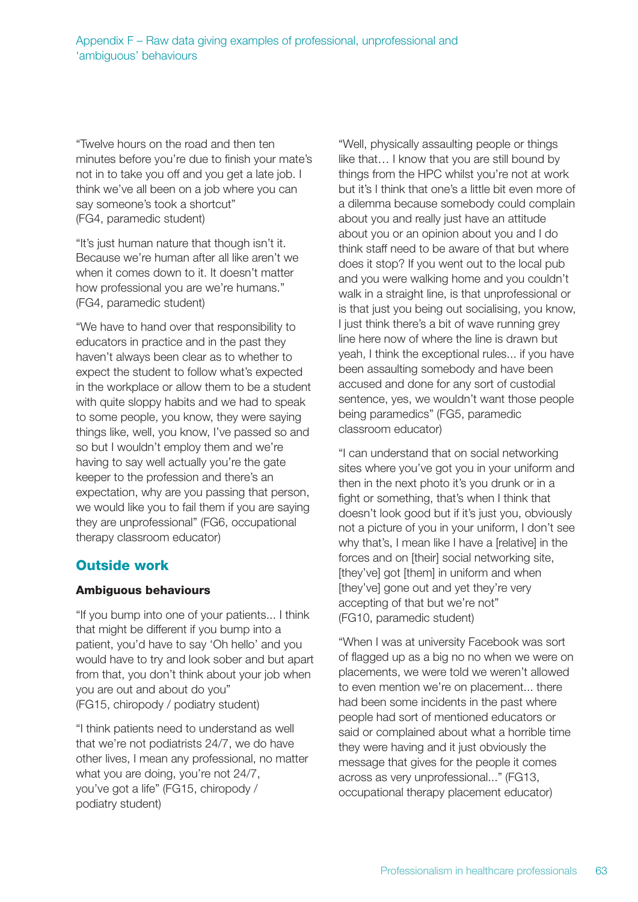"Twelve hours on the road and then ten minutes before you're due to finish your mate's not in to take you off and you get a late job. I think we've all been on a job where you can say someone's took a shortcut" (FG4, paramedic student)

"It's just human nature that though isn't it. Because we're human after all like aren't we when it comes down to it. It doesn't matter how professional you are we're humans." (FG4, paramedic student)

"We have to hand over that responsibility to educators in practice and in the past they haven't always been clear as to whether to expect the student to follow what's expected in the workplace or allow them to be a student with quite sloppy habits and we had to speak to some people, you know, they were saying things like, well, you know, I've passed so and so but I wouldn't employ them and we're having to say well actually you're the gate keeper to the profession and there's an expectation, why are you passing that person, we would like you to fail them if you are saying they are unprofessional" (FG6, occupational therapy classroom educator)

## Outside work

### Ambiguous behaviours

"If you bump into one of your patients... I think that might be different if you bump into a patient, you'd have to say 'Oh hello' and you would have to try and look sober and but apart from that, you don't think about your job when you are out and about do you" (FG15, chiropody / podiatry student)

"I think patients need to understand as well that we're not podiatrists 24/7, we do have other lives, I mean any professional, no matter what you are doing, you're not 24/7, you've got a life" (FG15, chiropody / podiatry student)

"Well, physically assaulting people or things like that… I know that you are still bound by things from the HPC whilst you're not at work but it's I think that one's a little bit even more of a dilemma because somebody could complain about you and really just have an attitude about you or an opinion about you and I do think staff need to be aware of that but where does it stop? If you went out to the local pub and you were walking home and you couldn't walk in a straight line, is that unprofessional or is that just you being out socialising, you know, I just think there's a bit of wave running grey line here now of where the line is drawn but yeah, I think the exceptional rules... if you have been assaulting somebody and have been accused and done for any sort of custodial sentence, yes, we wouldn't want those people being paramedics" (FG5, paramedic classroom educator)

"I can understand that on social networking sites where you've got you in your uniform and then in the next photo it's you drunk or in a fight or something, that's when I think that doesn't look good but if it's just you, obviously not a picture of you in your uniform, I don't see why that's, I mean like I have a [relative] in the forces and on [their] social networking site, [they've] got [them] in uniform and when [they've] gone out and yet they're very accepting of that but we're not" (FG10, paramedic student)

"When I was at university Facebook was sort of flagged up as a big no no when we were on placements, we were told we weren't allowed to even mention we're on placement... there had been some incidents in the past where people had sort of mentioned educators or said or complained about what a horrible time they were having and it just obviously the message that gives for the people it comes across as very unprofessional..." (FG13, occupational therapy placement educator)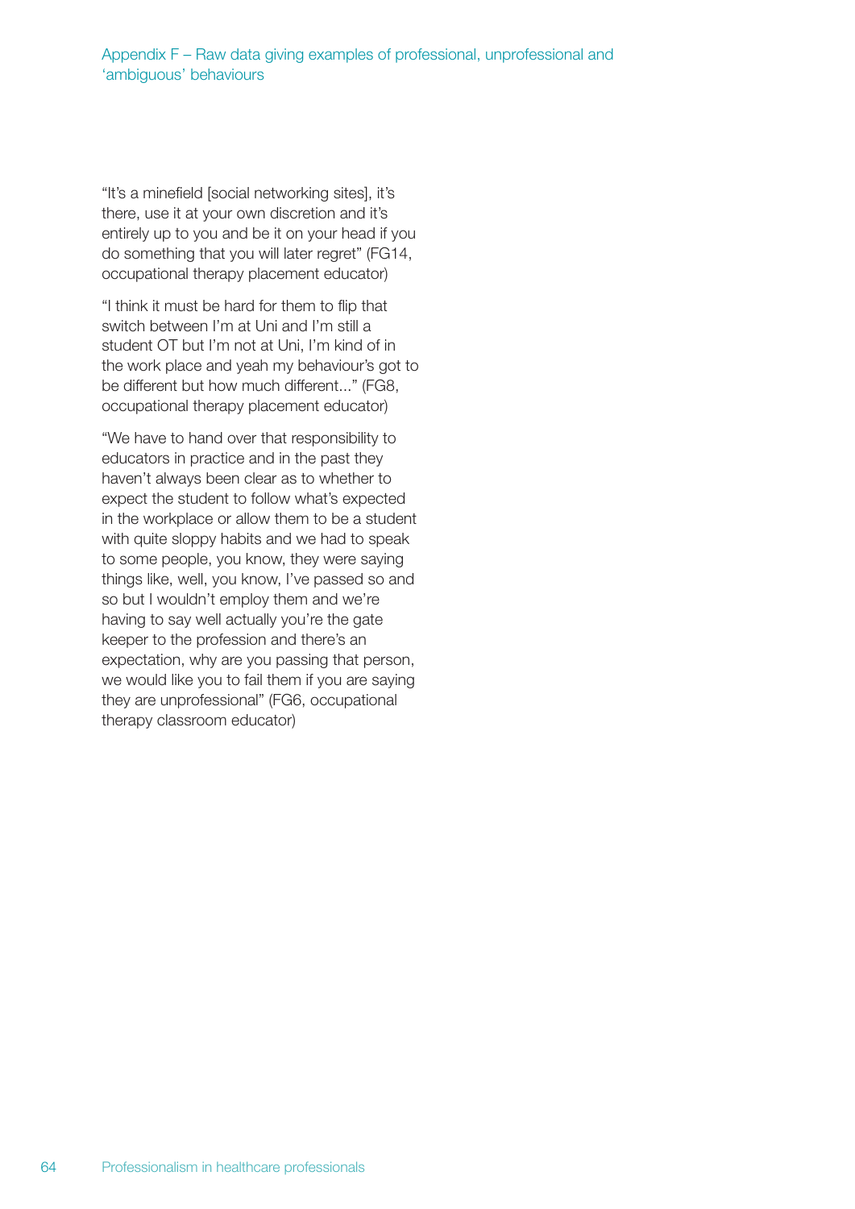"It's a minefield [social networking sites], it's there, use it at your own discretion and it's entirely up to you and be it on your head if you do something that you will later regret" (FG14, occupational therapy placement educator)

"I think it must be hard for them to flip that switch between I'm at Uni and I'm still a student OT but I'm not at Uni, I'm kind of in the work place and yeah my behaviour's got to be different but how much different..." (FG8, occupational therapy placement educator)

"We have to hand over that responsibility to educators in practice and in the past they haven't always been clear as to whether to expect the student to follow what's expected in the workplace or allow them to be a student with quite sloppy habits and we had to speak to some people, you know, they were saying things like, well, you know, I've passed so and so but I wouldn't employ them and we're having to say well actually you're the gate keeper to the profession and there's an expectation, why are you passing that person, we would like you to fail them if you are saying they are unprofessional" (FG6, occupational therapy classroom educator)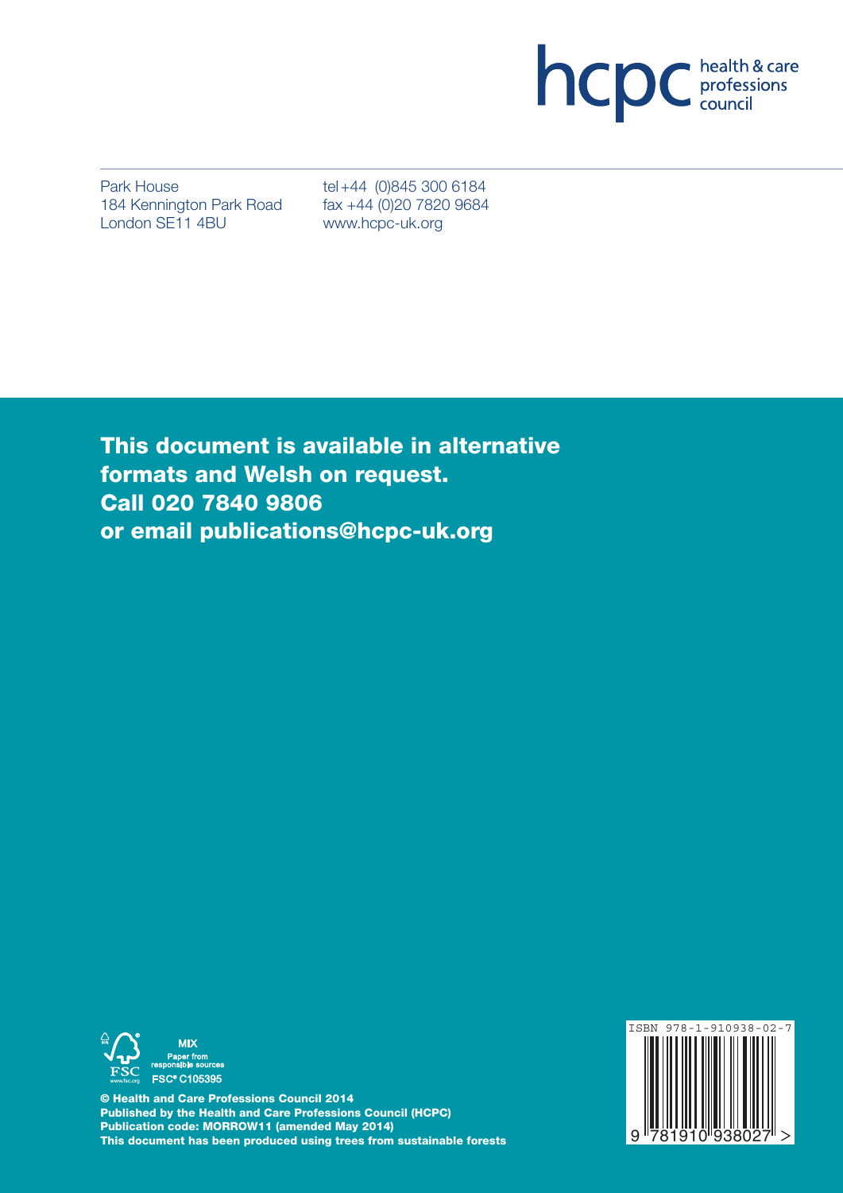hcpc health & care professions council

Park House
184 Kennington Park Road
London SE11 4BU

tel +44 (0)845 300 6184
fax +44 (0)20 7820 9684
www.hcpc-uk.org

**This document is available in alternative formats and Welsh on request.
Call 020 7840 9806
or email publications@hcpc-uk.org**

MIX
Paper from responsible sources
FSC® C105395

**© Health and Care Professions Council 2014**
**Published by the Health and Care Professions Council (HCPC)**
**Publication code: MORROW11 (amended May 2014)**
**This document has been produced using trees from sustainable forests**

ISBN 978-1-910938-02-7

9 781910 938027 >